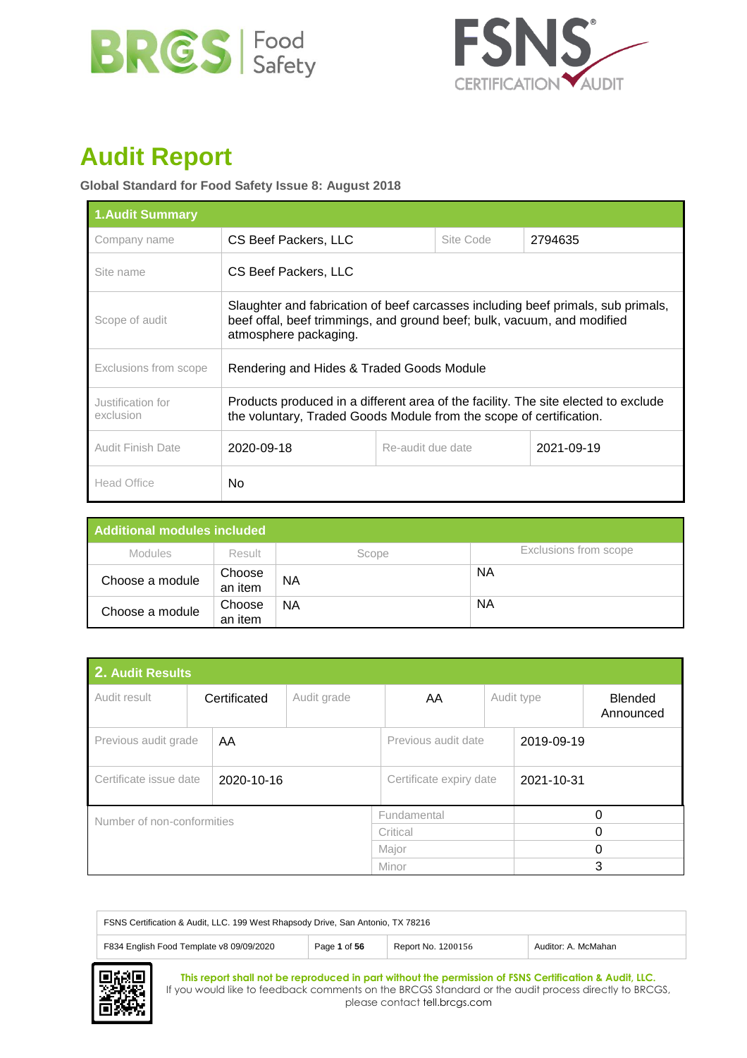# Audit Report

**Global Standard for Food Safety Issue 8: August 2018**

| **1.Audit Summary** | | | |
|---|---|---|---|
| Company name | CS Beef Packers, LLC | Site Code | 2794635 |
| Site name | CS Beef Packers, LLC | | |
| Scope of audit | Slaughter and fabrication of beef carcasses including beef primals, sub primals, beef offal, beef trimmings, and ground beef; bulk, vacuum, and modified atmosphere packaging. | | |
| Exclusions from scope | Rendering and Hides & Traded Goods Module | | |
| Justification for exclusion | Products produced in a different area of the facility. The site elected to exclude the voluntary, Traded Goods Module from the scope of certification. | | |
| Audit Finish Date | 2020-09-18 | Re-audit due date | 2021-09-19 |
| Head Office | No | | |

| **Additional modules included** | | | |
|---|---|---|---|
| Modules | Result | Scope | Exclusions from scope |
| Choose a module | Choose an item | NA | NA |
| Choose a module | Choose an item | NA | NA |

| **2. Audit Results** | | | | | |
|---|---|---|---|---|---|
| Audit result | Certificated | Audit grade | AA | Audit type | Blended Announced |
| Previous audit grade | AA | Previous audit date | 2019-09-19 | | |
| Certificate issue date | 2020-10-16 | Certificate expiry date | 2021-10-31 | | |
| Number of non-conformities | | Fundamental | 0 | | |
| | | Critical | 0 | | |
| | | Major | 0 | | |
| | | Minor | 3 | | |

FSNS Certification & Audit, LLC. 199 West Rhapsody Drive, San Antonio, TX 78216

F834 English Food Template v8 09/09/2020 | Report No. 1200156 | Auditor: A. McMahan

**This report shall not be reproduced in part without the permission of FSNS Certification & Audit, LLC.**
If you would like to feedback comments on the BRCGS Standard or the audit process directly to BRCGS, please contact tell.brcgs.com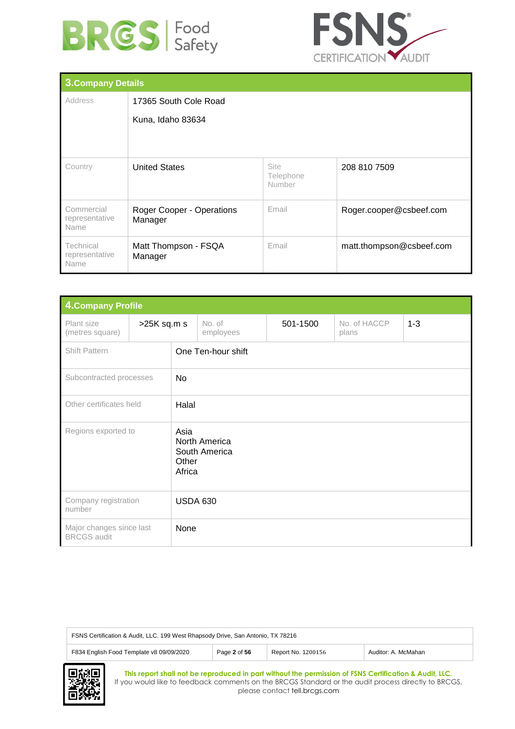## 3. Company Details

| Address | 17365 South Cole Road<br><br>Kuna, Idaho 83634 | | |
|---|---|---|---|
| Country | United States | Site Telephone Number | 208 810 7509 |
| Commercial representative Name | Roger Cooper - Operations Manager | Email | Roger.cooper@csbeef.com |
| Technical representative Name | Matt Thompson - FSQA Manager | Email | matt.thompson@csbeef.com |

## 4. Company Profile

| Plant size (metres square) | >25K sq.m s | No. of employees | 501-1500 | No. of HACCP plans | 1-3 |
|---|---|---|---|---|---|
| Shift Pattern | One Ten-hour shift | | | | |
| Subcontracted processes | No | | | | |
| Other certificates held | Halal | | | | |
| Regions exported to | Asia<br>North America<br>South America<br>Other<br>Africa | | | | |
| Company registration number | USDA 630 | | | | |
| Major changes since last BRCGS audit | None | | | | |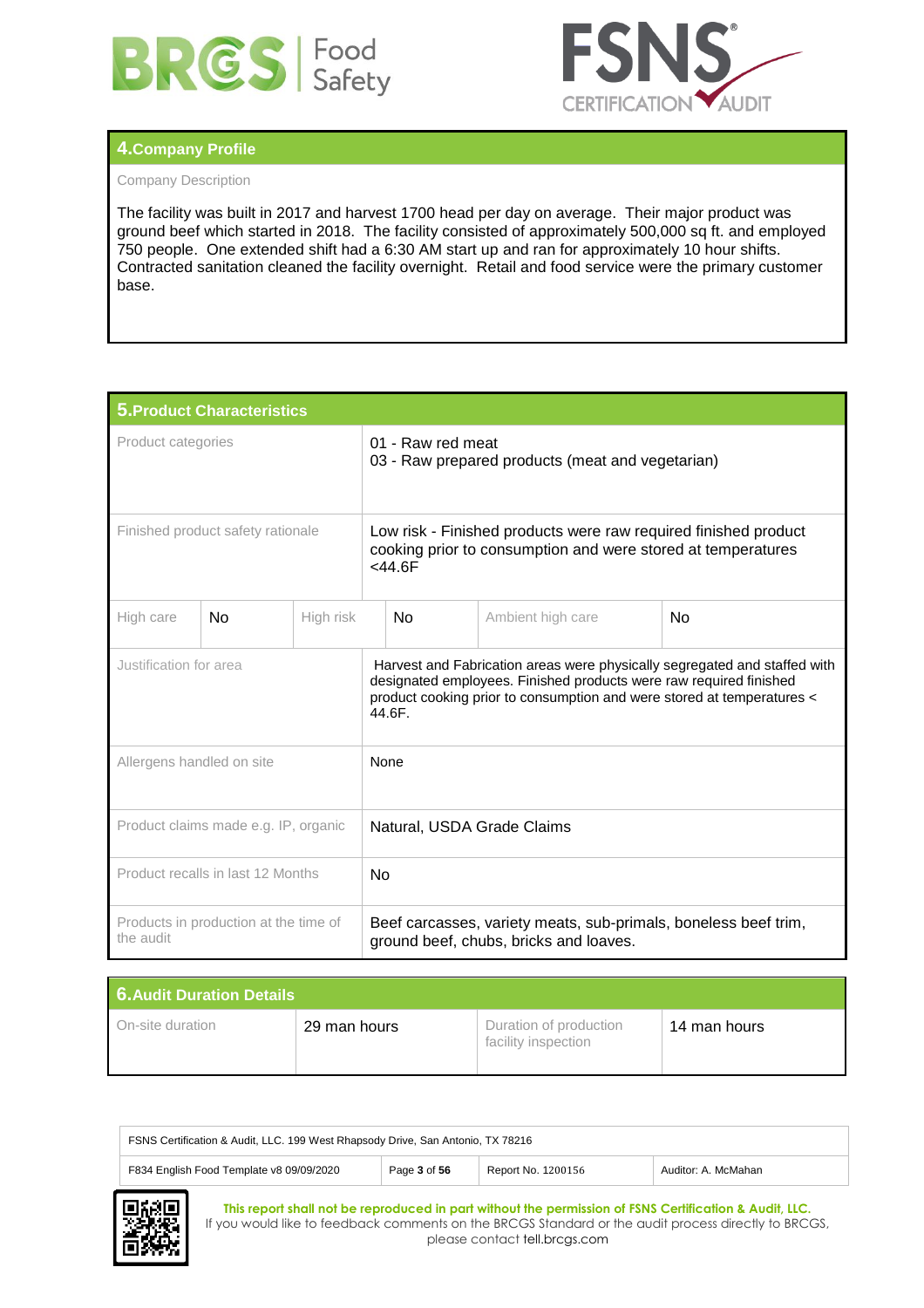## 4. Company Profile

Company Description

The facility was built in 2017 and harvest 1700 head per day on average. Their major product was ground beef which started in 2018. The facility consisted of approximately 500,000 sq ft. and employed 750 people. One extended shift had a 6:30 AM start up and ran for approximately 10 hour shifts. Contracted sanitation cleaned the facility overnight. Retail and food service were the primary customer base.

## 5. Product Characteristics

| | | | | | |
|---|---|---|---|---|---|
| Product categories | 01 - Raw red meat<br>03 - Raw prepared products (meat and vegetarian) | | | | |
| Finished product safety rationale | Low risk - Finished products were raw required finished product cooking prior to consumption and were stored at temperatures <44.6F | | | | |
| High care | No | High risk | No | Ambient high care | No |
| Justification for area | Harvest and Fabrication areas were physically segregated and staffed with designated employees. Finished products were raw required finished product cooking prior to consumption and were stored at temperatures < 44.6F. | | | | |
| Allergens handled on site | None | | | | |
| Product claims made e.g. IP, organic | Natural, USDA Grade Claims | | | | |
| Product recalls in last 12 Months | No | | | | |
| Products in production at the time of the audit | Beef carcasses, variety meats, sub-primals, boneless beef trim, ground beef, chubs, bricks and loaves. | | | | |

## 6. Audit Duration Details

| On-site duration | 29 man hours | Duration of production facility inspection | 14 man hours |
|---|---|---|---|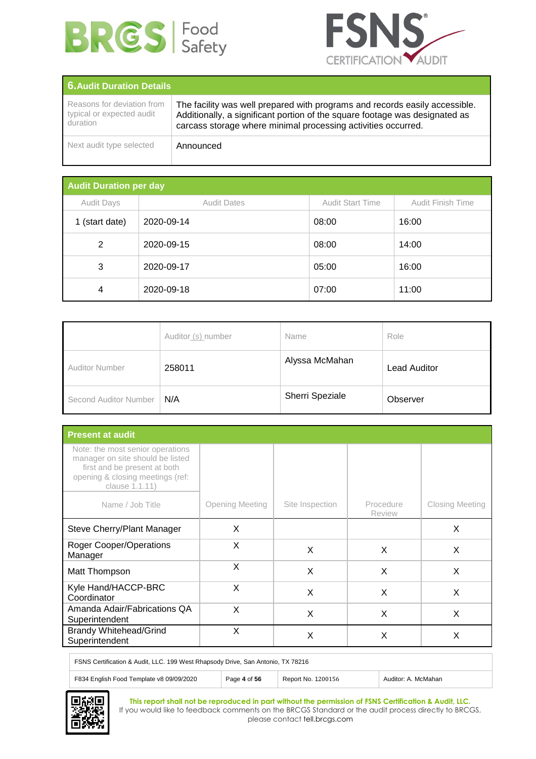## 6. Audit Duration Details

| | |
|---|---|
| Reasons for deviation from typical or expected audit duration | The facility was well prepared with programs and records easily accessible. Additionally, a significant portion of the square footage was designated as carcass storage where minimal processing activities occurred. |
| Next audit type selected | Announced |

## Audit Duration per day

| Audit Days | Audit Dates | Audit Start Time | Audit Finish Time |
|---|---|---|---|
| 1 (start date) | 2020-09-14 | 08:00 | 16:00 |
| 2 | 2020-09-15 | 08:00 | 14:00 |
| 3 | 2020-09-17 | 05:00 | 16:00 |
| 4 | 2020-09-18 | 07:00 | 11:00 |

| | Auditor (s) number | Name | Role |
|---|---|---|---|
| Auditor Number | 258011 | Alyssa McMahan | Lead Auditor |
| Second Auditor Number | N/A | Sherri Speziale | Observer |

## Present at audit

Note: the most senior operations manager on site should be listed first and be present at both opening & closing meetings (ref: clause 1.1.11)

| Name / Job Title | Opening Meeting | Site Inspection | Procedure Review | Closing Meeting |
|---|---|---|---|---|
| Steve Cherry/Plant Manager | X | | | X |
| Roger Cooper/Operations Manager | X | X | X | X |
| Matt Thompson | X | X | X | X |
| Kyle Hand/HACCP-BRC Coordinator | X | X | X | X |
| Amanda Adair/Fabrications QA Superintendent | X | X | X | X |
| Brandy Whitehead/Grind Superintendent | X | X | X | X |

FSNS Certification & Audit, LLC. 199 West Rhapsody Drive, San Antonio, TX 78216

F834 English Food Template v8 09/09/2020 | Report No. 1200156 | Auditor: A. McMahan

**This report shall not be reproduced in part without the permission of FSNS Certification & Audit, LLC.**
If you would like to feedback comments on the BRCGS Standard or the audit process directly to BRCGS, please contact tell.brcgs.com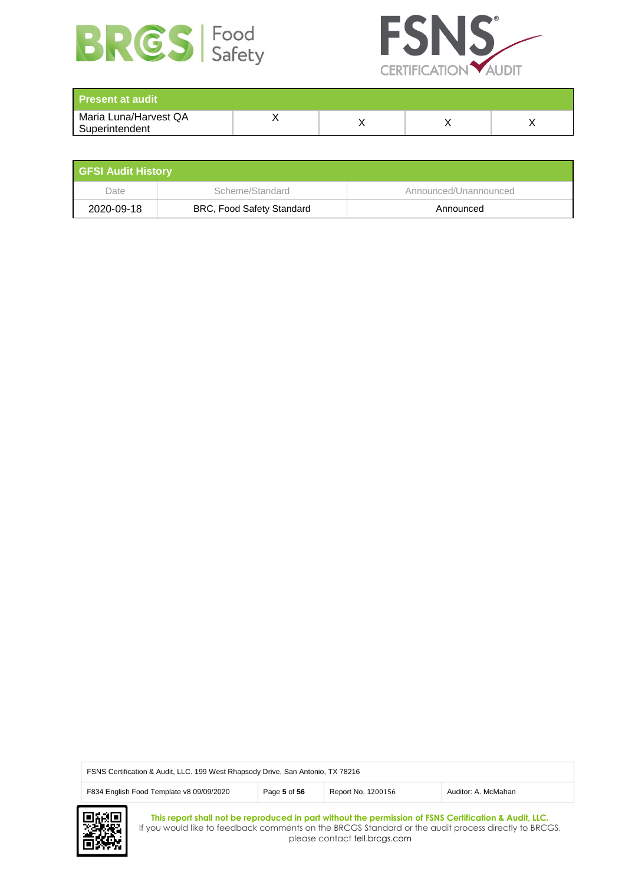| Present at audit | | | | |
|---|---|---|---|---|
| Maria Luna/Harvest QA Superintendent | X | X | X | X |

| GFSI Audit History | | |
|---|---|---|
| Date | Scheme/Standard | Announced/Unannounced |
| 2020-09-18 | BRC, Food Safety Standard | Announced |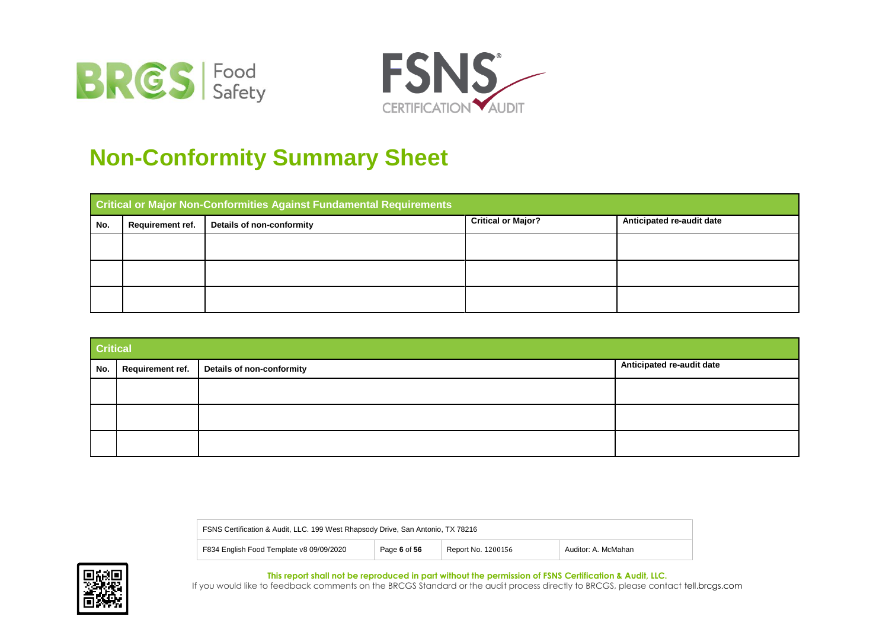# Non-Conformity Summary Sheet

| Critical or Major Non-Conformities Against Fundamental Requirements | | | | |
|---|---|---|---|---|
| **No.** | **Requirement ref.** | **Details of non-conformity** | **Critical or Major?** | **Anticipated re-audit date** |
| | | | | |
| | | | | |
| | | | | |

| Critical | | | |
|---|---|---|---|
| **No.** | **Requirement ref.** | **Details of non-conformity** | **Anticipated re-audit date** |
| | | | |
| | | | |
| | | | |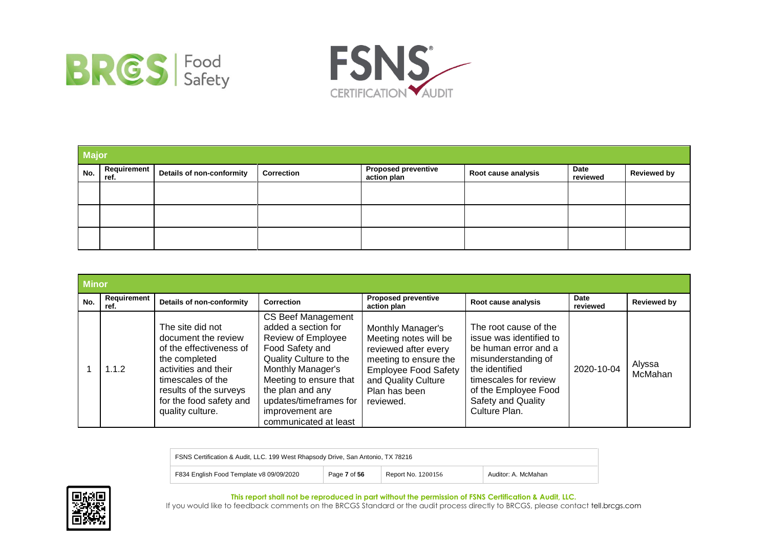| Major | | | | | | | |
|---|---|---|---|---|---|---|---|
| **No.** | **Requirement ref.** | **Details of non-conformity** | **Correction** | **Proposed preventive action plan** | **Root cause analysis** | **Date reviewed** | **Reviewed by** |
| | | | | | | | |
| | | | | | | | |
| | | | | | | | |

| Minor | | | | | | | |
|---|---|---|---|---|---|---|---|
| **No.** | **Requirement ref.** | **Details of non-conformity** | **Correction** | **Proposed preventive action plan** | **Root cause analysis** | **Date reviewed** | **Reviewed by** |
| 1 | 1.1.2 | The site did not document the review of the effectiveness of the completed activities and their timescales of the results of the surveys for the food safety and quality culture. | CS Beef Management added a section for Review of Employee Food Safety and Quality Culture to the Monthly Manager's Meeting to ensure that the plan and any updates/timeframes for improvement are communicated at least | Monthly Manager's Meeting notes will be reviewed after every meeting to ensure the Employee Food Safety and Quality Culture Plan has been reviewed. | The root cause of the issue was identified to be human error and a misunderstanding of the identified timescales for review of the Employee Food Safety and Quality Culture Plan. | 2020-10-04 | Alyssa McMahan |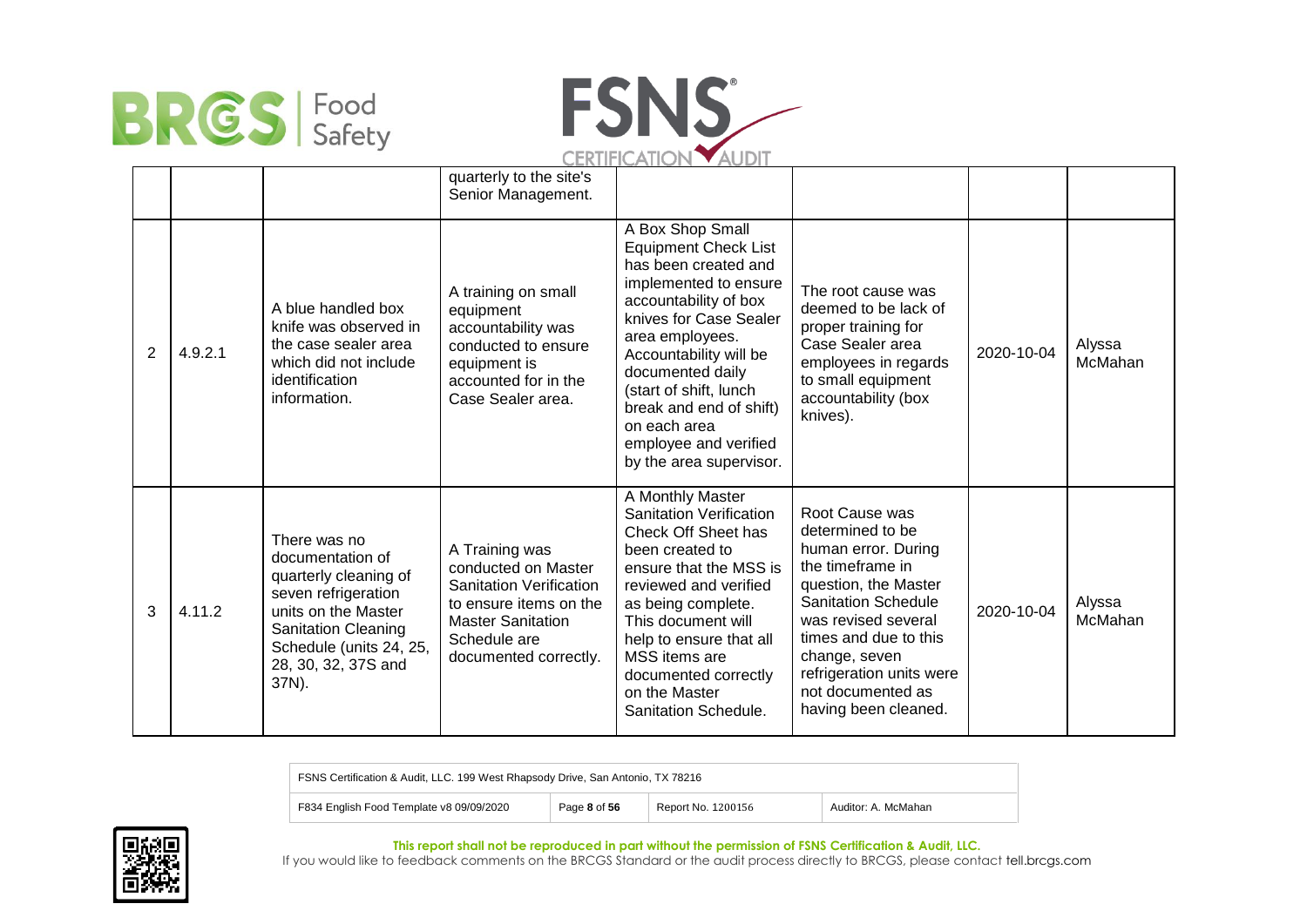| | | | | | | | |
|---|---|---|---|---|---|---|---|
| | | | quarterly to the site's Senior Management. | | | | |
| 2 | 4.9.2.1 | A blue handled box knife was observed in the case sealer area which did not include identification information. | A training on small equipment accountability was conducted to ensure equipment is accounted for in the Case Sealer area. | A Box Shop Small Equipment Check List has been created and implemented to ensure accountability of box knives for Case Sealer area employees. Accountability will be documented daily (start of shift, lunch break and end of shift) on each area employee and verified by the area supervisor. | The root cause was deemed to be lack of proper training for Case Sealer area employees in regards to small equipment accountability (box knives). | 2020-10-04 | Alyssa McMahan |
| 3 | 4.11.2 | There was no documentation of quarterly cleaning of seven refrigeration units on the Master Sanitation Cleaning Schedule (units 24, 25, 28, 30, 32, 37S and 37N). | A Training was conducted on Master Sanitation Verification to ensure items on the Master Sanitation Schedule are documented correctly. | A Monthly Master Sanitation Verification Check Off Sheet has been created to ensure that the MSS is reviewed and verified as being complete. This document will help to ensure that all MSS items are documented correctly on the Master Sanitation Schedule. | Root Cause was determined to be human error. During the timeframe in question, the Master Sanitation Schedule was revised several times and due to this change, seven refrigeration units were not documented as having been cleaned. | 2020-10-04 | Alyssa McMahan |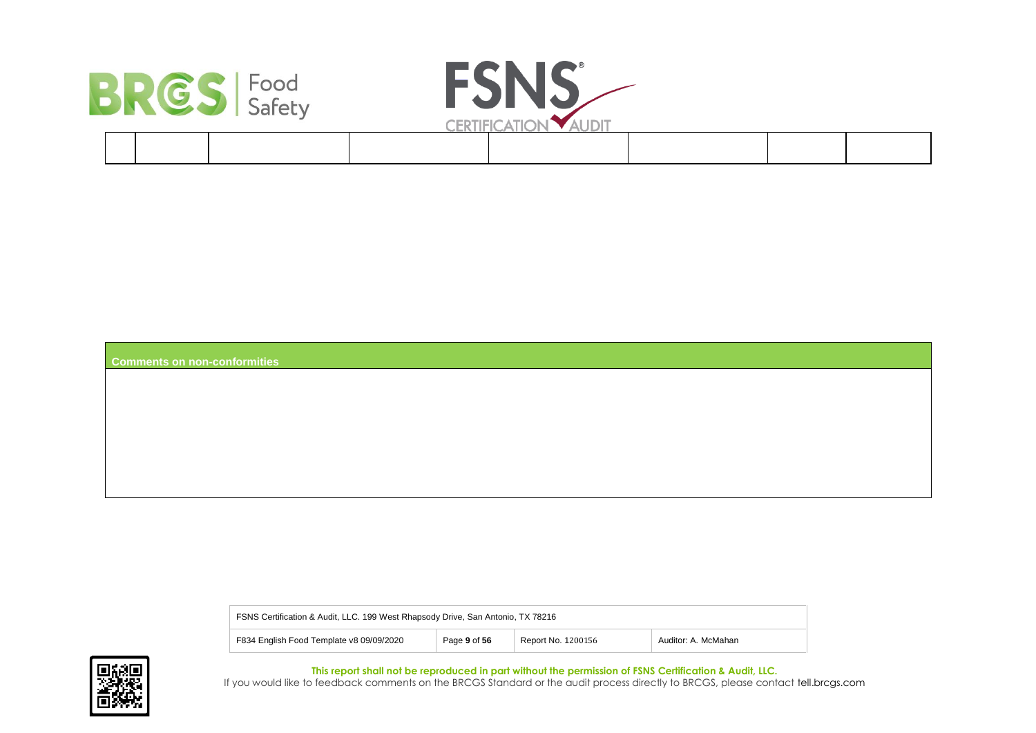| | | | | | | | |
|---|---|---|---|---|---|---|---|
| | | | | | | | |

| Comments on non-conformities |
|---|
| |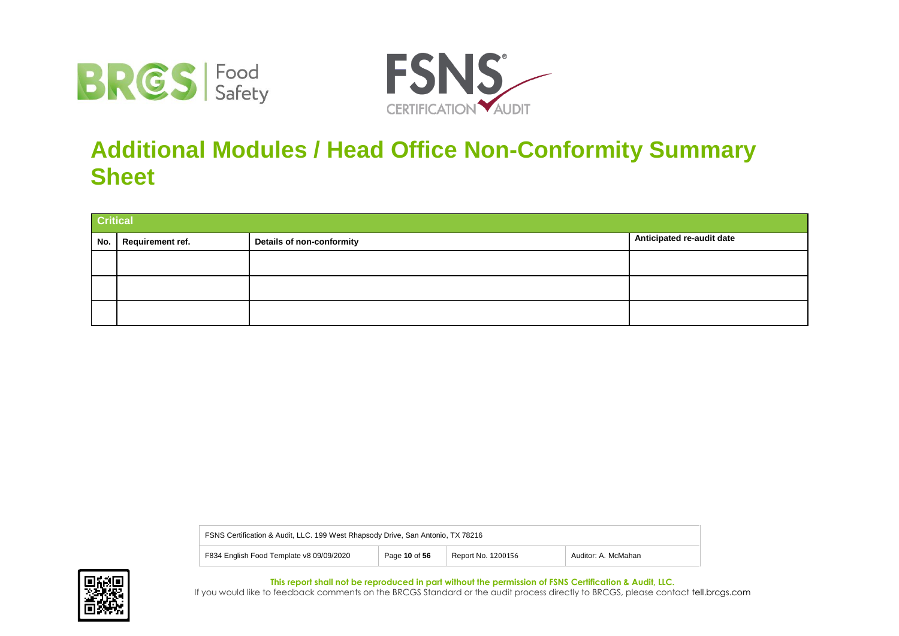# Additional Modules / Head Office Non-Conformity Summary Sheet

| Critical | | | |
|---|---|---|---|
| **No.** | **Requirement ref.** | **Details of non-conformity** | **Anticipated re-audit date** |
| | | | |
| | | | |
| | | | |

**This report shall not be reproduced in part without the permission of FSNS Certification & Audit, LLC.**

If you would like to feedback comments on the BRCGS Standard or the audit process directly to BRCGS, please contact tell.brcgs.com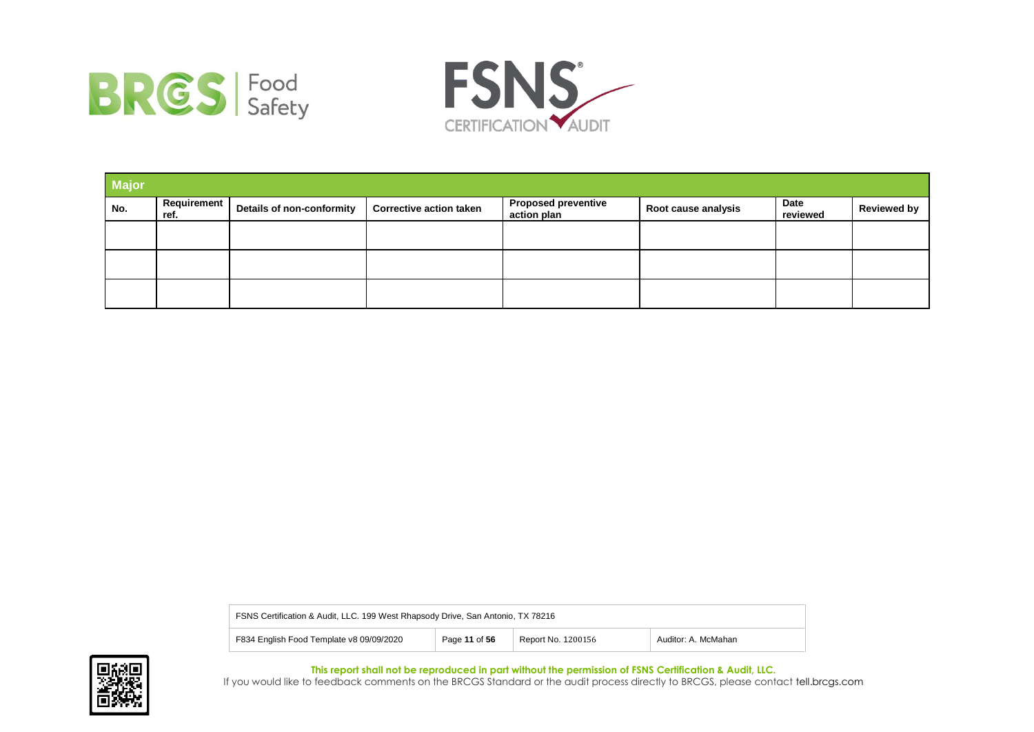| Major | | | | | | | |
|---|---|---|---|---|---|---|---|
| **No.** | **Requirement ref.** | **Details of non-conformity** | **Corrective action taken** | **Proposed preventive action plan** | **Root cause analysis** | **Date reviewed** | **Reviewed by** |
| | | | | | | | |
| | | | | | | | |
| | | | | | | | |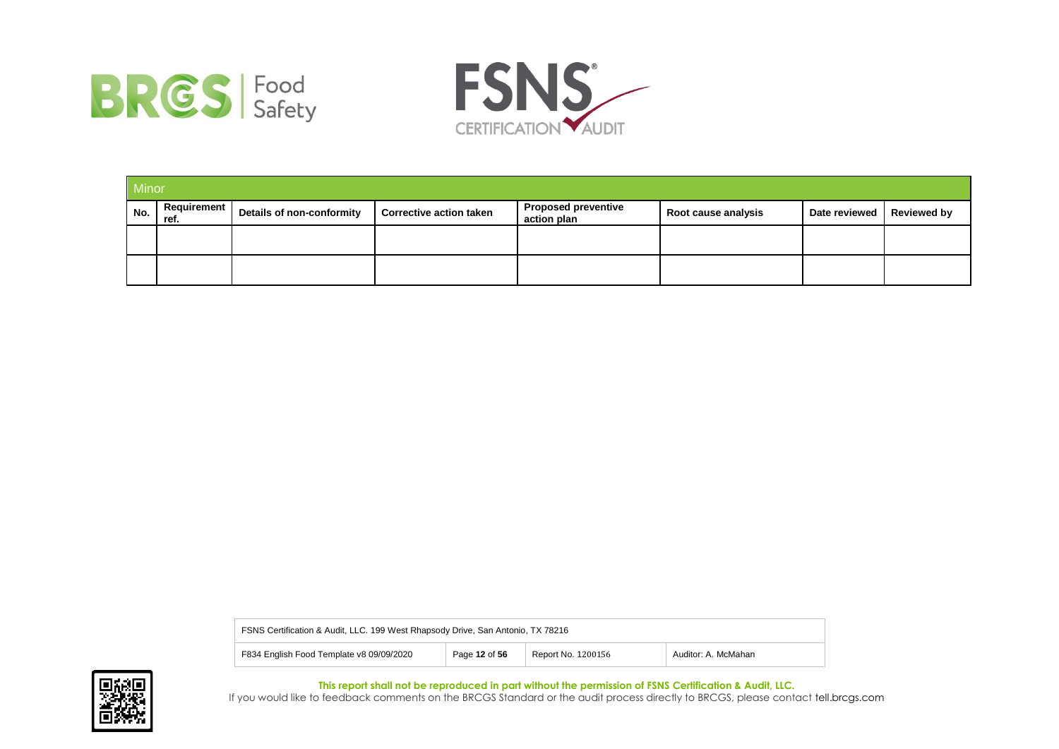| Minor | | | | | | | |
|---|---|---|---|---|---|---|---|
| **No.** | **Requirement ref.** | **Details of non-conformity** | **Corrective action taken** | **Proposed preventive action plan** | **Root cause analysis** | **Date reviewed** | **Reviewed by** |
| | | | | | | | |
| | | | | | | | |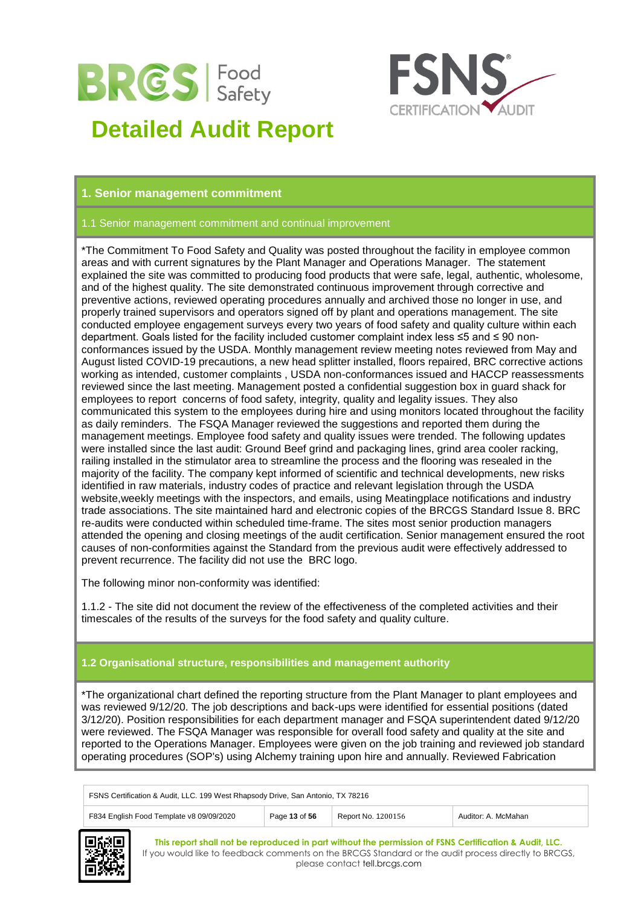# Detailed Audit Report

## 1. Senior management commitment

### 1.1 Senior management commitment and continual improvement

*The Commitment To Food Safety and Quality was posted throughout the facility in employee common areas and with current signatures by the Plant Manager and Operations Manager. The statement explained the site was committed to producing food products that were safe, legal, authentic, wholesome, and of the highest quality. The site demonstrated continuous improvement through corrective and preventive actions, reviewed operating procedures annually and archived those no longer in use, and properly trained supervisors and operators signed off by plant and operations management. The site conducted employee engagement surveys every two years of food safety and quality culture within each department. Goals listed for the facility included customer complaint index less ≤5 and ≤ 90 non-conformances issued by the USDA. Monthly management review meeting notes reviewed from May and August listed COVID-19 precautions, a new head splitter installed, floors repaired, BRC corrective actions working as intended, customer complaints , USDA non-conformances issued and HACCP reassessments reviewed since the last meeting. Management posted a confidential suggestion box in guard shack for employees to report concerns of food safety, integrity, quality and legality issues. They also communicated this system to the employees during hire and using monitors located throughout the facility as daily reminders. The FSQA Manager reviewed the suggestions and reported them during the management meetings. Employee food safety and quality issues were trended. The following updates were installed since the last audit: Ground Beef grind and packaging lines, grind area cooler racking, railing installed in the stimulator area to streamline the process and the flooring was resealed in the majority of the facility. The company kept informed of scientific and technical developments, new risks identified in raw materials, industry codes of practice and relevant legislation through the USDA website,weekly meetings with the inspectors, and emails, using Meatingplace notifications and industry trade associations. The site maintained hard and electronic copies of the BRCGS Standard Issue 8. BRC re-audits were conducted within scheduled time-frame. The sites most senior production managers attended the opening and closing meetings of the audit certification. Senior management ensured the root causes of non-conformities against the Standard from the previous audit were effectively addressed to prevent recurrence. The facility did not use the BRC logo.

The following minor non-conformity was identified:

1.1.2 - The site did not document the review of the effectiveness of the completed activities and their timescales of the results of the surveys for the food safety and quality culture.

### 1.2 Organisational structure, responsibilities and management authority

*The organizational chart defined the reporting structure from the Plant Manager to plant employees and was reviewed 9/12/20. The job descriptions and back-ups were identified for essential positions (dated 3/12/20). Position responsibilities for each department manager and FSQA superintendent dated 9/12/20 were reviewed. The FSQA Manager was responsible for overall food safety and quality at the site and reported to the Operations Manager. Employees were given on the job training and reviewed job standard operating procedures (SOP's) using Alchemy training upon hire and annually. Reviewed Fabrication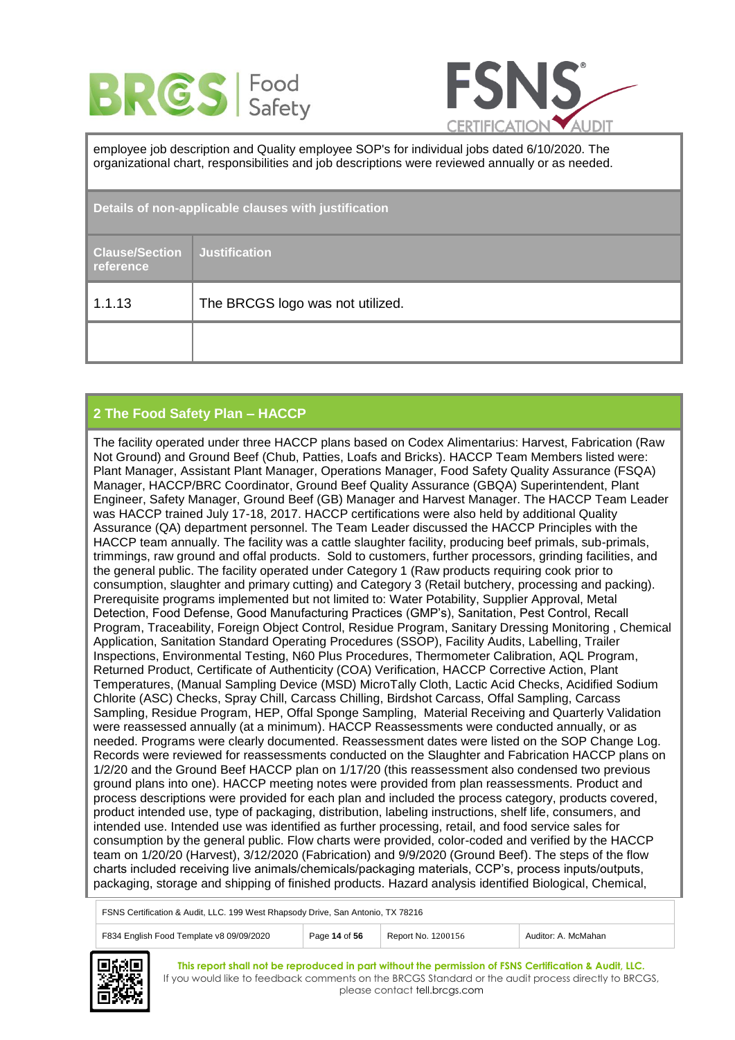employee job description and Quality employee SOP's for individual jobs dated 6/10/2020. The organizational chart, responsibilities and job descriptions were reviewed annually or as needed.

**Details of non-applicable clauses with justification**

| Clause/Section reference | Justification |
|---|---|
| 1.1.13 | The BRCGS logo was not utilized. |
| | |

## 2 The Food Safety Plan – HACCP

The facility operated under three HACCP plans based on Codex Alimentarius: Harvest, Fabrication (Raw Not Ground) and Ground Beef (Chub, Patties, Loafs and Bricks). HACCP Team Members listed were: Plant Manager, Assistant Plant Manager, Operations Manager, Food Safety Quality Assurance (FSQA) Manager, HACCP/BRC Coordinator, Ground Beef Quality Assurance (GBQA) Superintendent, Plant Engineer, Safety Manager, Ground Beef (GB) Manager and Harvest Manager. The HACCP Team Leader was HACCP trained July 17-18, 2017. HACCP certifications were also held by additional Quality Assurance (QA) department personnel. The Team Leader discussed the HACCP Principles with the HACCP team annually. The facility was a cattle slaughter facility, producing beef primals, sub-primals, trimmings, raw ground and offal products. Sold to customers, further processors, grinding facilities, and the general public. The facility operated under Category 1 (Raw products requiring cook prior to consumption, slaughter and primary cutting) and Category 3 (Retail butchery, processing and packing). Prerequisite programs implemented but not limited to: Water Potability, Supplier Approval, Metal Detection, Food Defense, Good Manufacturing Practices (GMP's), Sanitation, Pest Control, Recall Program, Traceability, Foreign Object Control, Residue Program, Sanitary Dressing Monitoring , Chemical Application, Sanitation Standard Operating Procedures (SSOP), Facility Audits, Labelling, Trailer Inspections, Environmental Testing, N60 Plus Procedures, Thermometer Calibration, AQL Program, Returned Product, Certificate of Authenticity (COA) Verification, HACCP Corrective Action, Plant Temperatures, (Manual Sampling Device (MSD) MicroTally Cloth, Lactic Acid Checks, Acidified Sodium Chlorite (ASC) Checks, Spray Chill, Carcass Chilling, Birdshot Carcass, Offal Sampling, Carcass Sampling, Residue Program, HEP, Offal Sponge Sampling, Material Receiving and Quarterly Validation were reassessed annually (at a minimum). HACCP Reassessments were conducted annually, or as needed. Programs were clearly documented. Reassessment dates were listed on the SOP Change Log. Records were reviewed for reassessments conducted on the Slaughter and Fabrication HACCP plans on 1/2/20 and the Ground Beef HACCP plan on 1/17/20 (this reassessment also condensed two previous ground plans into one). HACCP meeting notes were provided from plan reassessments. Product and process descriptions were provided for each plan and included the process category, products covered, product intended use, type of packaging, distribution, labeling instructions, shelf life, consumers, and intended use. Intended use was identified as further processing, retail, and food service sales for consumption by the general public. Flow charts were provided, color-coded and verified by the HACCP team on 1/20/20 (Harvest), 3/12/2020 (Fabrication) and 9/9/2020 (Ground Beef). The steps of the flow charts included receiving live animals/chemicals/packaging materials, CCP's, process inputs/outputs, packaging, storage and shipping of finished products. Hazard analysis identified Biological, Chemical,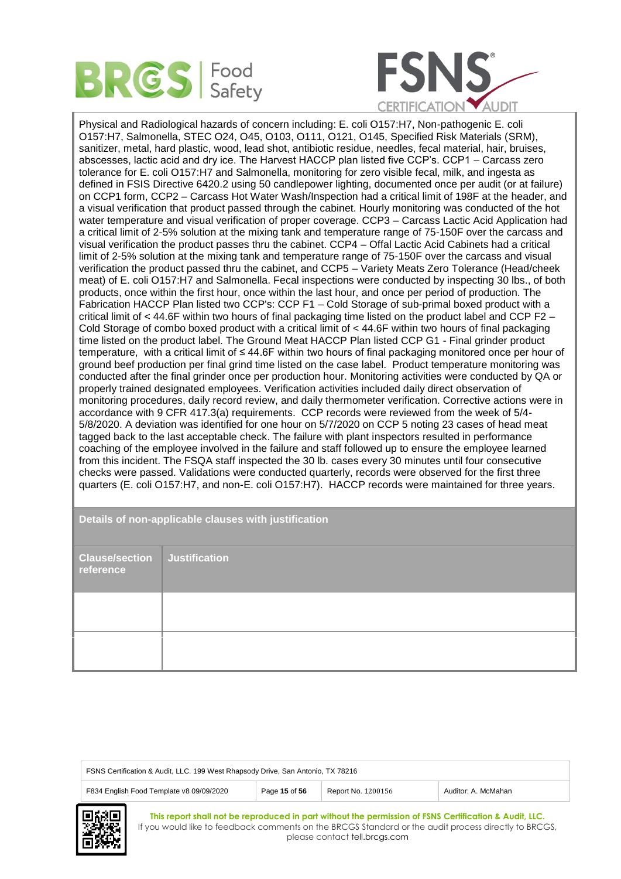Physical and Radiological hazards of concern including: E. coli O157:H7, Non-pathogenic E. coli O157:H7, Salmonella, STEC O24, O45, O103, O111, O121, O145, Specified Risk Materials (SRM), sanitizer, metal, hard plastic, wood, lead shot, antibiotic residue, needles, fecal material, hair, bruises, abscesses, lactic acid and dry ice. The Harvest HACCP plan listed five CCP's. CCP1 – Carcass zero tolerance for E. coli O157:H7 and Salmonella, monitoring for zero visible fecal, milk, and ingesta as defined in FSIS Directive 6420.2 using 50 candlepower lighting, documented once per audit (or at failure) on CCP1 form, CCP2 – Carcass Hot Water Wash/Inspection had a critical limit of 198F at the header, and a visual verification that product passed through the cabinet. Hourly monitoring was conducted of the hot water temperature and visual verification of proper coverage. CCP3 – Carcass Lactic Acid Application had a critical limit of 2-5% solution at the mixing tank and temperature range of 75-150F over the carcass and visual verification the product passes thru the cabinet. CCP4 – Offal Lactic Acid Cabinets had a critical limit of 2-5% solution at the mixing tank and temperature range of 75-150F over the carcass and visual verification the product passed thru the cabinet, and CCP5 – Variety Meats Zero Tolerance (Head/cheek meat) of E. coli O157:H7 and Salmonella. Fecal inspections were conducted by inspecting 30 lbs., of both products, once within the first hour, once within the last hour, and once per period of production. The Fabrication HACCP Plan listed two CCP's: CCP F1 – Cold Storage of sub-primal boxed product with a critical limit of < 44.6F within two hours of final packaging time listed on the product label and CCP F2 – Cold Storage of combo boxed product with a critical limit of < 44.6F within two hours of final packaging time listed on the product label. The Ground Meat HACCP Plan listed CCP G1 - Final grinder product temperature, with a critical limit of ≤ 44.6F within two hours of final packaging monitored once per hour of ground beef production per final grind time listed on the case label. Product temperature monitoring was conducted after the final grinder once per production hour. Monitoring activities were conducted by QA or properly trained designated employees. Verification activities included daily direct observation of monitoring procedures, daily record review, and daily thermometer verification. Corrective actions were in accordance with 9 CFR 417.3(a) requirements. CCP records were reviewed from the week of 5/4-5/8/2020. A deviation was identified for one hour on 5/7/2020 on CCP 5 noting 23 cases of head meat tagged back to the last acceptable check. The failure with plant inspectors resulted in performance coaching of the employee involved in the failure and staff followed up to ensure the employee learned from this incident. The FSQA staff inspected the 30 lb. cases every 30 minutes until four consecutive checks were passed. Validations were conducted quarterly, records were observed for the first three quarters (E. coli O157:H7, and non-E. coli O157:H7). HACCP records were maintained for three years.

**Details of non-applicable clauses with justification**

| Clause/section reference | Justification |
|---|---|
| | |
| | |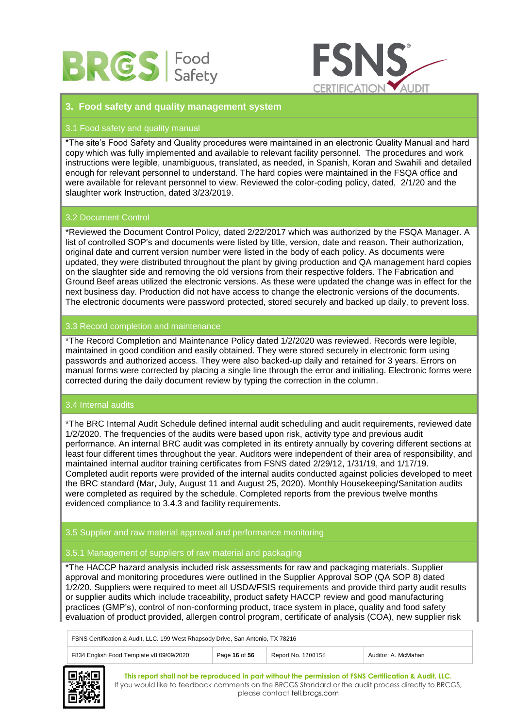## 3. Food safety and quality management system

### 3.1 Food safety and quality manual

*The site's Food Safety and Quality procedures were maintained in an electronic Quality Manual and hard copy which was fully implemented and available to relevant facility personnel. The procedures and work instructions were legible, unambiguous, translated, as needed, in Spanish, Koran and Swahili and detailed enough for relevant personnel to understand. The hard copies were maintained in the FSQA office and were available for relevant personnel to view. Reviewed the color-coding policy, dated, 2/1/20 and the slaughter work Instruction, dated 3/23/2019.

### 3.2 Document Control

*Reviewed the Document Control Policy, dated 2/22/2017 which was authorized by the FSQA Manager. A list of controlled SOP's and documents were listed by title, version, date and reason. Their authorization, original date and current version number were listed in the body of each policy. As documents were updated, they were distributed throughout the plant by giving production and QA management hard copies on the slaughter side and removing the old versions from their respective folders. The Fabrication and Ground Beef areas utilized the electronic versions. As these were updated the change was in effect for the next business day. Production did not have access to change the electronic versions of the documents. The electronic documents were password protected, stored securely and backed up daily, to prevent loss.

### 3.3 Record completion and maintenance

*The Record Completion and Maintenance Policy dated 1/2/2020 was reviewed. Records were legible, maintained in good condition and easily obtained. They were stored securely in electronic form using passwords and authorized access. They were also backed-up daily and retained for 3 years. Errors on manual forms were corrected by placing a single line through the error and initialing. Electronic forms were corrected during the daily document review by typing the correction in the column.

### 3.4 Internal audits

*The BRC Internal Audit Schedule defined internal audit scheduling and audit requirements, reviewed date 1/2/2020. The frequencies of the audits were based upon risk, activity type and previous audit performance. An internal BRC audit was completed in its entirety annually by covering different sections at least four different times throughout the year. Auditors were independent of their area of responsibility, and maintained internal auditor training certificates from FSNS dated 2/29/12, 1/31/19, and 1/17/19. Completed audit reports were provided of the internal audits conducted against policies developed to meet the BRC standard (Mar, July, August 11 and August 25, 2020). Monthly Housekeeping/Sanitation audits were completed as required by the schedule. Completed reports from the previous twelve months evidenced compliance to 3.4.3 and facility requirements.

### 3.5 Supplier and raw material approval and performance monitoring

#### 3.5.1 Management of suppliers of raw material and packaging

*The HACCP hazard analysis included risk assessments for raw and packaging materials. Supplier approval and monitoring procedures were outlined in the Supplier Approval SOP (QA SOP 8) dated 1/2/20. Suppliers were required to meet all USDA/FSIS requirements and provide third party audit results or supplier audits which include traceability, product safety HACCP review and good manufacturing practices (GMP's), control of non-conforming product, trace system in place, quality and food safety evaluation of product provided, allergen control program, certificate of analysis (COA), new supplier risk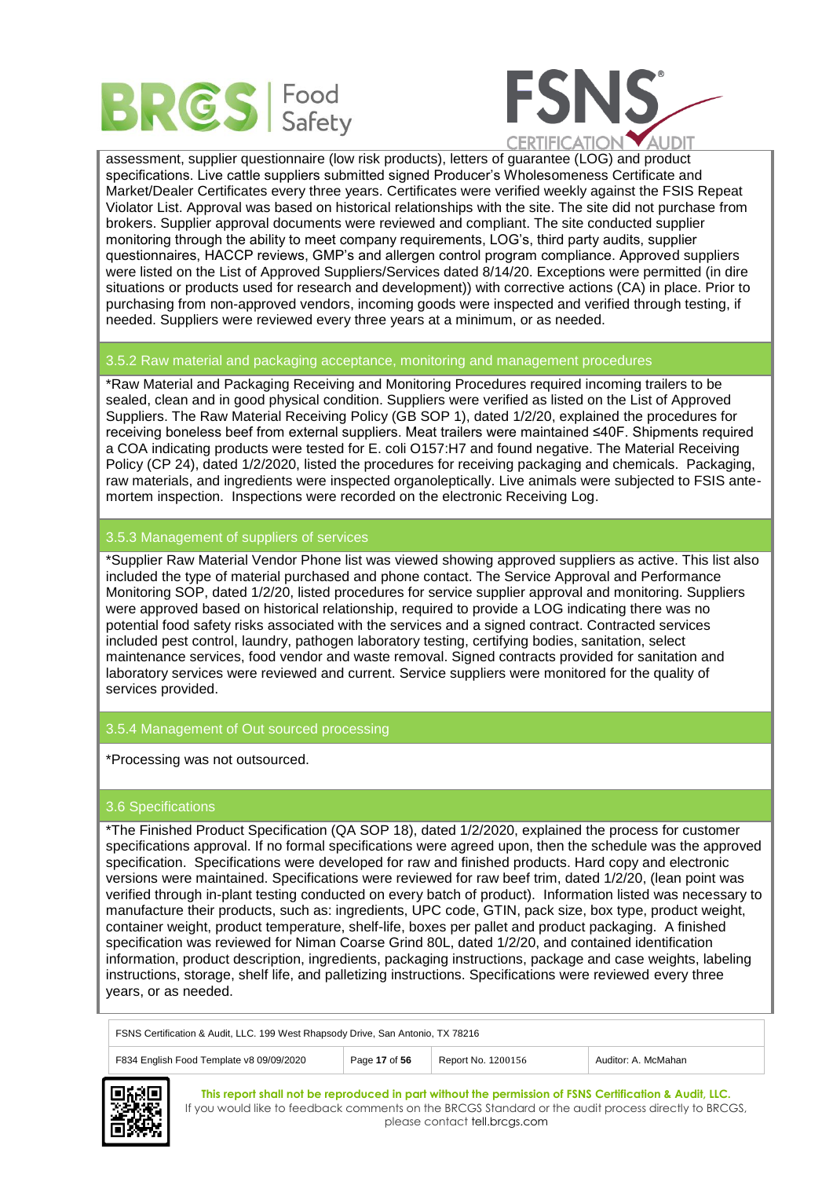assessment, supplier questionnaire (low risk products), letters of guarantee (LOG) and product specifications. Live cattle suppliers submitted signed Producer's Wholesomeness Certificate and Market/Dealer Certificates every three years. Certificates were verified weekly against the FSIS Repeat Violator List. Approval was based on historical relationships with the site. The site did not purchase from brokers. Supplier approval documents were reviewed and compliant. The site conducted supplier monitoring through the ability to meet company requirements, LOG's, third party audits, supplier questionnaires, HACCP reviews, GMP's and allergen control program compliance. Approved suppliers were listed on the List of Approved Suppliers/Services dated 8/14/20. Exceptions were permitted (in dire situations or products used for research and development)) with corrective actions (CA) in place. Prior to purchasing from non-approved vendors, incoming goods were inspected and verified through testing, if needed. Suppliers were reviewed every three years at a minimum, or as needed.

## 3.5.2 Raw material and packaging acceptance, monitoring and management procedures

*Raw Material and Packaging Receiving and Monitoring Procedures required incoming trailers to be sealed, clean and in good physical condition. Suppliers were verified as listed on the List of Approved Suppliers. The Raw Material Receiving Policy (GB SOP 1), dated 1/2/20, explained the procedures for receiving boneless beef from external suppliers. Meat trailers were maintained ≤40F. Shipments required a COA indicating products were tested for E. coli O157:H7 and found negative. The Material Receiving Policy (CP 24), dated 1/2/2020, listed the procedures for receiving packaging and chemicals. Packaging, raw materials, and ingredients were inspected organoleptically. Live animals were subjected to FSIS ante-mortem inspection. Inspections were recorded on the electronic Receiving Log.

## 3.5.3 Management of suppliers of services

*Supplier Raw Material Vendor Phone list was viewed showing approved suppliers as active. This list also included the type of material purchased and phone contact. The Service Approval and Performance Monitoring SOP, dated 1/2/20, listed procedures for service supplier approval and monitoring. Suppliers were approved based on historical relationship, required to provide a LOG indicating there was no potential food safety risks associated with the services and a signed contract. Contracted services included pest control, laundry, pathogen laboratory testing, certifying bodies, sanitation, select maintenance services, food vendor and waste removal. Signed contracts provided for sanitation and laboratory services were reviewed and current. Service suppliers were monitored for the quality of services provided.

## 3.5.4 Management of Out sourced processing

*Processing was not outsourced.

## 3.6 Specifications

*The Finished Product Specification (QA SOP 18), dated 1/2/2020, explained the process for customer specifications approval. If no formal specifications were agreed upon, then the schedule was the approved specification. Specifications were developed for raw and finished products. Hard copy and electronic versions were maintained. Specifications were reviewed for raw beef trim, dated 1/2/20, (lean point was verified through in-plant testing conducted on every batch of product). Information listed was necessary to manufacture their products, such as: ingredients, UPC code, GTIN, pack size, box type, product weight, container weight, product temperature, shelf-life, boxes per pallet and product packaging. A finished specification was reviewed for Niman Coarse Grind 80L, dated 1/2/20, and contained identification information, product description, ingredients, packaging instructions, package and case weights, labeling instructions, storage, shelf life, and palletizing instructions. Specifications were reviewed every three years, or as needed.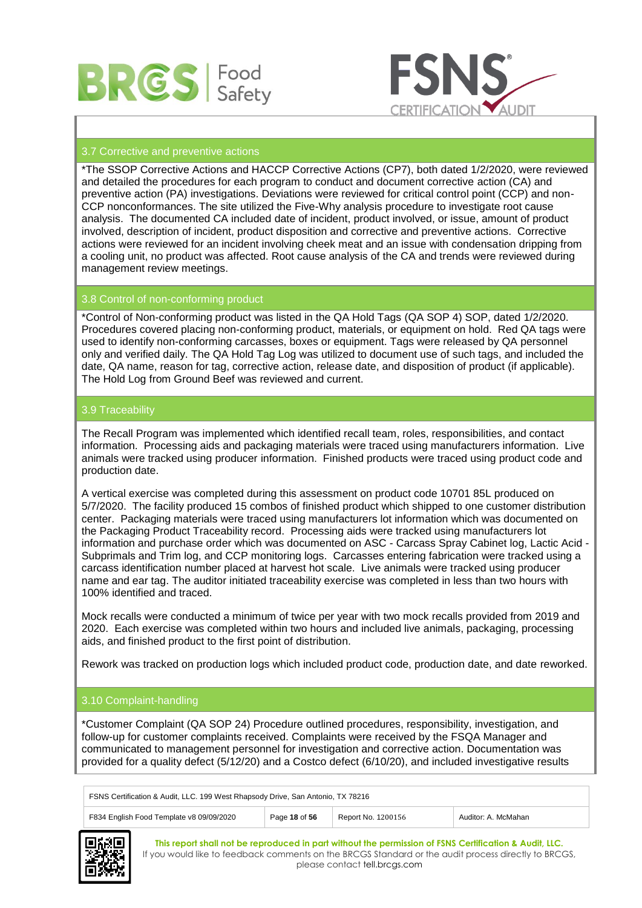## 3.7 Corrective and preventive actions

*The SSOP Corrective Actions and HACCP Corrective Actions (CP7), both dated 1/2/2020, were reviewed and detailed the procedures for each program to conduct and document corrective action (CA) and preventive action (PA) investigations. Deviations were reviewed for critical control point (CCP) and non-CCP nonconformances. The site utilized the Five-Why analysis procedure to investigate root cause analysis. The documented CA included date of incident, product involved, or issue, amount of product involved, description of incident, product disposition and corrective and preventive actions. Corrective actions were reviewed for an incident involving cheek meat and an issue with condensation dripping from a cooling unit, no product was affected. Root cause analysis of the CA and trends were reviewed during management review meetings.

## 3.8 Control of non-conforming product

*Control of Non-conforming product was listed in the QA Hold Tags (QA SOP 4) SOP, dated 1/2/2020. Procedures covered placing non-conforming product, materials, or equipment on hold. Red QA tags were used to identify non-conforming carcasses, boxes or equipment. Tags were released by QA personnel only and verified daily. The QA Hold Tag Log was utilized to document use of such tags, and included the date, QA name, reason for tag, corrective action, release date, and disposition of product (if applicable). The Hold Log from Ground Beef was reviewed and current.

## 3.9 Traceability

The Recall Program was implemented which identified recall team, roles, responsibilities, and contact information. Processing aids and packaging materials were traced using manufacturers information. Live animals were tracked using producer information. Finished products were traced using product code and production date.

A vertical exercise was completed during this assessment on product code 10701 85L produced on 5/7/2020. The facility produced 15 combos of finished product which shipped to one customer distribution center. Packaging materials were traced using manufacturers lot information which was documented on the Packaging Product Traceability record. Processing aids were tracked using manufacturers lot information and purchase order which was documented on ASC - Carcass Spray Cabinet log, Lactic Acid - Subprimals and Trim log, and CCP monitoring logs. Carcasses entering fabrication were tracked using a carcass identification number placed at harvest hot scale. Live animals were tracked using producer name and ear tag. The auditor initiated traceability exercise was completed in less than two hours with 100% identified and traced.

Mock recalls were conducted a minimum of twice per year with two mock recalls provided from 2019 and 2020. Each exercise was completed within two hours and included live animals, packaging, processing aids, and finished product to the first point of distribution.

Rework was tracked on production logs which included product code, production date, and date reworked.

## 3.10 Complaint-handling

*Customer Complaint (QA SOP 24) Procedure outlined procedures, responsibility, investigation, and follow-up for customer complaints received. Complaints were received by the FSQA Manager and communicated to management personnel for investigation and corrective action. Documentation was provided for a quality defect (5/12/20) and a Costco defect (6/10/20), and included investigative results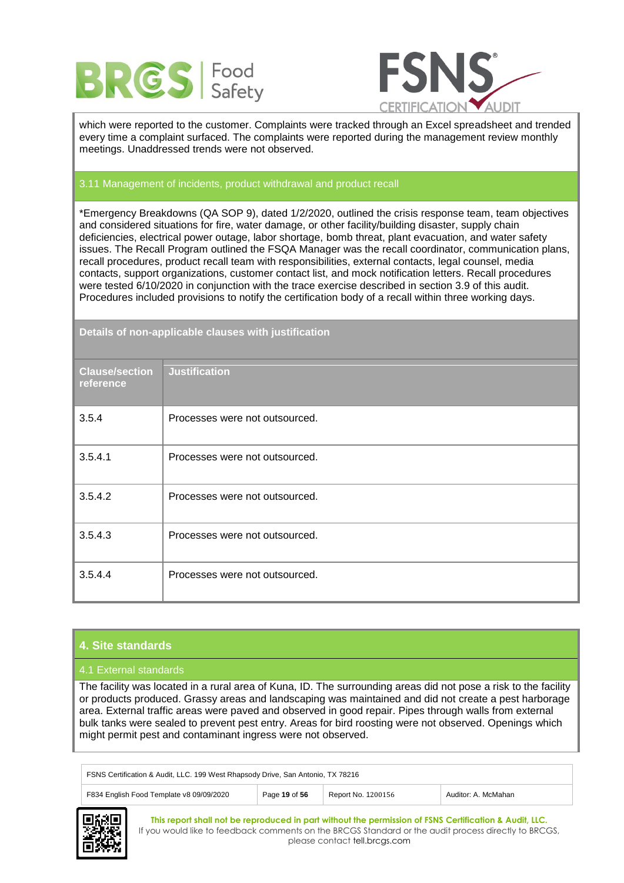which were reported to the customer. Complaints were tracked through an Excel spreadsheet and trended every time a complaint surfaced. The complaints were reported during the management review monthly meetings. Unaddressed trends were not observed.

### 3.11 Management of incidents, product withdrawal and product recall

*Emergency Breakdowns (QA SOP 9), dated 1/2/2020, outlined the crisis response team, team objectives and considered situations for fire, water damage, or other facility/building disaster, supply chain deficiencies, electrical power outage, labor shortage, bomb threat, plant evacuation, and water safety issues. The Recall Program outlined the FSQA Manager was the recall coordinator, communication plans, recall procedures, product recall team with responsibilities, external contacts, legal counsel, media contacts, support organizations, customer contact list, and mock notification letters. Recall procedures were tested 6/10/2020 in conjunction with the trace exercise described in section 3.9 of this audit. Procedures included provisions to notify the certification body of a recall within three working days.

**Details of non-applicable clauses with justification**

| Clause/section reference | Justification |
|---|---|
| 3.5.4 | Processes were not outsourced. |
| 3.5.4.1 | Processes were not outsourced. |
| 3.5.4.2 | Processes were not outsourced. |
| 3.5.4.3 | Processes were not outsourced. |
| 3.5.4.4 | Processes were not outsourced. |

## 4. Site standards

### 4.1 External standards

The facility was located in a rural area of Kuna, ID. The surrounding areas did not pose a risk to the facility or products produced. Grassy areas and landscaping was maintained and did not create a pest harborage area. External traffic areas were paved and observed in good repair. Pipes through walls from external bulk tanks were sealed to prevent pest entry. Areas for bird roosting were not observed. Openings which might permit pest and contaminant ingress were not observed.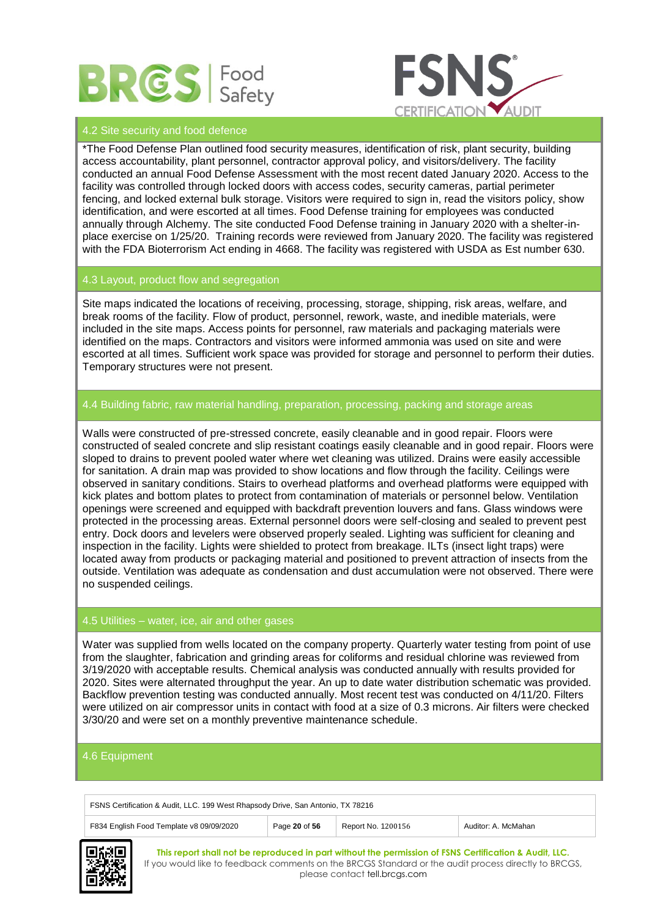## 4.2 Site security and food defence

*The Food Defense Plan outlined food security measures, identification of risk, plant security, building access accountability, plant personnel, contractor approval policy, and visitors/delivery. The facility conducted an annual Food Defense Assessment with the most recent dated January 2020. Access to the facility was controlled through locked doors with access codes, security cameras, partial perimeter fencing, and locked external bulk storage. Visitors were required to sign in, read the visitors policy, show identification, and were escorted at all times. Food Defense training for employees was conducted annually through Alchemy. The site conducted Food Defense training in January 2020 with a shelter-in-place exercise on 1/25/20. Training records were reviewed from January 2020. The facility was registered with the FDA Bioterrorism Act ending in 4668. The facility was registered with USDA as Est number 630.

## 4.3 Layout, product flow and segregation

Site maps indicated the locations of receiving, processing, storage, shipping, risk areas, welfare, and break rooms of the facility. Flow of product, personnel, rework, waste, and inedible materials, were included in the site maps. Access points for personnel, raw materials and packaging materials were identified on the maps. Contractors and visitors were informed ammonia was used on site and were escorted at all times. Sufficient work space was provided for storage and personnel to perform their duties. Temporary structures were not present.

## 4.4 Building fabric, raw material handling, preparation, processing, packing and storage areas

Walls were constructed of pre-stressed concrete, easily cleanable and in good repair. Floors were constructed of sealed concrete and slip resistant coatings easily cleanable and in good repair. Floors were sloped to drains to prevent pooled water where wet cleaning was utilized. Drains were easily accessible for sanitation. A drain map was provided to show locations and flow through the facility. Ceilings were observed in sanitary conditions. Stairs to overhead platforms and overhead platforms were equipped with kick plates and bottom plates to protect from contamination of materials or personnel below. Ventilation openings were screened and equipped with backdraft prevention louvers and fans. Glass windows were protected in the processing areas. External personnel doors were self-closing and sealed to prevent pest entry. Dock doors and levelers were observed properly sealed. Lighting was sufficient for cleaning and inspection in the facility. Lights were shielded to protect from breakage. ILTs (insect light traps) were located away from products or packaging material and positioned to prevent attraction of insects from the outside. Ventilation was adequate as condensation and dust accumulation were not observed. There were no suspended ceilings.

## 4.5 Utilities – water, ice, air and other gases

Water was supplied from wells located on the company property. Quarterly water testing from point of use from the slaughter, fabrication and grinding areas for coliforms and residual chlorine was reviewed from 3/19/2020 with acceptable results. Chemical analysis was conducted annually with results provided for 2020. Sites were alternated throughput the year. An up to date water distribution schematic was provided. Backflow prevention testing was conducted annually. Most recent test was conducted on 4/11/20. Filters were utilized on air compressor units in contact with food at a size of 0.3 microns. Air filters were checked 3/30/20 and were set on a monthly preventive maintenance schedule.

## 4.6 Equipment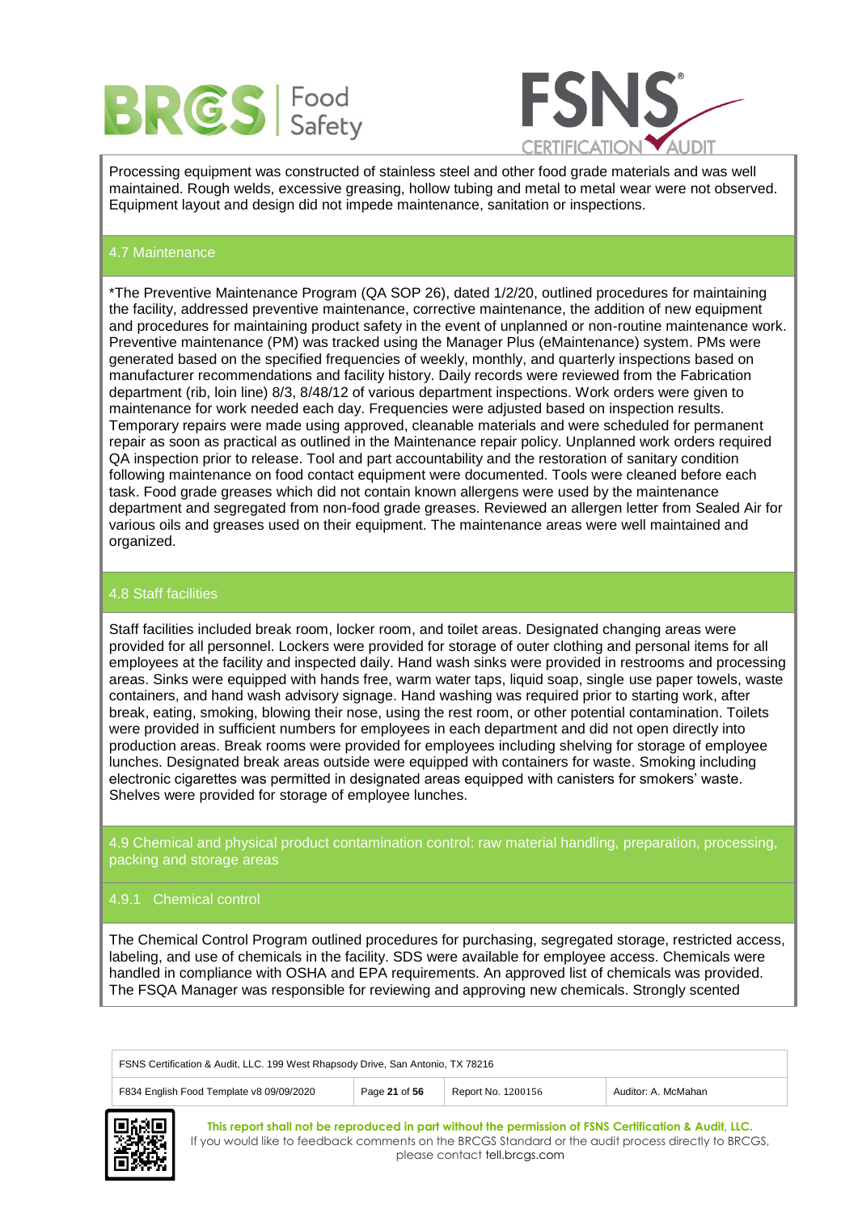Processing equipment was constructed of stainless steel and other food grade materials and was well maintained. Rough welds, excessive greasing, hollow tubing and metal to metal wear were not observed. Equipment layout and design did not impede maintenance, sanitation or inspections.

## 4.7 Maintenance

*The Preventive Maintenance Program (QA SOP 26), dated 1/2/20, outlined procedures for maintaining the facility, addressed preventive maintenance, corrective maintenance, the addition of new equipment and procedures for maintaining product safety in the event of unplanned or non-routine maintenance work. Preventive maintenance (PM) was tracked using the Manager Plus (eMaintenance) system. PMs were generated based on the specified frequencies of weekly, monthly, and quarterly inspections based on manufacturer recommendations and facility history. Daily records were reviewed from the Fabrication department (rib, loin line) 8/3, 8/48/12 of various department inspections. Work orders were given to maintenance for work needed each day. Frequencies were adjusted based on inspection results. Temporary repairs were made using approved, cleanable materials and were scheduled for permanent repair as soon as practical as outlined in the Maintenance repair policy. Unplanned work orders required QA inspection prior to release. Tool and part accountability and the restoration of sanitary condition following maintenance on food contact equipment were documented. Tools were cleaned before each task. Food grade greases which did not contain known allergens were used by the maintenance department and segregated from non-food grade greases. Reviewed an allergen letter from Sealed Air for various oils and greases used on their equipment. The maintenance areas were well maintained and organized.

## 4.8 Staff facilities

Staff facilities included break room, locker room, and toilet areas. Designated changing areas were provided for all personnel. Lockers were provided for storage of outer clothing and personal items for all employees at the facility and inspected daily. Hand wash sinks were provided in restrooms and processing areas. Sinks were equipped with hands free, warm water taps, liquid soap, single use paper towels, waste containers, and hand wash advisory signage. Hand washing was required prior to starting work, after break, eating, smoking, blowing their nose, using the rest room, or other potential contamination. Toilets were provided in sufficient numbers for employees in each department and did not open directly into production areas. Break rooms were provided for employees including shelving for storage of employee lunches. Designated break areas outside were equipped with containers for waste. Smoking including electronic cigarettes was permitted in designated areas equipped with canisters for smokers' waste. Shelves were provided for storage of employee lunches.

## 4.9 Chemical and physical product contamination control: raw material handling, preparation, processing, packing and storage areas

### 4.9.1 Chemical control

The Chemical Control Program outlined procedures for purchasing, segregated storage, restricted access, labeling, and use of chemicals in the facility. SDS were available for employee access. Chemicals were handled in compliance with OSHA and EPA requirements. An approved list of chemicals was provided. The FSQA Manager was responsible for reviewing and approving new chemicals. Strongly scented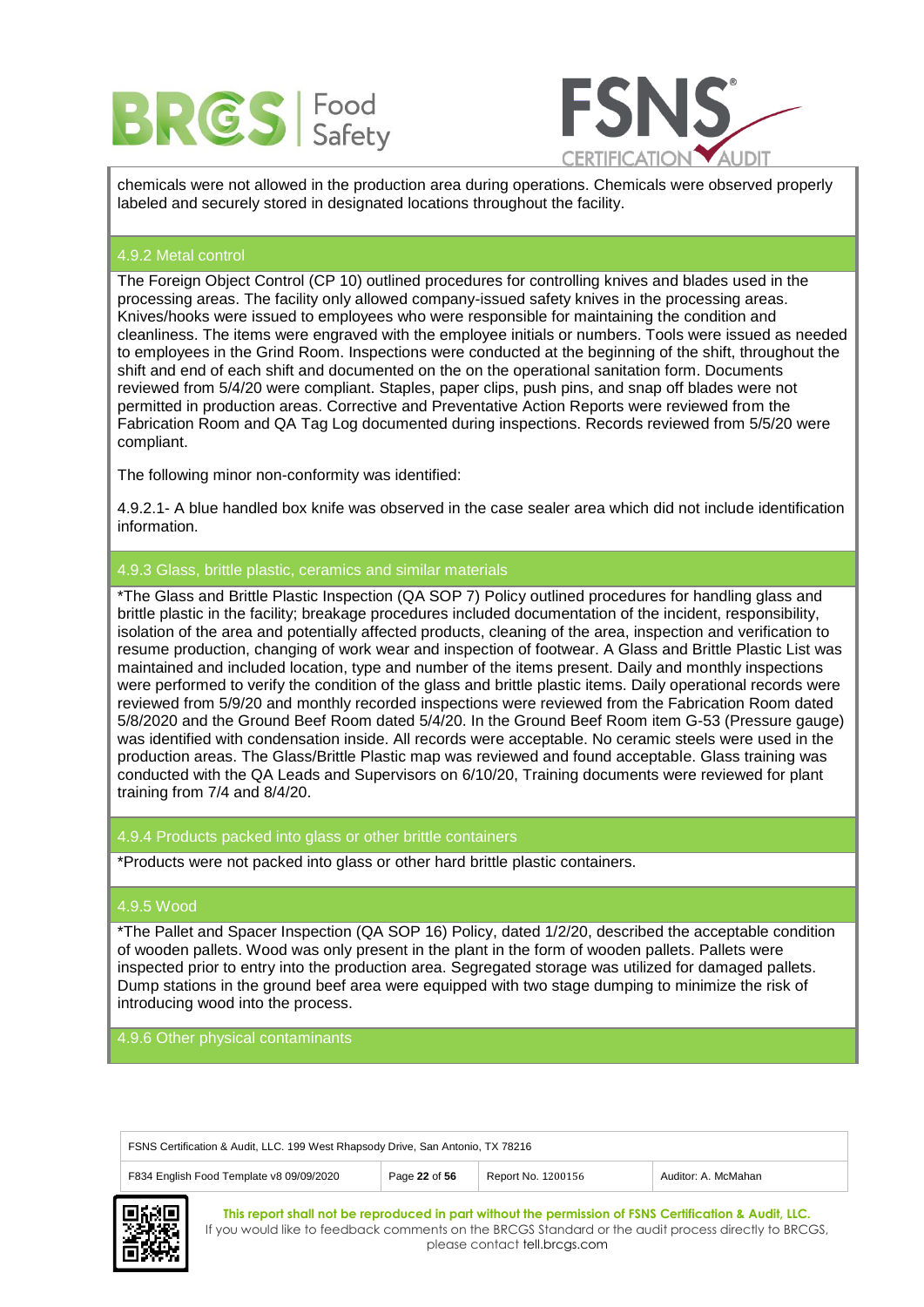chemicals were not allowed in the production area during operations. Chemicals were observed properly labeled and securely stored in designated locations throughout the facility.

### 4.9.2 Metal control

The Foreign Object Control (CP 10) outlined procedures for controlling knives and blades used in the processing areas. The facility only allowed company-issued safety knives in the processing areas. Knives/hooks were issued to employees who were responsible for maintaining the condition and cleanliness. The items were engraved with the employee initials or numbers. Tools were issued as needed to employees in the Grind Room. Inspections were conducted at the beginning of the shift, throughout the shift and end of each shift and documented on the on the operational sanitation form. Documents reviewed from 5/4/20 were compliant. Staples, paper clips, push pins, and snap off blades were not permitted in production areas. Corrective and Preventative Action Reports were reviewed from the Fabrication Room and QA Tag Log documented during inspections. Records reviewed from 5/5/20 were compliant.

The following minor non-conformity was identified:

4.9.2.1- A blue handled box knife was observed in the case sealer area which did not include identification information.

### 4.9.3 Glass, brittle plastic, ceramics and similar materials

*The Glass and Brittle Plastic Inspection (QA SOP 7) Policy outlined procedures for handling glass and brittle plastic in the facility; breakage procedures included documentation of the incident, responsibility, isolation of the area and potentially affected products, cleaning of the area, inspection and verification to resume production, changing of work wear and inspection of footwear. A Glass and Brittle Plastic List was maintained and included location, type and number of the items present. Daily and monthly inspections were performed to verify the condition of the glass and brittle plastic items. Daily operational records were reviewed from 5/9/20 and monthly recorded inspections were reviewed from the Fabrication Room dated 5/8/2020 and the Ground Beef Room dated 5/4/20. In the Ground Beef Room item G-53 (Pressure gauge) was identified with condensation inside. All records were acceptable. No ceramic steels were used in the production areas. The Glass/Brittle Plastic map was reviewed and found acceptable. Glass training was conducted with the QA Leads and Supervisors on 6/10/20, Training documents were reviewed for plant training from 7/4 and 8/4/20.

### 4.9.4 Products packed into glass or other brittle containers

*Products were not packed into glass or other hard brittle plastic containers.

### 4.9.5 Wood

*The Pallet and Spacer Inspection (QA SOP 16) Policy, dated 1/2/20, described the acceptable condition of wooden pallets. Wood was only present in the plant in the form of wooden pallets. Pallets were inspected prior to entry into the production area. Segregated storage was utilized for damaged pallets. Dump stations in the ground beef area were equipped with two stage dumping to minimize the risk of introducing wood into the process.

### 4.9.6 Other physical contaminants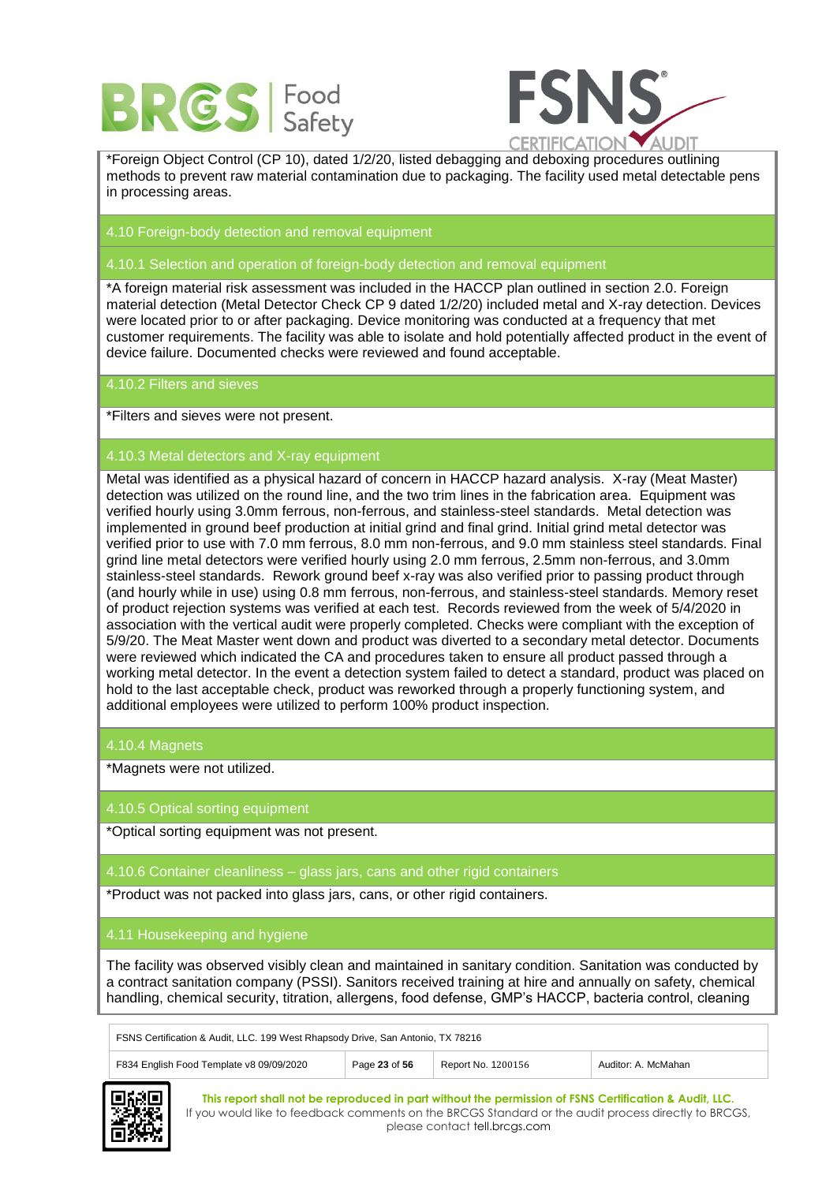*Foreign Object Control (CP 10), dated 1/2/20, listed debagging and deboxing procedures outlining methods to prevent raw material contamination due to packaging. The facility used metal detectable pens in processing areas.

## 4.10 Foreign-body detection and removal equipment

### 4.10.1 Selection and operation of foreign-body detection and removal equipment

*A foreign material risk assessment was included in the HACCP plan outlined in section 2.0. Foreign material detection (Metal Detector Check CP 9 dated 1/2/20) included metal and X-ray detection. Devices were located prior to or after packaging. Device monitoring was conducted at a frequency that met customer requirements. The facility was able to isolate and hold potentially affected product in the event of device failure. Documented checks were reviewed and found acceptable.

### 4.10.2 Filters and sieves

*Filters and sieves were not present.

### 4.10.3 Metal detectors and X-ray equipment

Metal was identified as a physical hazard of concern in HACCP hazard analysis. X-ray (Meat Master) detection was utilized on the round line, and the two trim lines in the fabrication area. Equipment was verified hourly using 3.0mm ferrous, non-ferrous, and stainless-steel standards. Metal detection was implemented in ground beef production at initial grind and final grind. Initial grind metal detector was verified prior to use with 7.0 mm ferrous, 8.0 mm non-ferrous, and 9.0 mm stainless steel standards. Final grind line metal detectors were verified hourly using 2.0 mm ferrous, 2.5mm non-ferrous, and 3.0mm stainless-steel standards. Rework ground beef x-ray was also verified prior to passing product through (and hourly while in use) using 0.8 mm ferrous, non-ferrous, and stainless-steel standards. Memory reset of product rejection systems was verified at each test. Records reviewed from the week of 5/4/2020 in association with the vertical audit were properly completed. Checks were compliant with the exception of 5/9/20. The Meat Master went down and product was diverted to a secondary metal detector. Documents were reviewed which indicated the CA and procedures taken to ensure all product passed through a working metal detector. In the event a detection system failed to detect a standard, product was placed on hold to the last acceptable check, product was reworked through a properly functioning system, and additional employees were utilized to perform 100% product inspection.

### 4.10.4 Magnets

*Magnets were not utilized.

### 4.10.5 Optical sorting equipment

*Optical sorting equipment was not present.

### 4.10.6 Container cleanliness – glass jars, cans and other rigid containers

*Product was not packed into glass jars, cans, or other rigid containers.

## 4.11 Housekeeping and hygiene

The facility was observed visibly clean and maintained in sanitary condition. Sanitation was conducted by a contract sanitation company (PSSI). Sanitors received training at hire and annually on safety, chemical handling, chemical security, titration, allergens, food defense, GMP's HACCP, bacteria control, cleaning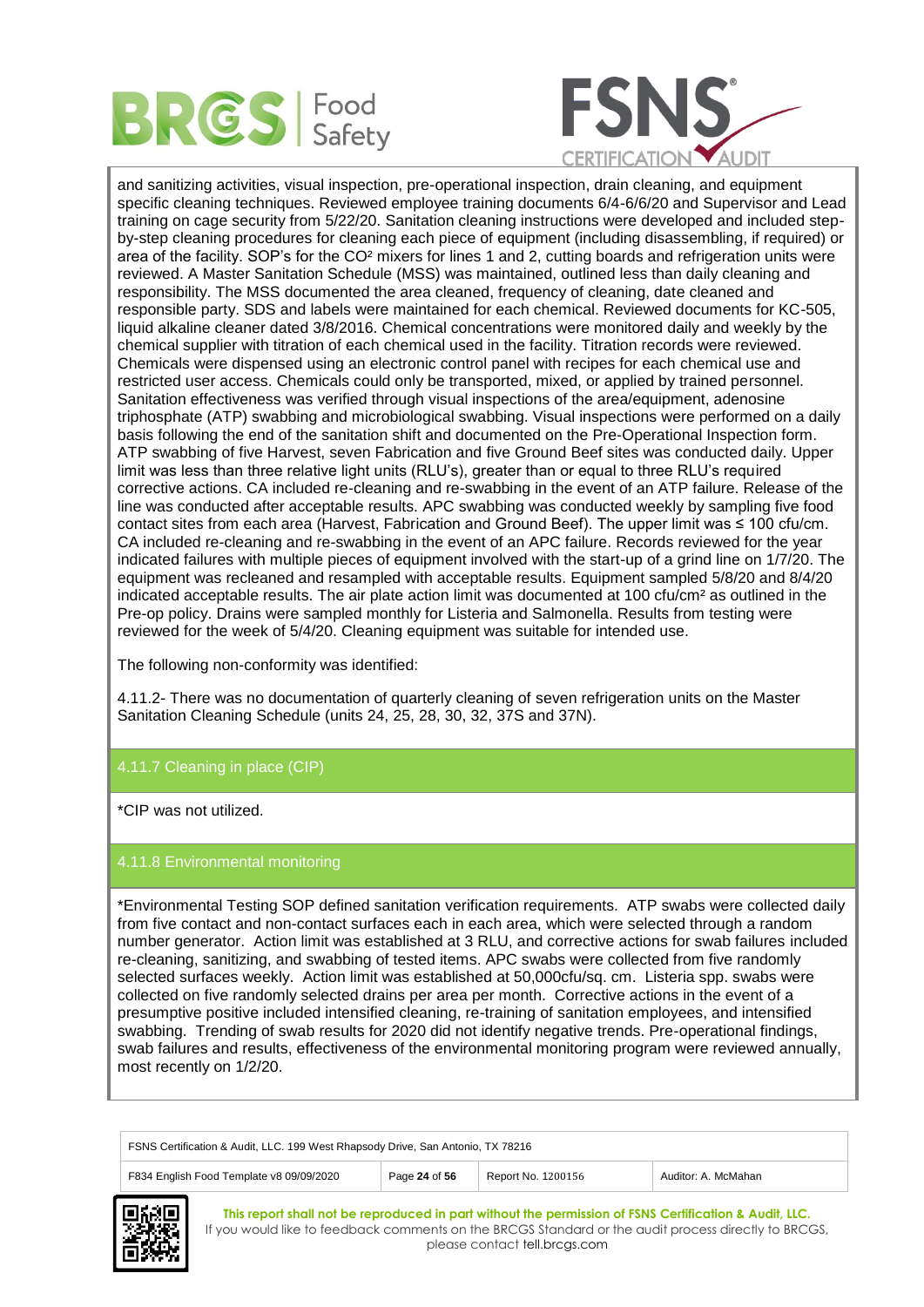and sanitizing activities, visual inspection, pre-operational inspection, drain cleaning, and equipment specific cleaning techniques. Reviewed employee training documents 6/4-6/6/20 and Supervisor and Lead training on cage security from 5/22/20. Sanitation cleaning instructions were developed and included step-by-step cleaning procedures for cleaning each piece of equipment (including disassembling, if required) or area of the facility. SOP's for the $CO^2$ mixers for lines 1 and 2, cutting boards and refrigeration units were reviewed. A Master Sanitation Schedule (MSS) was maintained, outlined less than daily cleaning and responsibility. The MSS documented the area cleaned, frequency of cleaning, date cleaned and responsible party. SDS and labels were maintained for each chemical. Reviewed documents for KC-505, liquid alkaline cleaner dated 3/8/2016. Chemical concentrations were monitored daily and weekly by the chemical supplier with titration of each chemical used in the facility. Titration records were reviewed. Chemicals were dispensed using an electronic control panel with recipes for each chemical use and restricted user access. Chemicals could only be transported, mixed, or applied by trained personnel. Sanitation effectiveness was verified through visual inspections of the area/equipment, adenosine triphosphate (ATP) swabbing and microbiological swabbing. Visual inspections were performed on a daily basis following the end of the sanitation shift and documented on the Pre-Operational Inspection form. ATP swabbing of five Harvest, seven Fabrication and five Ground Beef sites was conducted daily. Upper limit was less than three relative light units (RLU's), greater than or equal to three RLU's required corrective actions. CA included re-cleaning and re-swabbing in the event of an ATP failure. Release of the line was conducted after acceptable results. APC swabbing was conducted weekly by sampling five food contact sites from each area (Harvest, Fabrication and Ground Beef). The upper limit was ≤ 100 cfu/cm. CA included re-cleaning and re-swabbing in the event of an APC failure. Records reviewed for the year indicated failures with multiple pieces of equipment involved with the start-up of a grind line on 1/7/20. The equipment was recleaned and resampled with acceptable results. Equipment sampled 5/8/20 and 8/4/20 indicated acceptable results. The air plate action limit was documented at 100 cfu/cm² as outlined in the Pre-op policy. Drains were sampled monthly for Listeria and Salmonella. Results from testing were reviewed for the week of 5/4/20. Cleaning equipment was suitable for intended use.

The following non-conformity was identified:

4.11.2- There was no documentation of quarterly cleaning of seven refrigeration units on the Master Sanitation Cleaning Schedule (units 24, 25, 28, 30, 32, 37S and 37N).

## 4.11.7 Cleaning in place (CIP)

*CIP was not utilized.

## 4.11.8 Environmental monitoring

*Environmental Testing SOP defined sanitation verification requirements. ATP swabs were collected daily from five contact and non-contact surfaces each in each area, which were selected through a random number generator. Action limit was established at 3 RLU, and corrective actions for swab failures included re-cleaning, sanitizing, and swabbing of tested items. APC swabs were collected from five randomly selected surfaces weekly. Action limit was established at 50,000cfu/sq. cm. Listeria spp. swabs were collected on five randomly selected drains per area per month. Corrective actions in the event of a presumptive positive included intensified cleaning, re-training of sanitation employees, and intensified swabbing. Trending of swab results for 2020 did not identify negative trends. Pre-operational findings, swab failures and results, effectiveness of the environmental monitoring program were reviewed annually, most recently on 1/2/20.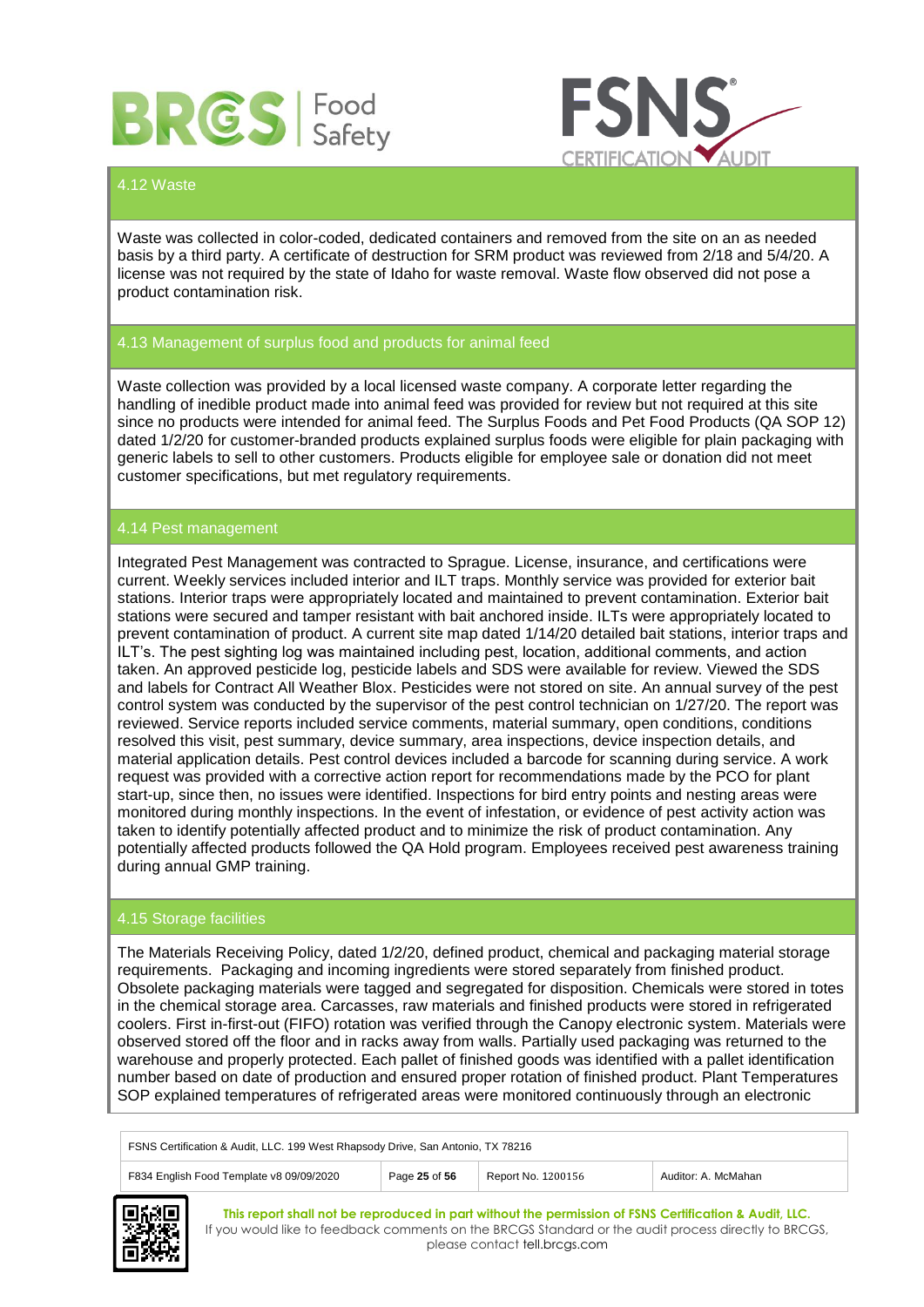## 4.12 Waste

Waste was collected in color-coded, dedicated containers and removed from the site on an as needed basis by a third party. A certificate of destruction for SRM product was reviewed from 2/18 and 5/4/20. A license was not required by the state of Idaho for waste removal. Waste flow observed did not pose a product contamination risk.

## 4.13 Management of surplus food and products for animal feed

Waste collection was provided by a local licensed waste company. A corporate letter regarding the handling of inedible product made into animal feed was provided for review but not required at this site since no products were intended for animal feed. The Surplus Foods and Pet Food Products (QA SOP 12) dated 1/2/20 for customer-branded products explained surplus foods were eligible for plain packaging with generic labels to sell to other customers. Products eligible for employee sale or donation did not meet customer specifications, but met regulatory requirements.

## 4.14 Pest management

Integrated Pest Management was contracted to Sprague. License, insurance, and certifications were current. Weekly services included interior and ILT traps. Monthly service was provided for exterior bait stations. Interior traps were appropriately located and maintained to prevent contamination. Exterior bait stations were secured and tamper resistant with bait anchored inside. ILTs were appropriately located to prevent contamination of product. A current site map dated 1/14/20 detailed bait stations, interior traps and ILT's. The pest sighting log was maintained including pest, location, additional comments, and action taken. An approved pesticide log, pesticide labels and SDS were available for review. Viewed the SDS and labels for Contract All Weather Blox. Pesticides were not stored on site. An annual survey of the pest control system was conducted by the supervisor of the pest control technician on 1/27/20. The report was reviewed. Service reports included service comments, material summary, open conditions, conditions resolved this visit, pest summary, device summary, area inspections, device inspection details, and material application details. Pest control devices included a barcode for scanning during service. A work request was provided with a corrective action report for recommendations made by the PCO for plant start-up, since then, no issues were identified. Inspections for bird entry points and nesting areas were monitored during monthly inspections. In the event of infestation, or evidence of pest activity action was taken to identify potentially affected product and to minimize the risk of product contamination. Any potentially affected products followed the QA Hold program. Employees received pest awareness training during annual GMP training.

## 4.15 Storage facilities

The Materials Receiving Policy, dated 1/2/20, defined product, chemical and packaging material storage requirements. Packaging and incoming ingredients were stored separately from finished product. Obsolete packaging materials were tagged and segregated for disposition. Chemicals were stored in totes in the chemical storage area. Carcasses, raw materials and finished products were stored in refrigerated coolers. First in-first-out (FIFO) rotation was verified through the Canopy electronic system. Materials were observed stored off the floor and in racks away from walls. Partially used packaging was returned to the warehouse and properly protected. Each pallet of finished goods was identified with a pallet identification number based on date of production and ensured proper rotation of finished product. Plant Temperatures SOP explained temperatures of refrigerated areas were monitored continuously through an electronic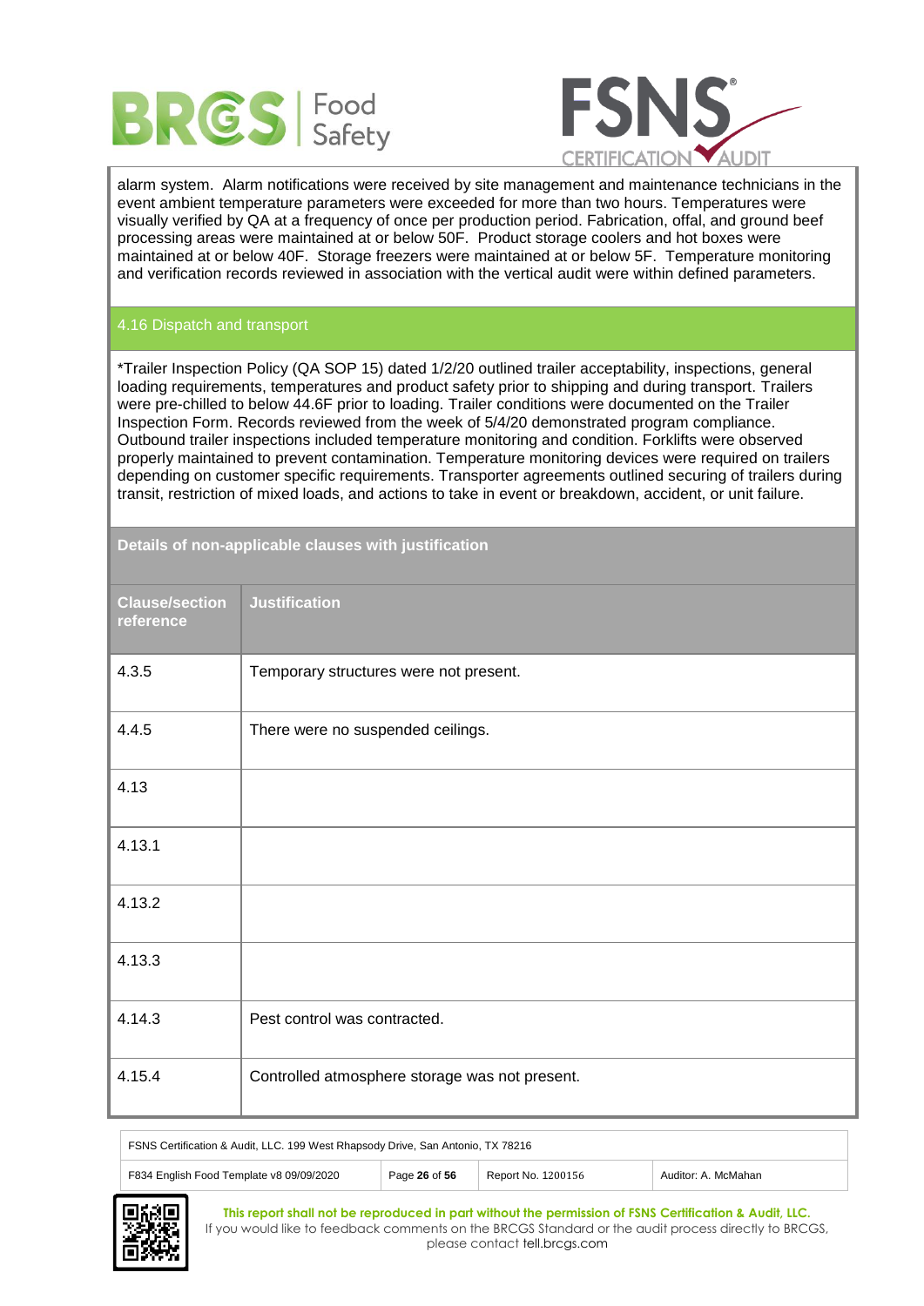alarm system. Alarm notifications were received by site management and maintenance technicians in the event ambient temperature parameters were exceeded for more than two hours. Temperatures were visually verified by QA at a frequency of once per production period. Fabrication, offal, and ground beef processing areas were maintained at or below 50F. Product storage coolers and hot boxes were maintained at or below 40F. Storage freezers were maintained at or below 5F. Temperature monitoring and verification records reviewed in association with the vertical audit were within defined parameters.

## 4.16 Dispatch and transport

*Trailer Inspection Policy (QA SOP 15) dated 1/2/20 outlined trailer acceptability, inspections, general loading requirements, temperatures and product safety prior to shipping and during transport. Trailers were pre-chilled to below 44.6F prior to loading. Trailer conditions were documented on the Trailer Inspection Form. Records reviewed from the week of 5/4/20 demonstrated program compliance. Outbound trailer inspections included temperature monitoring and condition. Forklifts were observed properly maintained to prevent contamination. Temperature monitoring devices were required on trailers depending on customer specific requirements. Transporter agreements outlined securing of trailers during transit, restriction of mixed loads, and actions to take in event or breakdown, accident, or unit failure.

## Details of non-applicable clauses with justification

| Clause/section reference | Justification |
|---|---|
| 4.3.5 | Temporary structures were not present. |
| 4.4.5 | There were no suspended ceilings. |
| 4.13 | |
| 4.13.1 | |
| 4.13.2 | |
| 4.13.3 | |
| 4.14.3 | Pest control was contracted. |
| 4.15.4 | Controlled atmosphere storage was not present. |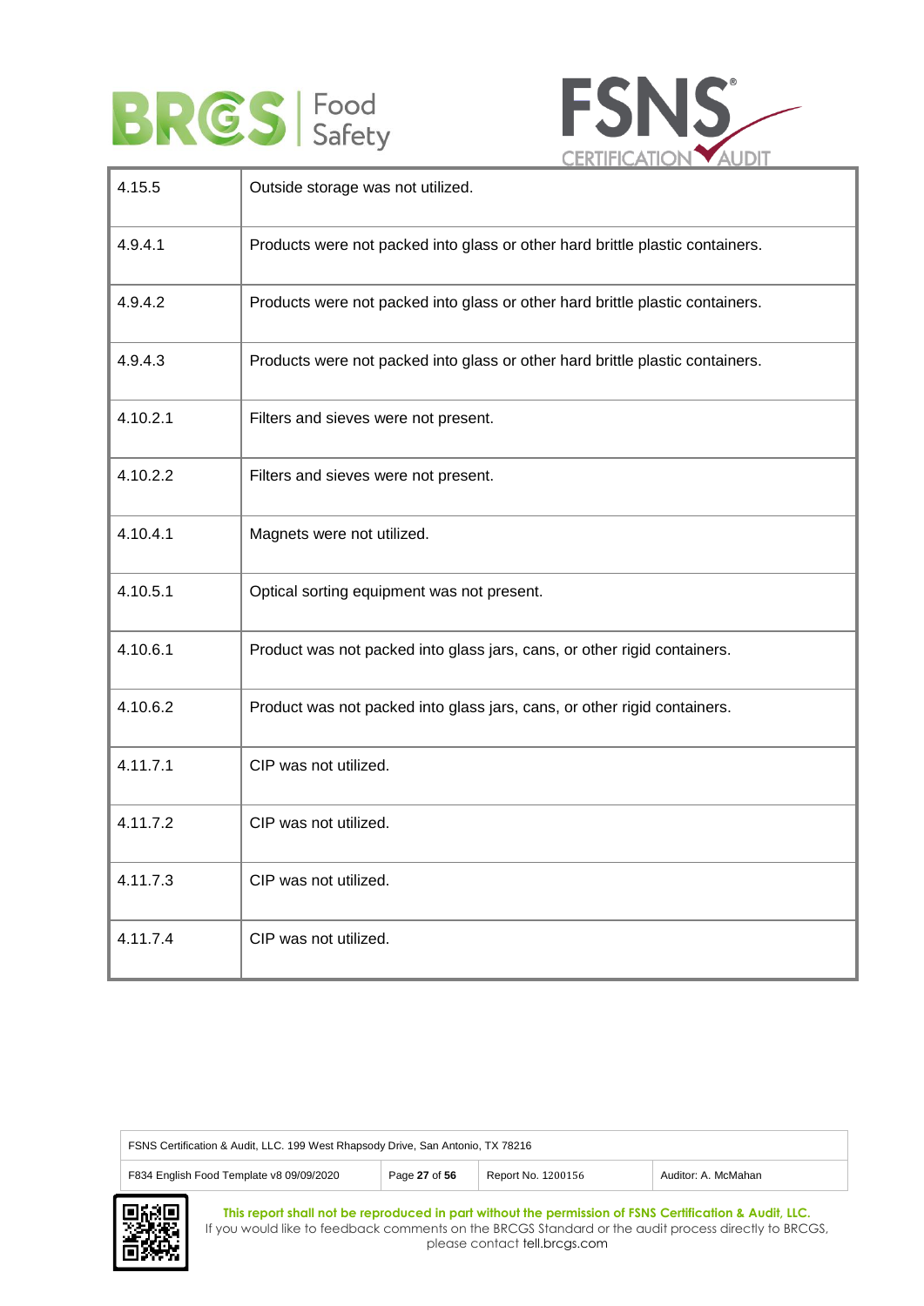| | |
|---|---|
| 4.15.5 | Outside storage was not utilized. |
| 4.9.4.1 | Products were not packed into glass or other hard brittle plastic containers. |
| 4.9.4.2 | Products were not packed into glass or other hard brittle plastic containers. |
| 4.9.4.3 | Products were not packed into glass or other hard brittle plastic containers. |
| 4.10.2.1 | Filters and sieves were not present. |
| 4.10.2.2 | Filters and sieves were not present. |
| 4.10.4.1 | Magnets were not utilized. |
| 4.10.5.1 | Optical sorting equipment was not present. |
| 4.10.6.1 | Product was not packed into glass jars, cans, or other rigid containers. |
| 4.10.6.2 | Product was not packed into glass jars, cans, or other rigid containers. |
| 4.11.7.1 | CIP was not utilized. |
| 4.11.7.2 | CIP was not utilized. |
| 4.11.7.3 | CIP was not utilized. |
| 4.11.7.4 | CIP was not utilized. |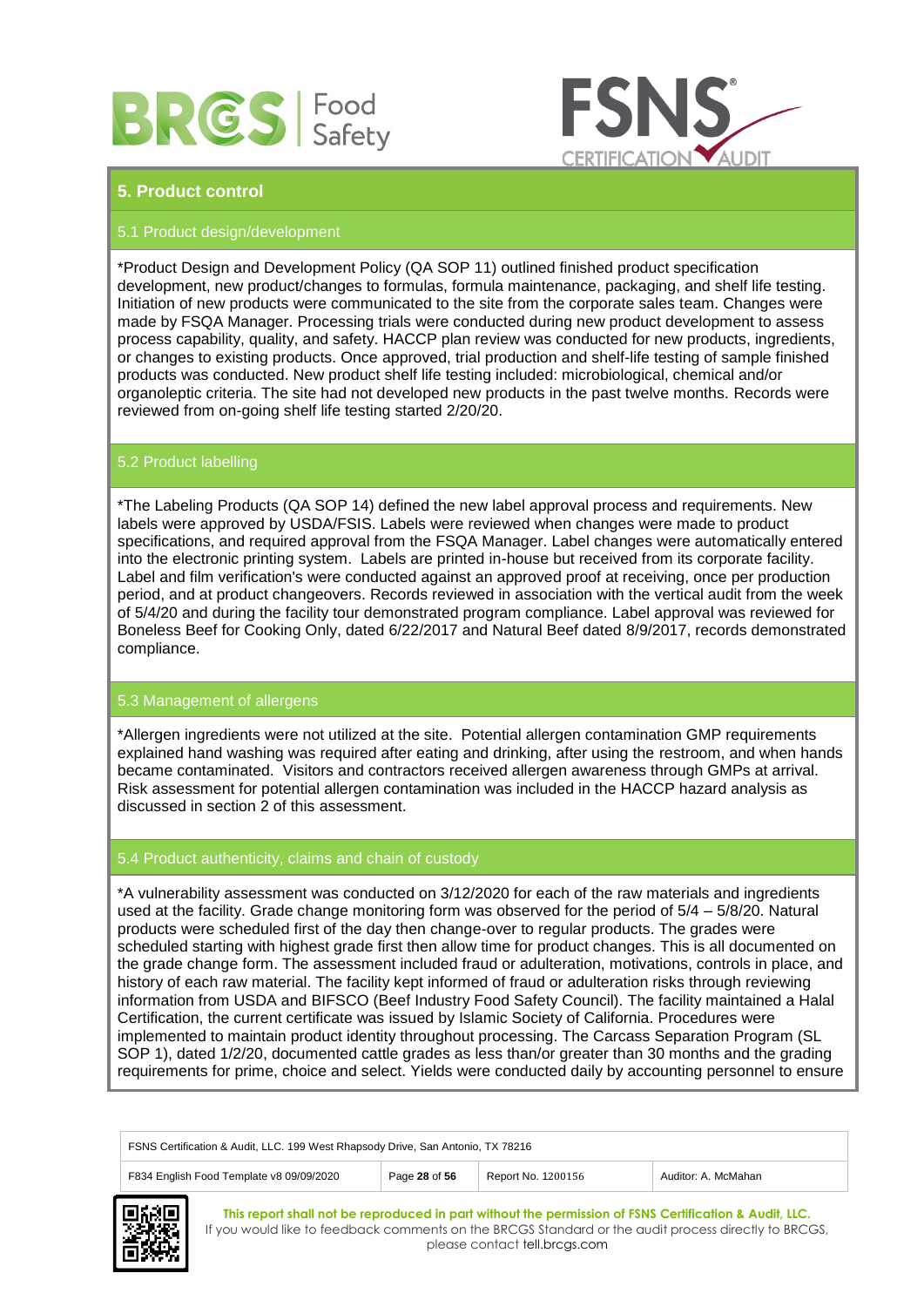## 5. Product control

### 5.1 Product design/development

*Product Design and Development Policy (QA SOP 11) outlined finished product specification development, new product/changes to formulas, formula maintenance, packaging, and shelf life testing. Initiation of new products were communicated to the site from the corporate sales team. Changes were made by FSQA Manager. Processing trials were conducted during new product development to assess process capability, quality, and safety. HACCP plan review was conducted for new products, ingredients, or changes to existing products. Once approved, trial production and shelf-life testing of sample finished products was conducted. New product shelf life testing included: microbiological, chemical and/or organoleptic criteria. The site had not developed new products in the past twelve months. Records were reviewed from on-going shelf life testing started 2/20/20.

### 5.2 Product labelling

*The Labeling Products (QA SOP 14) defined the new label approval process and requirements. New labels were approved by USDA/FSIS. Labels were reviewed when changes were made to product specifications, and required approval from the FSQA Manager. Label changes were automatically entered into the electronic printing system. Labels are printed in-house but received from its corporate facility. Label and film verification's were conducted against an approved proof at receiving, once per production period, and at product changeovers. Records reviewed in association with the vertical audit from the week of 5/4/20 and during the facility tour demonstrated program compliance. Label approval was reviewed for Boneless Beef for Cooking Only, dated 6/22/2017 and Natural Beef dated 8/9/2017, records demonstrated compliance.

### 5.3 Management of allergens

*Allergen ingredients were not utilized at the site. Potential allergen contamination GMP requirements explained hand washing was required after eating and drinking, after using the restroom, and when hands became contaminated. Visitors and contractors received allergen awareness through GMPs at arrival. Risk assessment for potential allergen contamination was included in the HACCP hazard analysis as discussed in section 2 of this assessment.

### 5.4 Product authenticity, claims and chain of custody

*A vulnerability assessment was conducted on 3/12/2020 for each of the raw materials and ingredients used at the facility. Grade change monitoring form was observed for the period of 5/4 – 5/8/20. Natural products were scheduled first of the day then change-over to regular products. The grades were scheduled starting with highest grade first then allow time for product changes. This is all documented on the grade change form. The assessment included fraud or adulteration, motivations, controls in place, and history of each raw material. The facility kept informed of fraud or adulteration risks through reviewing information from USDA and BIFSCO (Beef Industry Food Safety Council). The facility maintained a Halal Certification, the current certificate was issued by Islamic Society of California. Procedures were implemented to maintain product identity throughout processing. The Carcass Separation Program (SL SOP 1), dated 1/2/20, documented cattle grades as less than/or greater than 30 months and the grading requirements for prime, choice and select. Yields were conducted daily by accounting personnel to ensure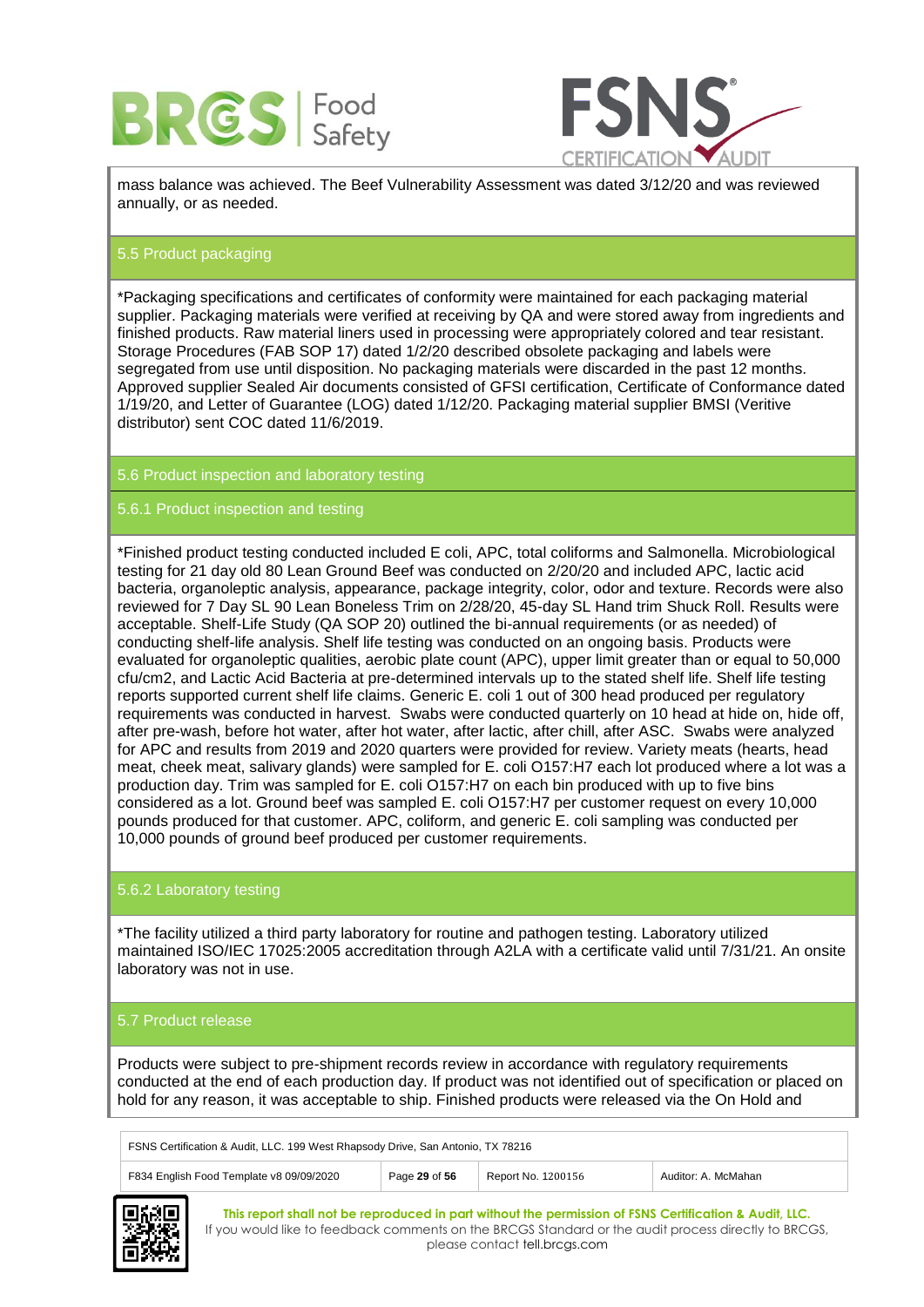mass balance was achieved. The Beef Vulnerability Assessment was dated 3/12/20 and was reviewed annually, or as needed.

## 5.5 Product packaging

*Packaging specifications and certificates of conformity were maintained for each packaging material supplier. Packaging materials were verified at receiving by QA and were stored away from ingredients and finished products. Raw material liners used in processing were appropriately colored and tear resistant. Storage Procedures (FAB SOP 17) dated 1/2/20 described obsolete packaging and labels were segregated from use until disposition. No packaging materials were discarded in the past 12 months. Approved supplier Sealed Air documents consisted of GFSI certification, Certificate of Conformance dated 1/19/20, and Letter of Guarantee (LOG) dated 1/12/20. Packaging material supplier BMSI (Veritive distributor) sent COC dated 11/6/2019.

## 5.6 Product inspection and laboratory testing

### 5.6.1 Product inspection and testing

*Finished product testing conducted included E coli, APC, total coliforms and Salmonella. Microbiological testing for 21 day old 80 Lean Ground Beef was conducted on 2/20/20 and included APC, lactic acid bacteria, organoleptic analysis, appearance, package integrity, color, odor and texture. Records were also reviewed for 7 Day SL 90 Lean Boneless Trim on 2/28/20, 45-day SL Hand trim Shuck Roll. Results were acceptable. Shelf-Life Study (QA SOP 20) outlined the bi-annual requirements (or as needed) of conducting shelf-life analysis. Shelf life testing was conducted on an ongoing basis. Products were evaluated for organoleptic qualities, aerobic plate count (APC), upper limit greater than or equal to 50,000 cfu/cm2, and Lactic Acid Bacteria at pre-determined intervals up to the stated shelf life. Shelf life testing reports supported current shelf life claims. Generic E. coli 1 out of 300 head produced per regulatory requirements was conducted in harvest. Swabs were conducted quarterly on 10 head at hide on, hide off, after pre-wash, before hot water, after hot water, after lactic, after chill, after ASC. Swabs were analyzed for APC and results from 2019 and 2020 quarters were provided for review. Variety meats (hearts, head meat, cheek meat, salivary glands) were sampled for E. coli O157:H7 each lot produced where a lot was a production day. Trim was sampled for E. coli O157:H7 on each bin produced with up to five bins considered as a lot. Ground beef was sampled E. coli O157:H7 per customer request on every 10,000 pounds produced for that customer. APC, coliform, and generic E. coli sampling was conducted per 10,000 pounds of ground beef produced per customer requirements.

### 5.6.2 Laboratory testing

*The facility utilized a third party laboratory for routine and pathogen testing. Laboratory utilized maintained ISO/IEC 17025:2005 accreditation through A2LA with a certificate valid until 7/31/21. An onsite laboratory was not in use.

## 5.7 Product release

Products were subject to pre-shipment records review in accordance with regulatory requirements conducted at the end of each production day. If product was not identified out of specification or placed on hold for any reason, it was acceptable to ship. Finished products were released via the On Hold and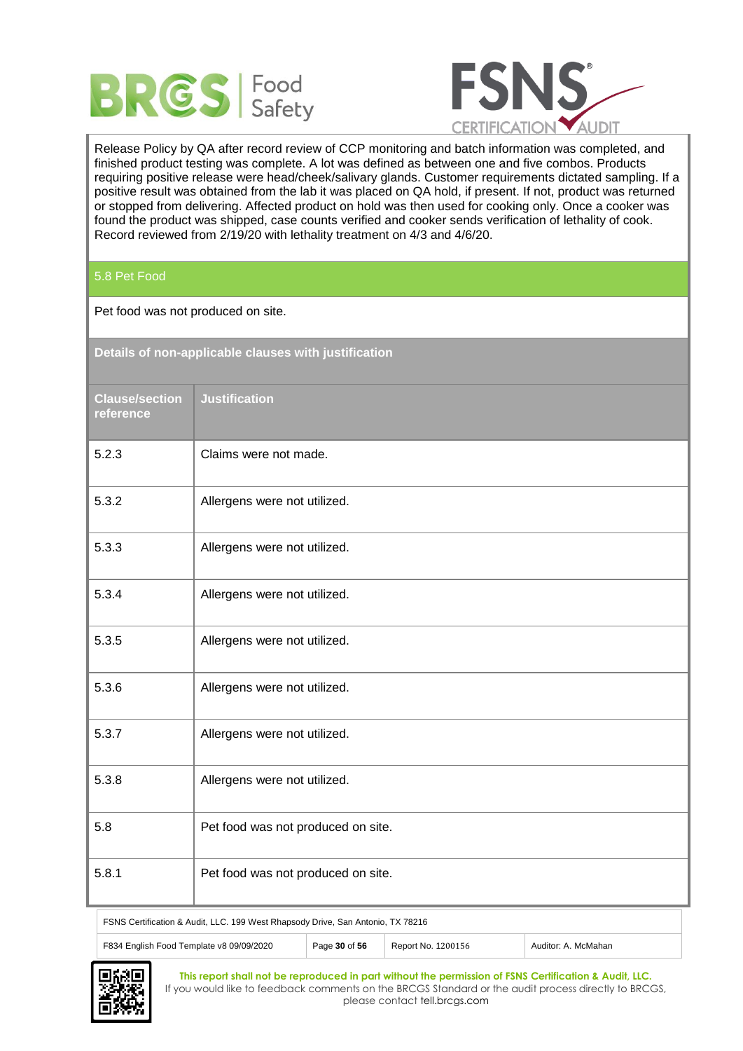Release Policy by QA after record review of CCP monitoring and batch information was completed, and finished product testing was complete. A lot was defined as between one and five combos. Products requiring positive release were head/cheek/salivary glands. Customer requirements dictated sampling. If a positive result was obtained from the lab it was placed on QA hold, if present. If not, product was returned or stopped from delivering. Affected product on hold was then used for cooking only. Once a cooker was found the product was shipped, case counts verified and cooker sends verification of lethality of cook. Record reviewed from 2/19/20 with lethality treatment on 4/3 and 4/6/20.

## 5.8 Pet Food

Pet food was not produced on site.

## Details of non-applicable clauses with justification

| Clause/section reference | Justification |
| --- | --- |
| 5.2.3 | Claims were not made. |
| 5.3.2 | Allergens were not utilized. |
| 5.3.3 | Allergens were not utilized. |
| 5.3.4 | Allergens were not utilized. |
| 5.3.5 | Allergens were not utilized. |
| 5.3.6 | Allergens were not utilized. |
| 5.3.7 | Allergens were not utilized. |
| 5.3.8 | Allergens were not utilized. |
| 5.8 | Pet food was not produced on site. |
| 5.8.1 | Pet food was not produced on site. |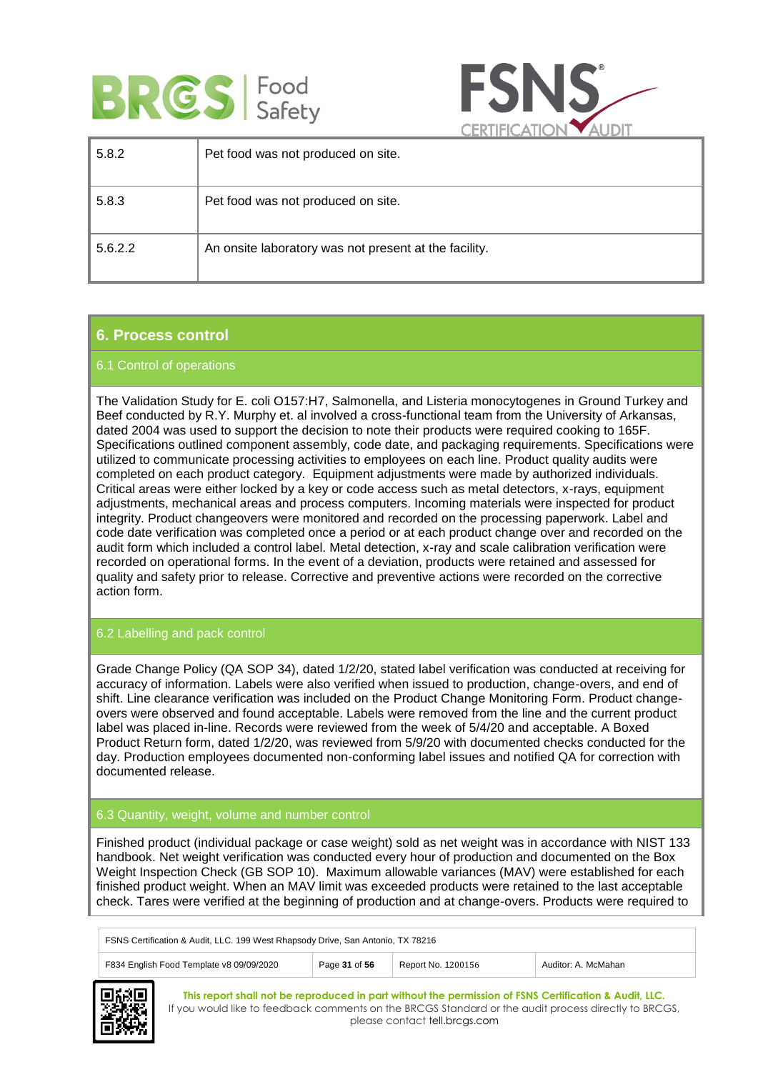| 5.8.2 | Pet food was not produced on site. |
|---|---|
| 5.8.3 | Pet food was not produced on site. |
| 5.6.2.2 | An onsite laboratory was not present at the facility. |

## 6. Process control

### 6.1 Control of operations

The Validation Study for E. coli O157:H7, Salmonella, and Listeria monocytogenes in Ground Turkey and Beef conducted by R.Y. Murphy et. al involved a cross-functional team from the University of Arkansas, dated 2004 was used to support the decision to note their products were required cooking to 165F. Specifications outlined component assembly, code date, and packaging requirements. Specifications were utilized to communicate processing activities to employees on each line. Product quality audits were completed on each product category. Equipment adjustments were made by authorized individuals. Critical areas were either locked by a key or code access such as metal detectors, x-rays, equipment adjustments, mechanical areas and process computers. Incoming materials were inspected for product integrity. Product changeovers were monitored and recorded on the processing paperwork. Label and code date verification was completed once a period or at each product change over and recorded on the audit form which included a control label. Metal detection, x-ray and scale calibration verification were recorded on operational forms. In the event of a deviation, products were retained and assessed for quality and safety prior to release. Corrective and preventive actions were recorded on the corrective action form.

### 6.2 Labelling and pack control

Grade Change Policy (QA SOP 34), dated 1/2/20, stated label verification was conducted at receiving for accuracy of information. Labels were also verified when issued to production, change-overs, and end of shift. Line clearance verification was included on the Product Change Monitoring Form. Product change-overs were observed and found acceptable. Labels were removed from the line and the current product label was placed in-line. Records were reviewed from the week of 5/4/20 and acceptable. A Boxed Product Return form, dated 1/2/20, was reviewed from 5/9/20 with documented checks conducted for the day. Production employees documented non-conforming label issues and notified QA for correction with documented release.

### 6.3 Quantity, weight, volume and number control

Finished product (individual package or case weight) sold as net weight was in accordance with NIST 133 handbook. Net weight verification was conducted every hour of production and documented on the Box Weight Inspection Check (GB SOP 10). Maximum allowable variances (MAV) were established for each finished product weight. When an MAV limit was exceeded products were retained to the last acceptable check. Tares were verified at the beginning of production and at change-overs. Products were required to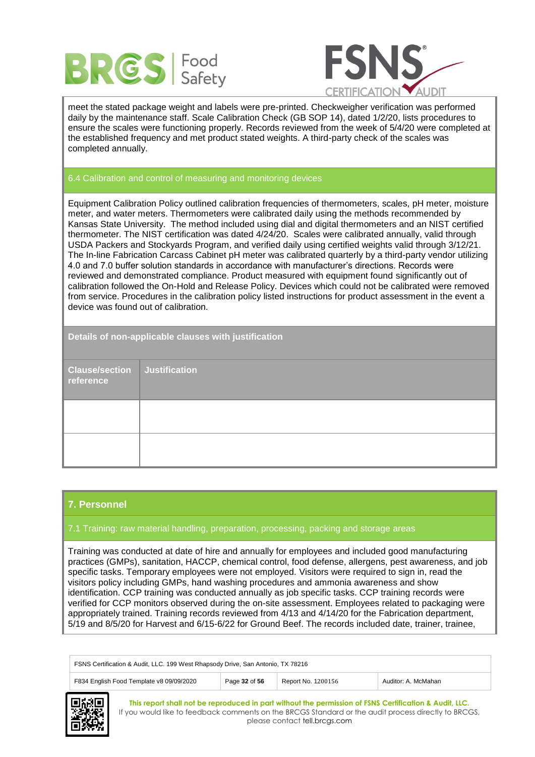meet the stated package weight and labels were pre-printed. Checkweigher verification was performed daily by the maintenance staff. Scale Calibration Check (GB SOP 14), dated 1/2/20, lists procedures to ensure the scales were functioning properly. Records reviewed from the week of 5/4/20 were completed at the established frequency and met product stated weights. A third-party check of the scales was completed annually.

### 6.4 Calibration and control of measuring and monitoring devices

Equipment Calibration Policy outlined calibration frequencies of thermometers, scales, pH meter, moisture meter, and water meters. Thermometers were calibrated daily using the methods recommended by Kansas State University. The method included using dial and digital thermometers and an NIST certified thermometer. The NIST certification was dated 4/24/20. Scales were calibrated annually, valid through USDA Packers and Stockyards Program, and verified daily using certified weights valid through 3/12/21. The In-line Fabrication Carcass Cabinet pH meter was calibrated quarterly by a third-party vendor utilizing 4.0 and 7.0 buffer solution standards in accordance with manufacturer's directions. Records were reviewed and demonstrated compliance. Product measured with equipment found significantly out of calibration followed the On-Hold and Release Policy. Devices which could not be calibrated were removed from service. Procedures in the calibration policy listed instructions for product assessment in the event a device was found out of calibration.

**Details of non-applicable clauses with justification**

| Clause/section reference | Justification |
|---|---|
| | |
| | |

## 7. Personnel

### 7.1 Training: raw material handling, preparation, processing, packing and storage areas

Training was conducted at date of hire and annually for employees and included good manufacturing practices (GMPs), sanitation, HACCP, chemical control, food defense, allergens, pest awareness, and job specific tasks. Temporary employees were not employed. Visitors were required to sign in, read the visitors policy including GMPs, hand washing procedures and ammonia awareness and show identification. CCP training was conducted annually as job specific tasks. CCP training records were verified for CCP monitors observed during the on-site assessment. Employees related to packaging were appropriately trained. Training records reviewed from 4/13 and 4/14/20 for the Fabrication department, 5/19 and 8/5/20 for Harvest and 6/15-6/22 for Ground Beef. The records included date, trainer, trainee,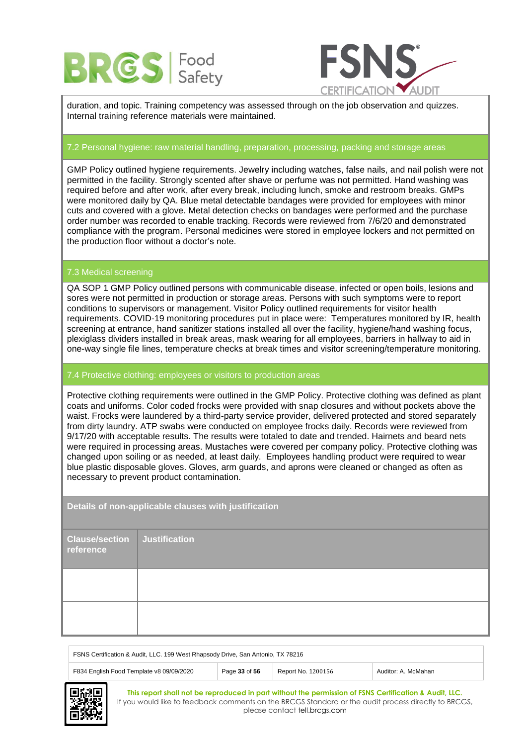duration, and topic. Training competency was assessed through on the job observation and quizzes. Internal training reference materials were maintained.

### 7.2 Personal hygiene: raw material handling, preparation, processing, packing and storage areas

GMP Policy outlined hygiene requirements. Jewelry including watches, false nails, and nail polish were not permitted in the facility. Strongly scented after shave or perfume was not permitted. Hand washing was required before and after work, after every break, including lunch, smoke and restroom breaks. GMPs were monitored daily by QA. Blue metal detectable bandages were provided for employees with minor cuts and covered with a glove. Metal detection checks on bandages were performed and the purchase order number was recorded to enable tracking. Records were reviewed from 7/6/20 and demonstrated compliance with the program. Personal medicines were stored in employee lockers and not permitted on the production floor without a doctor's note.

### 7.3 Medical screening

QA SOP 1 GMP Policy outlined persons with communicable disease, infected or open boils, lesions and sores were not permitted in production or storage areas. Persons with such symptoms were to report conditions to supervisors or management. Visitor Policy outlined requirements for visitor health requirements. COVID-19 monitoring procedures put in place were: Temperatures monitored by IR, health screening at entrance, hand sanitizer stations installed all over the facility, hygiene/hand washing focus, plexiglass dividers installed in break areas, mask wearing for all employees, barriers in hallway to aid in one-way single file lines, temperature checks at break times and visitor screening/temperature monitoring.

### 7.4 Protective clothing: employees or visitors to production areas

Protective clothing requirements were outlined in the GMP Policy. Protective clothing was defined as plant coats and uniforms. Color coded frocks were provided with snap closures and without pockets above the waist. Frocks were laundered by a third-party service provider, delivered protected and stored separately from dirty laundry. ATP swabs were conducted on employee frocks daily. Records were reviewed from 9/17/20 with acceptable results. The results were totaled to date and trended. Hairnets and beard nets were required in processing areas. Mustaches were covered per company policy. Protective clothing was changed upon soiling or as needed, at least daily. Employees handling product were required to wear blue plastic disposable gloves. Gloves, arm guards, and aprons were cleaned or changed as often as necessary to prevent product contamination.

**Details of non-applicable clauses with justification**

| Clause/section reference | Justification |
|---|---|
| | |
| | |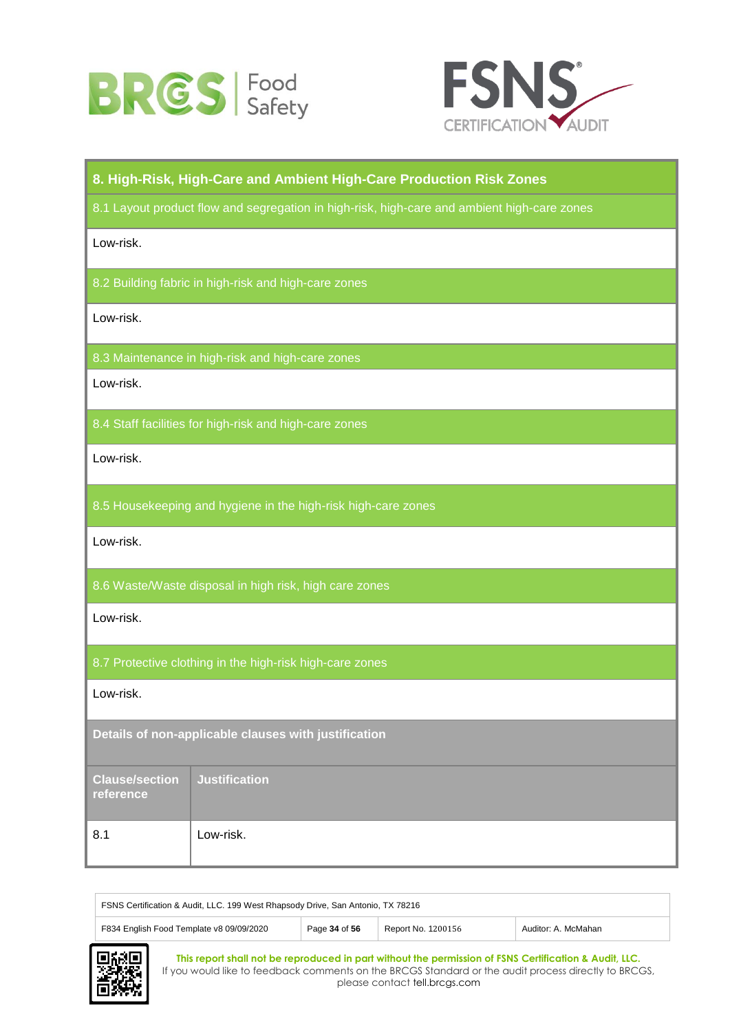## 8. High-Risk, High-Care and Ambient High-Care Production Risk Zones

### 8.1 Layout product flow and segregation in high-risk, high-care and ambient high-care zones

Low-risk.

### 8.2 Building fabric in high-risk and high-care zones

Low-risk.

### 8.3 Maintenance in high-risk and high-care zones

Low-risk.

### 8.4 Staff facilities for high-risk and high-care zones

Low-risk.

### 8.5 Housekeeping and hygiene in the high-risk high-care zones

Low-risk.

### 8.6 Waste/Waste disposal in high risk, high care zones

Low-risk.

### 8.7 Protective clothing in the high-risk high-care zones

Low-risk.

### Details of non-applicable clauses with justification

| Clause/section reference | Justification |
| --- | --- |
| 8.1 | Low-risk. |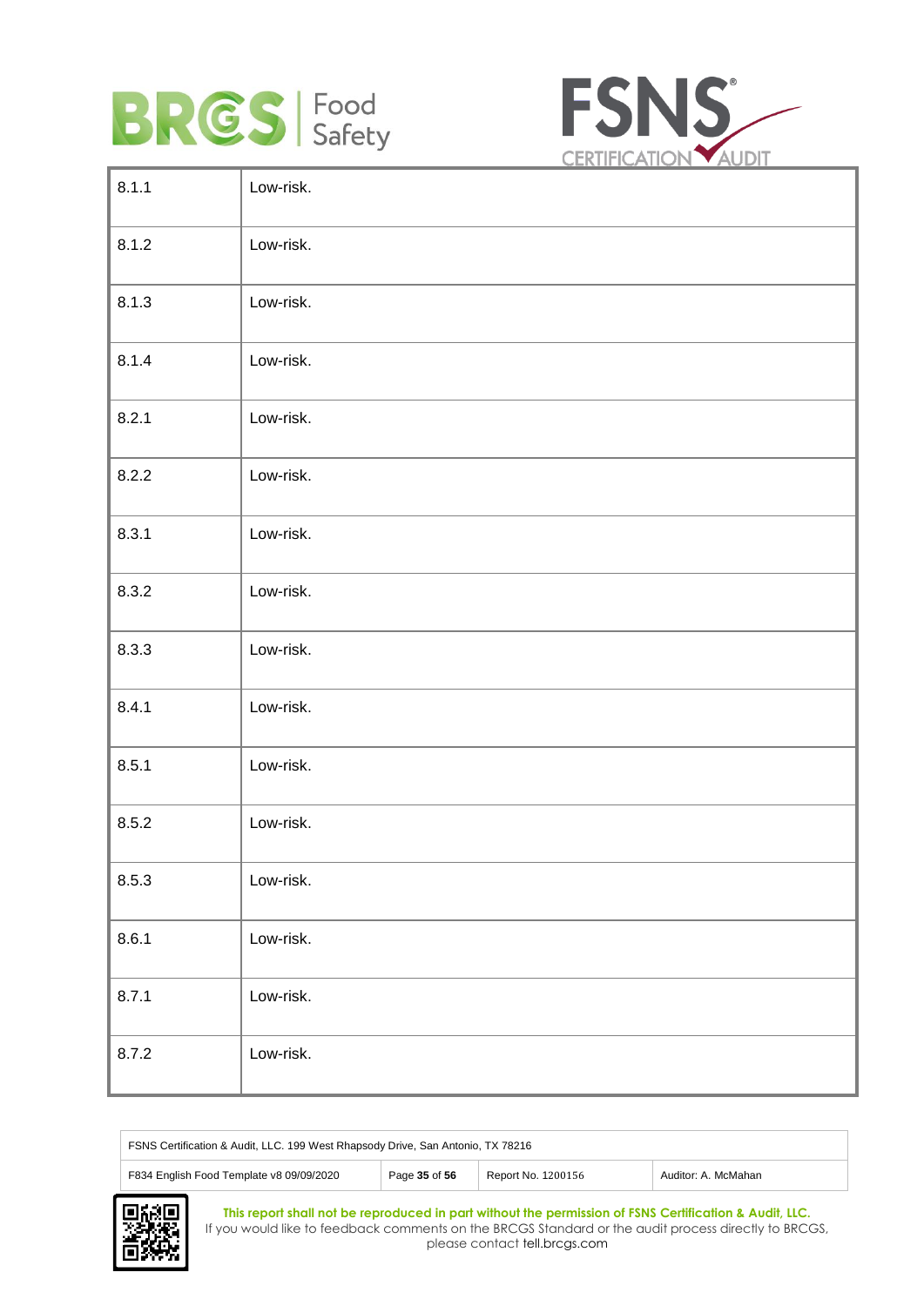| 8.1.1 | Low-risk. |
|---|---|
| 8.1.2 | Low-risk. |
| 8.1.3 | Low-risk. |
| 8.1.4 | Low-risk. |
| 8.2.1 | Low-risk. |
| 8.2.2 | Low-risk. |
| 8.3.1 | Low-risk. |
| 8.3.2 | Low-risk. |
| 8.3.3 | Low-risk. |
| 8.4.1 | Low-risk. |
| 8.5.1 | Low-risk. |
| 8.5.2 | Low-risk. |
| 8.5.3 | Low-risk. |
| 8.6.1 | Low-risk. |
| 8.7.1 | Low-risk. |
| 8.7.2 | Low-risk. |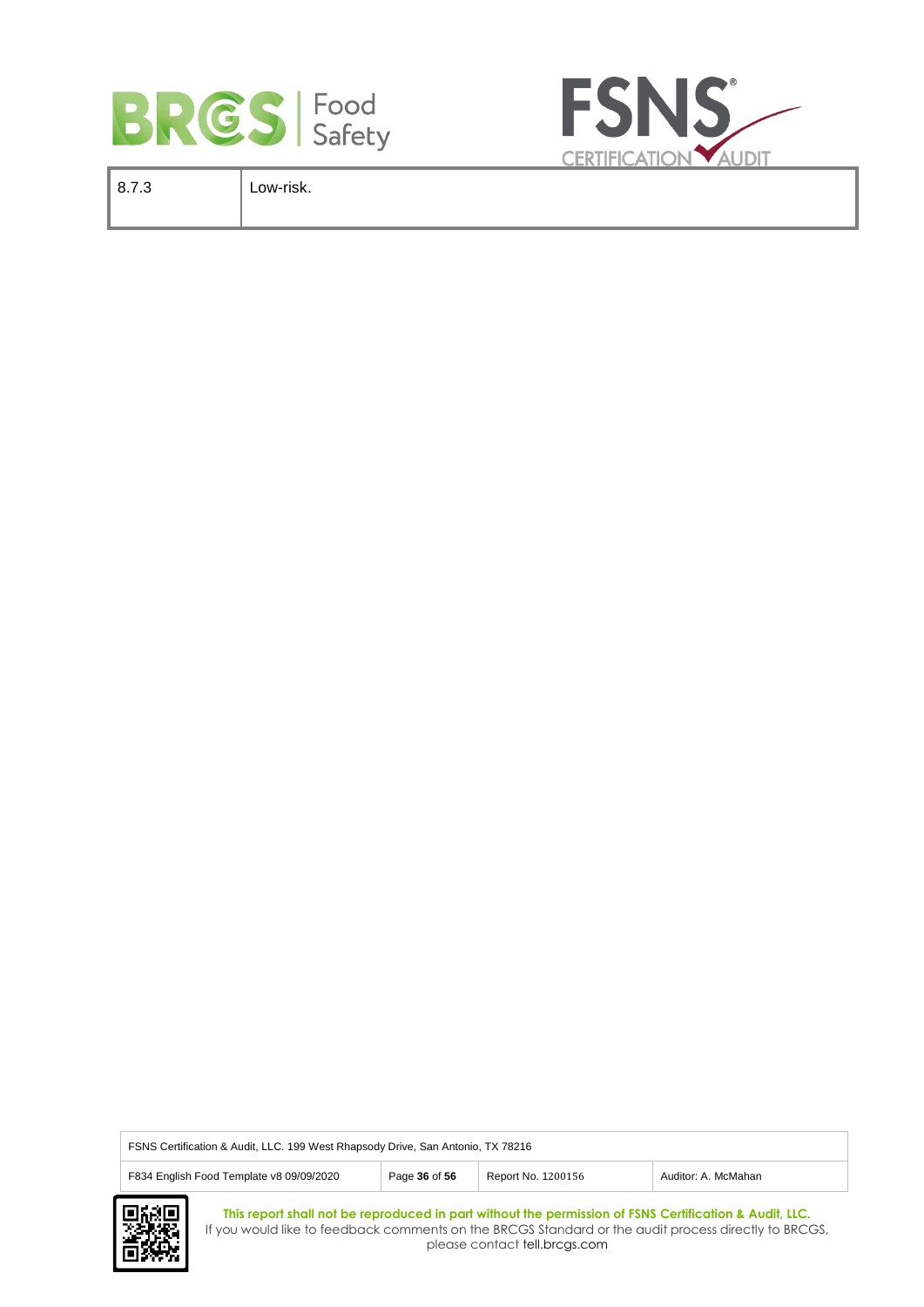| 8.7.3 | Low-risk. |
| --- | --- |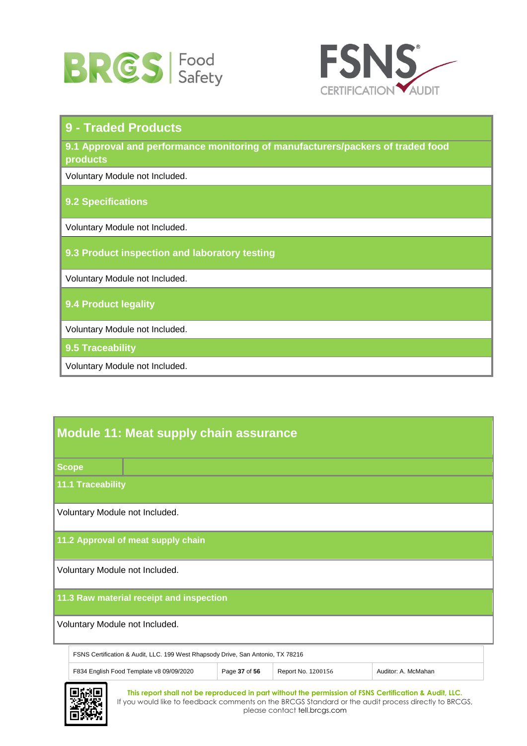## 9 - Traded Products

### 9.1 Approval and performance monitoring of manufacturers/packers of traded food products

Voluntary Module not Included.

### 9.2 Specifications

Voluntary Module not Included.

### 9.3 Product inspection and laboratory testing

Voluntary Module not Included.

### 9.4 Product legality

Voluntary Module not Included.

### 9.5 Traceability

Voluntary Module not Included.

## Module 11: Meat supply chain assurance

| Scope | |
|---|---|

### 11.1 Traceability

Voluntary Module not Included.

### 11.2 Approval of meat supply chain

Voluntary Module not Included.

### 11.3 Raw material receipt and inspection

Voluntary Module not Included.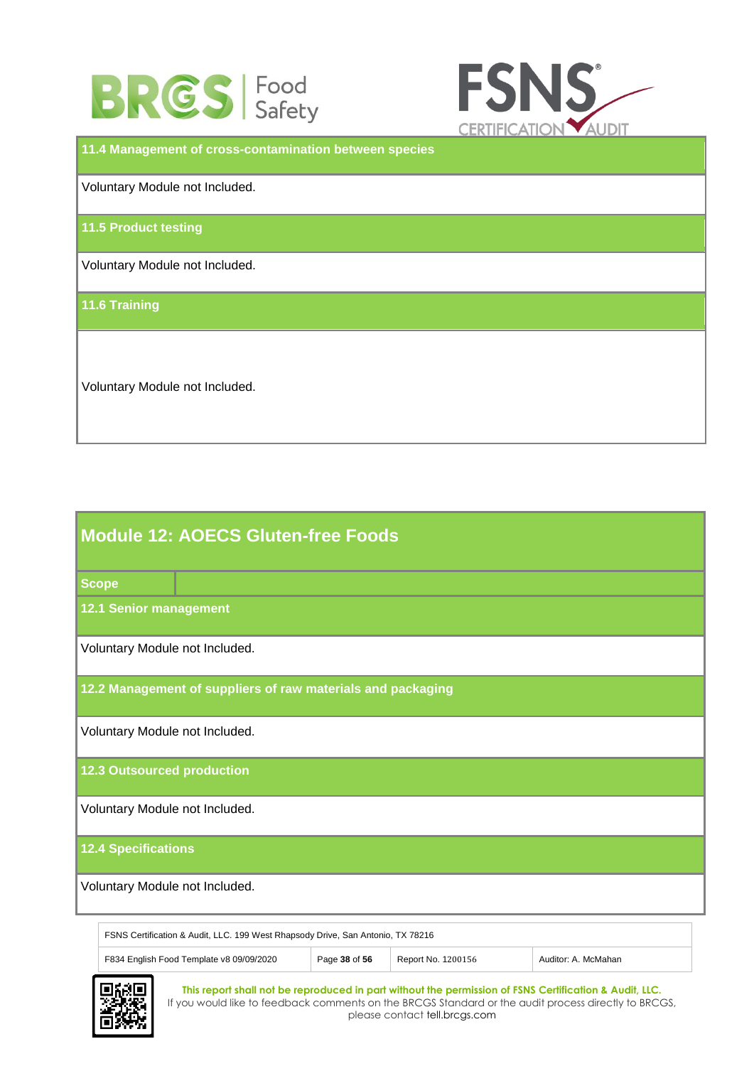### 11.4 Management of cross-contamination between species

Voluntary Module not Included.

### 11.5 Product testing

Voluntary Module not Included.

### 11.6 Training

Voluntary Module not Included.

## Module 12: AOECS Gluten-free Foods

| Scope | |
|---|---|

### 12.1 Senior management

Voluntary Module not Included.

### 12.2 Management of suppliers of raw materials and packaging

Voluntary Module not Included.

### 12.3 Outsourced production

Voluntary Module not Included.

### 12.4 Specifications

Voluntary Module not Included.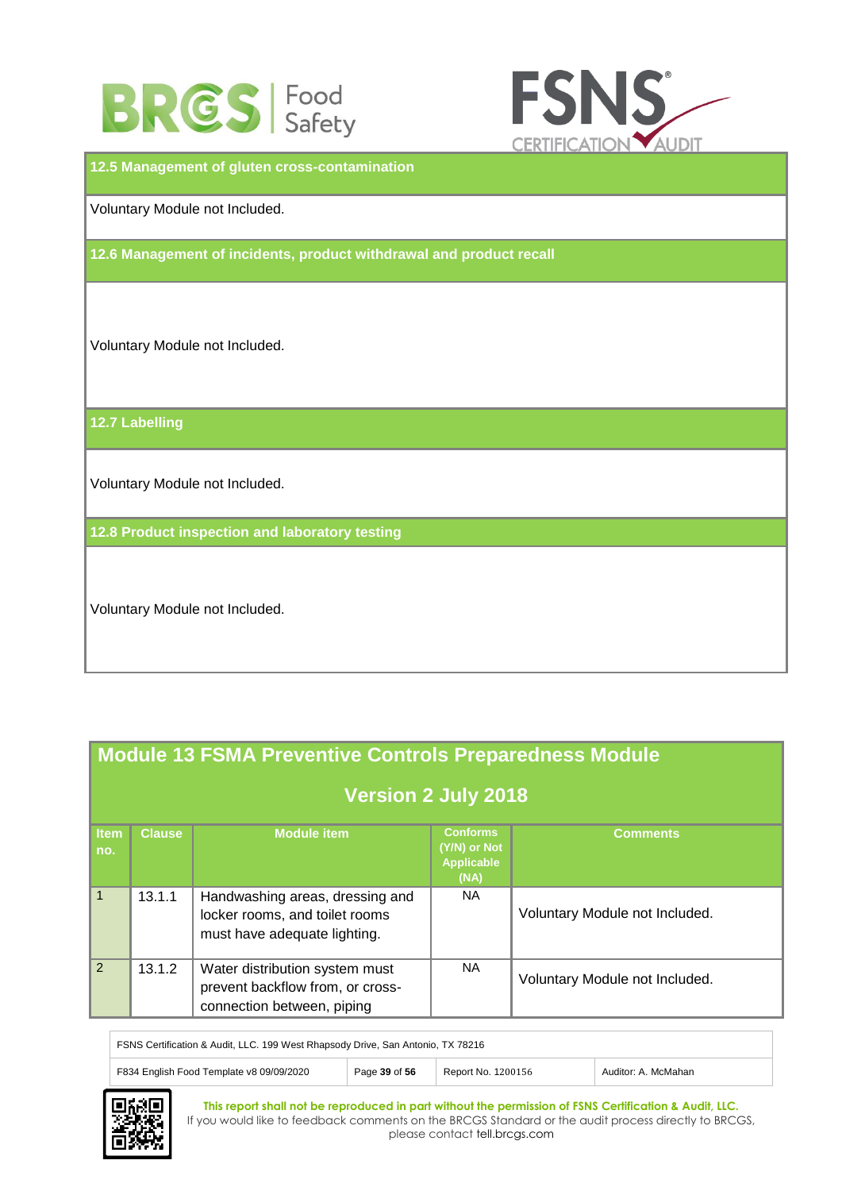### 12.5 Management of gluten cross-contamination

Voluntary Module not Included.

### 12.6 Management of incidents, product withdrawal and product recall

Voluntary Module not Included.

### 12.7 Labelling

Voluntary Module not Included.

### 12.8 Product inspection and laboratory testing

Voluntary Module not Included.

## Module 13 FSMA Preventive Controls Preparedness Module

### Version 2 July 2018

| Item no. | Clause | Module item | Conforms (Y/N) or Not Applicable (NA) | Comments |
|---|---|---|---|---|
| 1 | 13.1.1 | Handwashing areas, dressing and locker rooms, and toilet rooms must have adequate lighting. | NA | Voluntary Module not Included. |
| 2 | 13.1.2 | Water distribution system must prevent backflow from, or cross-connection between, piping | NA | Voluntary Module not Included. |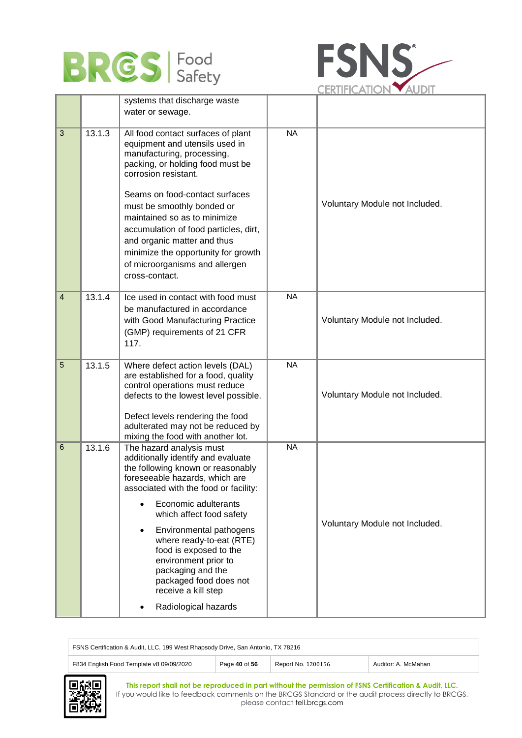| | | | | |
|---|---|---|---|---|
| | | systems that discharge waste water or sewage. | | |
| 3 | 13.1.3 | All food contact surfaces of plant equipment and utensils used in manufacturing, processing, packing, or holding food must be corrosion resistant.<br><br>Seams on food-contact surfaces must be smoothly bonded or maintained so as to minimize accumulation of food particles, dirt, and organic matter and thus minimize the opportunity for growth of microorganisms and allergen cross-contact. | NA | Voluntary Module not Included. |
| 4 | 13.1.4 | Ice used in contact with food must be manufactured in accordance with Good Manufacturing Practice (GMP) requirements of 21 CFR 117. | NA | Voluntary Module not Included. |
| 5 | 13.1.5 | Where defect action levels (DAL) are established for a food, quality control operations must reduce defects to the lowest level possible.<br><br>Defect levels rendering the food adulterated may not be reduced by mixing the food with another lot. | NA | Voluntary Module not Included. |
| 6 | 13.1.6 | The hazard analysis must additionally identify and evaluate the following known or reasonably foreseeable hazards, which are associated with the food or facility:<br>• Economic adulterants which affect food safety<br>• Environmental pathogens where ready-to-eat (RTE) food is exposed to the environment prior to packaging and the packaged food does not receive a kill step<br>• Radiological hazards | NA | Voluntary Module not Included. |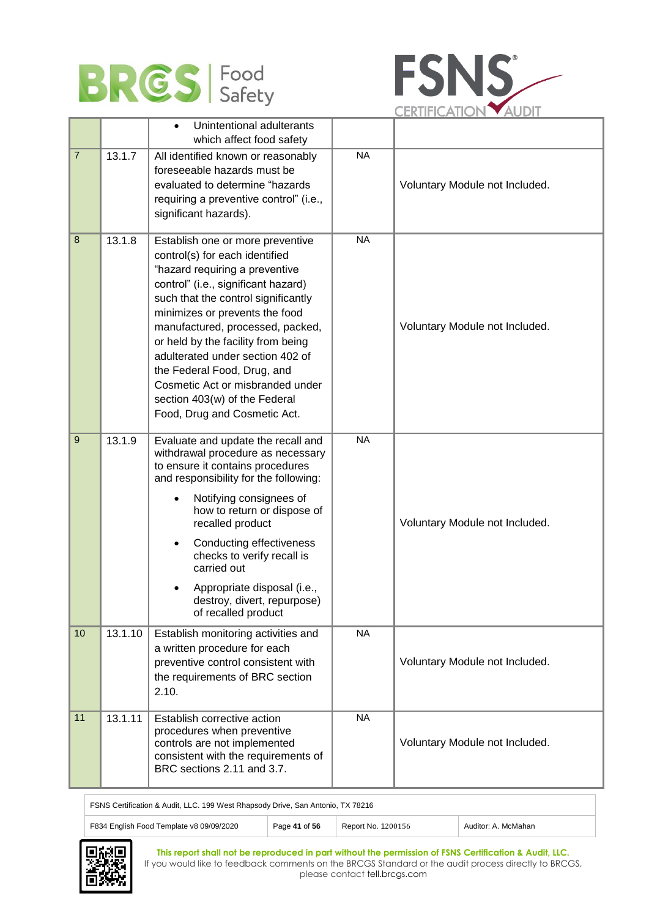| | | | | |
|---|---|---|---|---|
| | | • Unintentional adulterants which affect food safety | | |
| 7 | 13.1.7 | All identified known or reasonably foreseeable hazards must be evaluated to determine "hazards requiring a preventive control" (i.e., significant hazards). | NA | Voluntary Module not Included. |
| 8 | 13.1.8 | Establish one or more preventive control(s) for each identified "hazard requiring a preventive control" (i.e., significant hazard) such that the control significantly minimizes or prevents the food manufactured, processed, packed, or held by the facility from being adulterated under section 402 of the Federal Food, Drug, and Cosmetic Act or misbranded under section 403(w) of the Federal Food, Drug and Cosmetic Act. | NA | Voluntary Module not Included. |
| 9 | 13.1.9 | Evaluate and update the recall and withdrawal procedure as necessary to ensure it contains procedures and responsibility for the following: <br>• Notifying consignees of how to return or dispose of recalled product <br>• Conducting effectiveness checks to verify recall is carried out <br>• Appropriate disposal (i.e., destroy, divert, repurpose) of recalled product | NA | Voluntary Module not Included. |
| 10 | 13.1.10 | Establish monitoring activities and a written procedure for each preventive control consistent with the requirements of BRC section 2.10. | NA | Voluntary Module not Included. |
| 11 | 13.1.11 | Establish corrective action procedures when preventive controls are not implemented consistent with the requirements of BRC sections 2.11 and 3.7. | NA | Voluntary Module not Included. |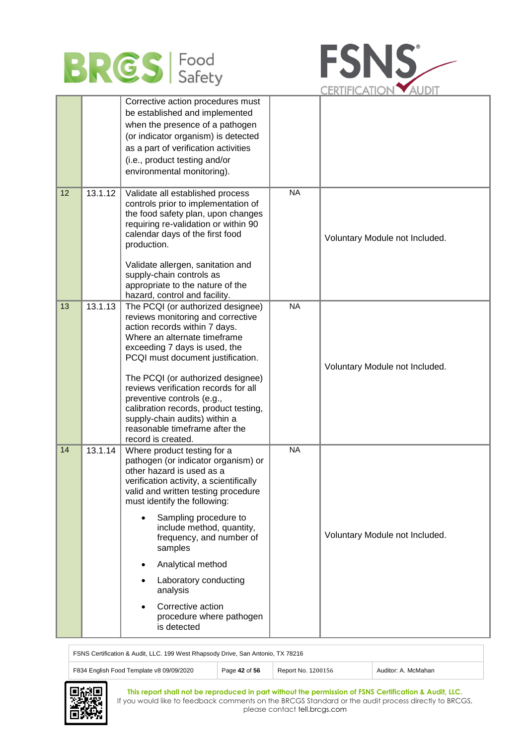| | | | | |
|---|---|---|---|---|
| | | Corrective action procedures must be established and implemented when the presence of a pathogen (or indicator organism) is detected as a part of verification activities (i.e., product testing and/or environmental monitoring). | | |
| 12 | 13.1.12 | Validate all established process controls prior to implementation of the food safety plan, upon changes requiring re-validation or within 90 calendar days of the first food production.<br><br>Validate allergen, sanitation and supply-chain controls as appropriate to the nature of the hazard, control and facility. | NA | Voluntary Module not Included. |
| 13 | 13.1.13 | The PCQI (or authorized designee) reviews monitoring and corrective action records within 7 days. Where an alternate timeframe exceeding 7 days is used, the PCQI must document justification.<br><br>The PCQI (or authorized designee) reviews verification records for all preventive controls (e.g., calibration records, product testing, supply-chain audits) within a reasonable timeframe after the record is created. | NA | Voluntary Module not Included. |
| 14 | 13.1.14 | Where product testing for a pathogen (or indicator organism) or other hazard is used as a verification activity, a scientifically valid and written testing procedure must identify the following:<br>• Sampling procedure to include method, quantity, frequency, and number of samples<br>• Analytical method<br>• Laboratory conducting analysis<br>• Corrective action procedure where pathogen is detected | NA | Voluntary Module not Included. |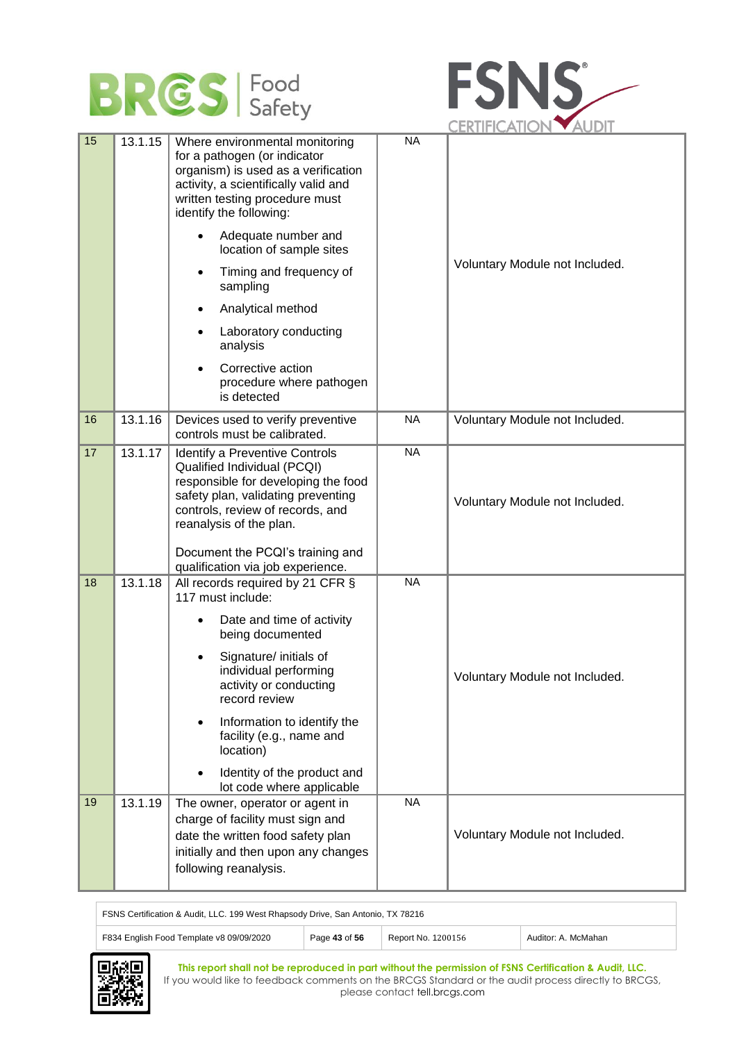| 15 | 13.1.15 | Where environmental monitoring for a pathogen (or indicator organism) is used as a verification activity, a scientifically valid and written testing procedure must identify the following:<br>• Adequate number and location of sample sites<br>• Timing and frequency of sampling<br>• Analytical method<br>• Laboratory conducting analysis<br>• Corrective action procedure where pathogen is detected | NA | Voluntary Module not Included. |
|---|---|---|---|---|
| 16 | 13.1.16 | Devices used to verify preventive controls must be calibrated. | NA | Voluntary Module not Included. |
| 17 | 13.1.17 | Identify a Preventive Controls Qualified Individual (PCQI) responsible for developing the food safety plan, validating preventing controls, review of records, and reanalysis of the plan.<br><br>Document the PCQI's training and qualification via job experience. | NA | Voluntary Module not Included. |
| 18 | 13.1.18 | All records required by 21 CFR § 117 must include:<br>• Date and time of activity being documented<br>• Signature/ initials of individual performing activity or conducting record review<br>• Information to identify the facility (e.g., name and location)<br>• Identity of the product and lot code where applicable | NA | Voluntary Module not Included. |
| 19 | 13.1.19 | The owner, operator or agent in charge of facility must sign and date the written food safety plan initially and then upon any changes following reanalysis. | NA | Voluntary Module not Included. |

FSNS Certification & Audit, LLC. 199 West Rhapsody Drive, San Antonio, TX 78216

F834 English Food Template v8 09/09/2020 | Report No. 1200156 | Auditor: A. McMahan

**This report shall not be reproduced in part without the permission of FSNS Certification & Audit, LLC.**
If you would like to feedback comments on the BRCGS Standard or the audit process directly to BRCGS, please contact tell.brcgs.com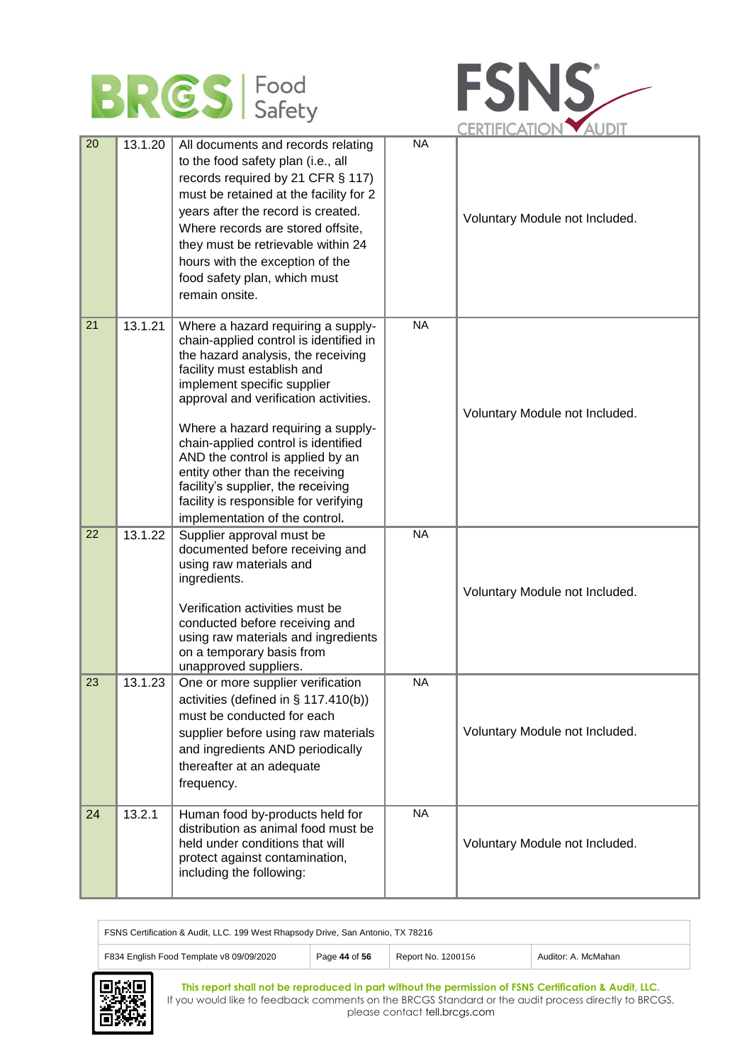| 20 | 13.1.20 | All documents and records relating to the food safety plan (i.e., all records required by 21 CFR § 117) must be retained at the facility for 2 years after the record is created. Where records are stored offsite, they must be retrievable within 24 hours with the exception of the food safety plan, which must remain onsite. | NA | Voluntary Module not Included. |
|---|---|---|---|---|
| 21 | 13.1.21 | Where a hazard requiring a supply-chain-applied control is identified in the hazard analysis, the receiving facility must establish and implement specific supplier approval and verification activities.<br><br>Where a hazard requiring a supply-chain-applied control is identified AND the control is applied by an entity other than the receiving facility's supplier, the receiving facility is responsible for verifying implementation of the control. | NA | Voluntary Module not Included. |
| 22 | 13.1.22 | Supplier approval must be documented before receiving and using raw materials and ingredients.<br><br>Verification activities must be conducted before receiving and using raw materials and ingredients on a temporary basis from unapproved suppliers. | NA | Voluntary Module not Included. |
| 23 | 13.1.23 | One or more supplier verification activities (defined in § 117.410(b)) must be conducted for each supplier before using raw materials and ingredients AND periodically thereafter at an adequate frequency. | NA | Voluntary Module not Included. |
| 24 | 13.2.1 | Human food by-products held for distribution as animal food must be held under conditions that will protect against contamination, including the following: | NA | Voluntary Module not Included. |

FSNS Certification & Audit, LLC. 199 West Rhapsody Drive, San Antonio, TX 78216

| F834 English Food Template v8 09/09/2020 | Report No. 1200156 | Auditor: A. McMahan |
|---|---|---|

**This report shall not be reproduced in part without the permission of FSNS Certification & Audit, LLC.**
If you would like to feedback comments on the BRCGS Standard or the audit process directly to BRCGS, please contact tell.brcgs.com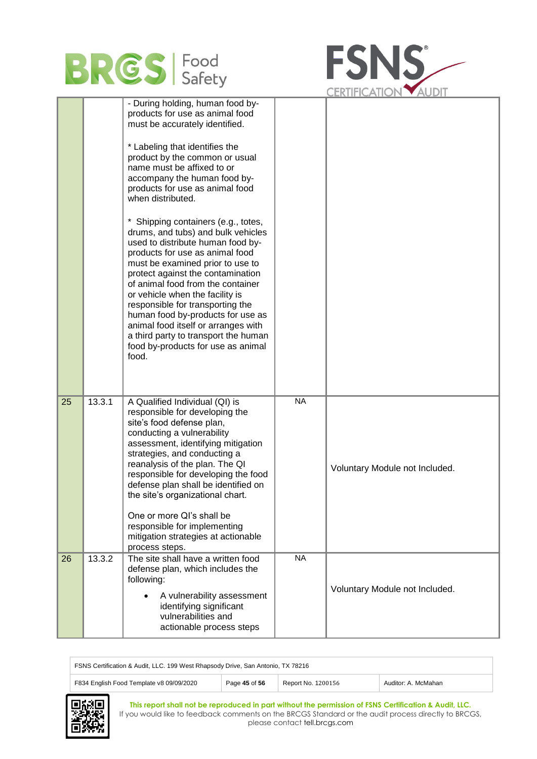| | | | | |
|---|---|---|---|---|
| | | - During holding, human food by-products for use as animal food must be accurately identified.<br><br>* Labeling that identifies the product by the common or usual name must be affixed to or accompany the human food by-products for use as animal food when distributed.<br><br>* Shipping containers (e.g., totes, drums, and tubs) and bulk vehicles used to distribute human food by-products for use as animal food must be examined prior to use to protect against the contamination of animal food from the container or vehicle when the facility is responsible for transporting the human food by-products for use as animal food itself or arranges with a third party to transport the human food by-products for use as animal food. | | |
| 25 | 13.3.1 | A Qualified Individual (QI) is responsible for developing the site's food defense plan, conducting a vulnerability assessment, identifying mitigation strategies, and conducting a reanalysis of the plan. The QI responsible for developing the food defense plan shall be identified on the site's organizational chart.<br><br>One or more QI's shall be responsible for implementing mitigation strategies at actionable process steps. | NA | Voluntary Module not Included. |
| 26 | 13.3.2 | The site shall have a written food defense plan, which includes the following:<br><br>• A vulnerability assessment identifying significant vulnerabilities and actionable process steps | NA | Voluntary Module not Included. |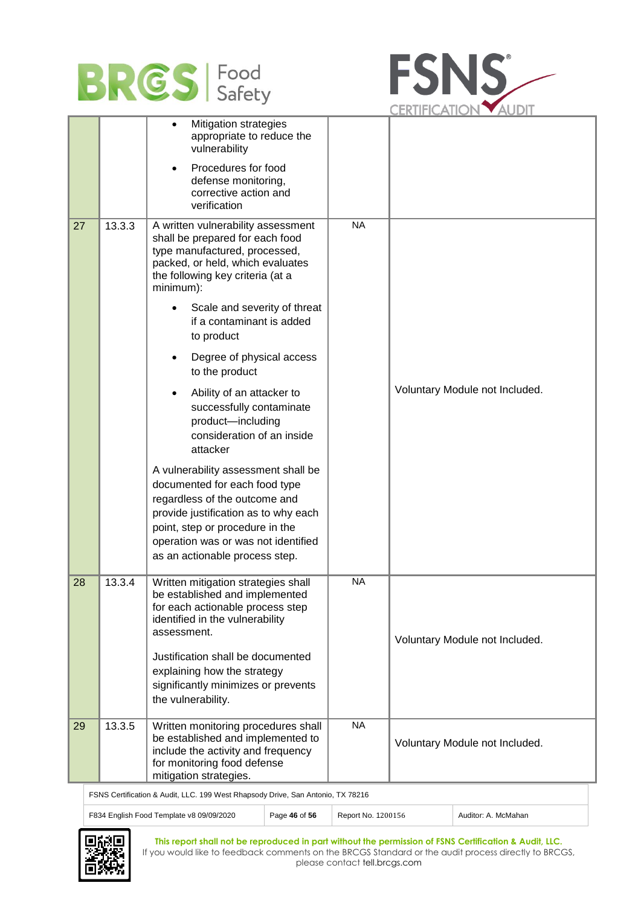| | | | | |
|---|---|---|---|---|
| | | • Mitigation strategies appropriate to reduce the vulnerability<br>• Procedures for food defense monitoring, corrective action and verification | | |
| 27 | 13.3.3 | A written vulnerability assessment shall be prepared for each food type manufactured, processed, packed, or held, which evaluates the following key criteria (at a minimum):<br>• Scale and severity of threat if a contaminant is added to product<br>• Degree of physical access to the product<br>• Ability of an attacker to successfully contaminate product—including consideration of an inside attacker<br>A vulnerability assessment shall be documented for each food type regardless of the outcome and provide justification as to why each point, step or procedure in the operation was or was not identified as an actionable process step. | NA | Voluntary Module not Included. |
| 28 | 13.3.4 | Written mitigation strategies shall be established and implemented for each actionable process step identified in the vulnerability assessment.<br>Justification shall be documented explaining how the strategy significantly minimizes or prevents the vulnerability. | NA | Voluntary Module not Included. |
| 29 | 13.3.5 | Written monitoring procedures shall be established and implemented to include the activity and frequency for monitoring food defense mitigation strategies. | NA | Voluntary Module not Included. |

FSNS Certification & Audit, LLC. 199 West Rhapsody Drive, San Antonio, TX 78216

F834 English Food Template v8 09/09/2020 | Report No. 1200156 | Auditor: A. McMahan

**This report shall not be reproduced in part without the permission of FSNS Certification & Audit, LLC.**
If you would like to feedback comments on the BRCGS Standard or the audit process directly to BRCGS, please contact tell.brcgs.com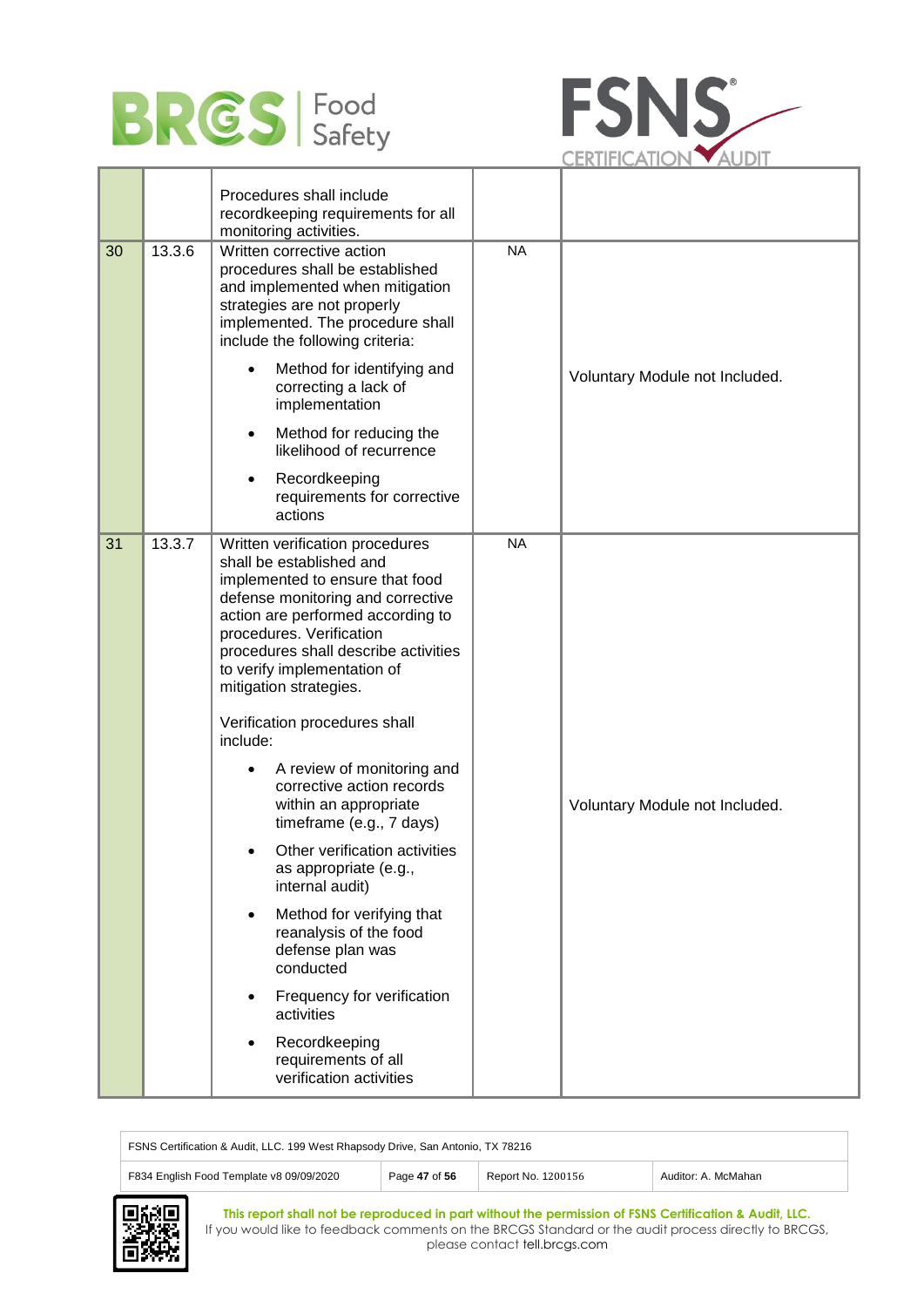| | | | | |
|---|---|---|---|---|
| | | Procedures shall include recordkeeping requirements for all monitoring activities. | | |
| 30 | 13.3.6 | Written corrective action procedures shall be established and implemented when mitigation strategies are not properly implemented. The procedure shall include the following criteria:<br><br>• Method for identifying and correcting a lack of implementation<br>• Method for reducing the likelihood of recurrence<br>• Recordkeeping requirements for corrective actions | NA | Voluntary Module not Included. |
| 31 | 13.3.7 | Written verification procedures shall be established and implemented to ensure that food defense monitoring and corrective action are performed according to procedures. Verification procedures shall describe activities to verify implementation of mitigation strategies.<br><br>Verification procedures shall include:<br><br>• A review of monitoring and corrective action records within an appropriate timeframe (e.g., 7 days)<br>• Other verification activities as appropriate (e.g., internal audit)<br>• Method for verifying that reanalysis of the food defense plan was conducted<br>• Frequency for verification activities<br>• Recordkeeping requirements of all verification activities | NA | Voluntary Module not Included. |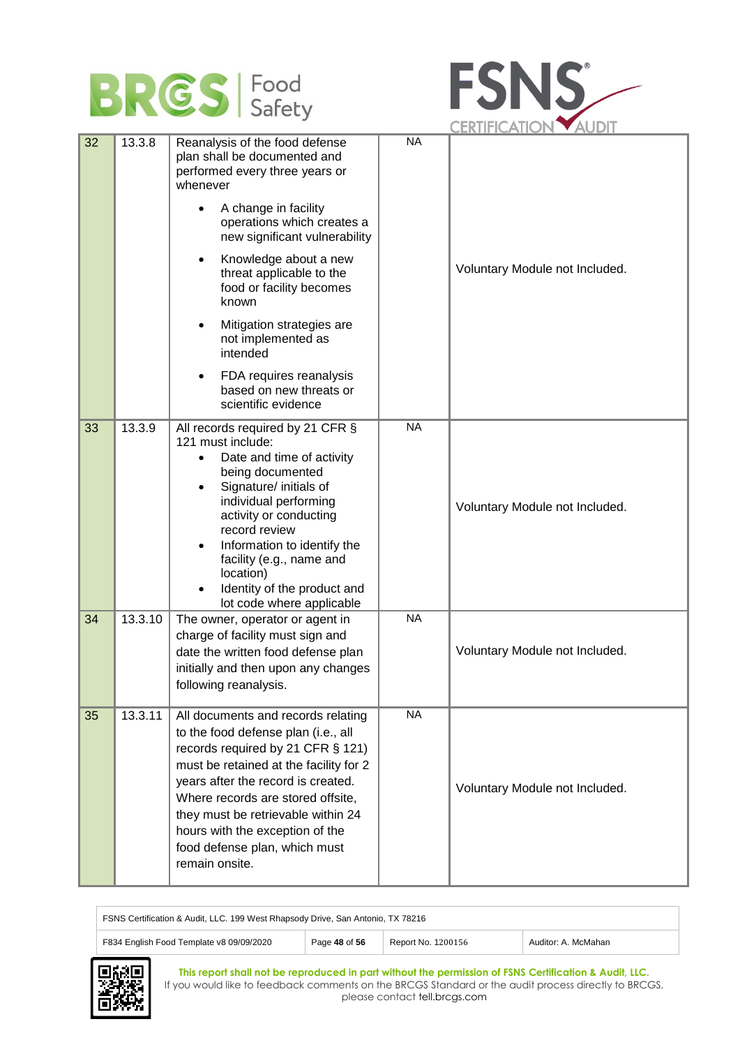| 32 | 13.3.8 | Reanalysis of the food defense plan shall be documented and performed every three years or whenever<br>• A change in facility operations which creates a new significant vulnerability<br>• Knowledge about a new threat applicable to the food or facility becomes known<br>• Mitigation strategies are not implemented as intended<br>• FDA requires reanalysis based on new threats or scientific evidence | NA | Voluntary Module not Included. |
|---|---|---|---|---|
| 33 | 13.3.9 | All records required by 21 CFR § 121 must include:<br>• Date and time of activity being documented<br>• Signature/ initials of individual performing activity or conducting record review<br>• Information to identify the facility (e.g., name and location)<br>• Identity of the product and lot code where applicable | NA | Voluntary Module not Included. |
| 34 | 13.3.10 | The owner, operator or agent in charge of facility must sign and date the written food defense plan initially and then upon any changes following reanalysis. | NA | Voluntary Module not Included. |
| 35 | 13.3.11 | All documents and records relating to the food defense plan (i.e., all records required by 21 CFR § 121) must be retained at the facility for 2 years after the record is created. Where records are stored offsite, they must be retrievable within 24 hours with the exception of the food defense plan, which must remain onsite. | NA | Voluntary Module not Included. |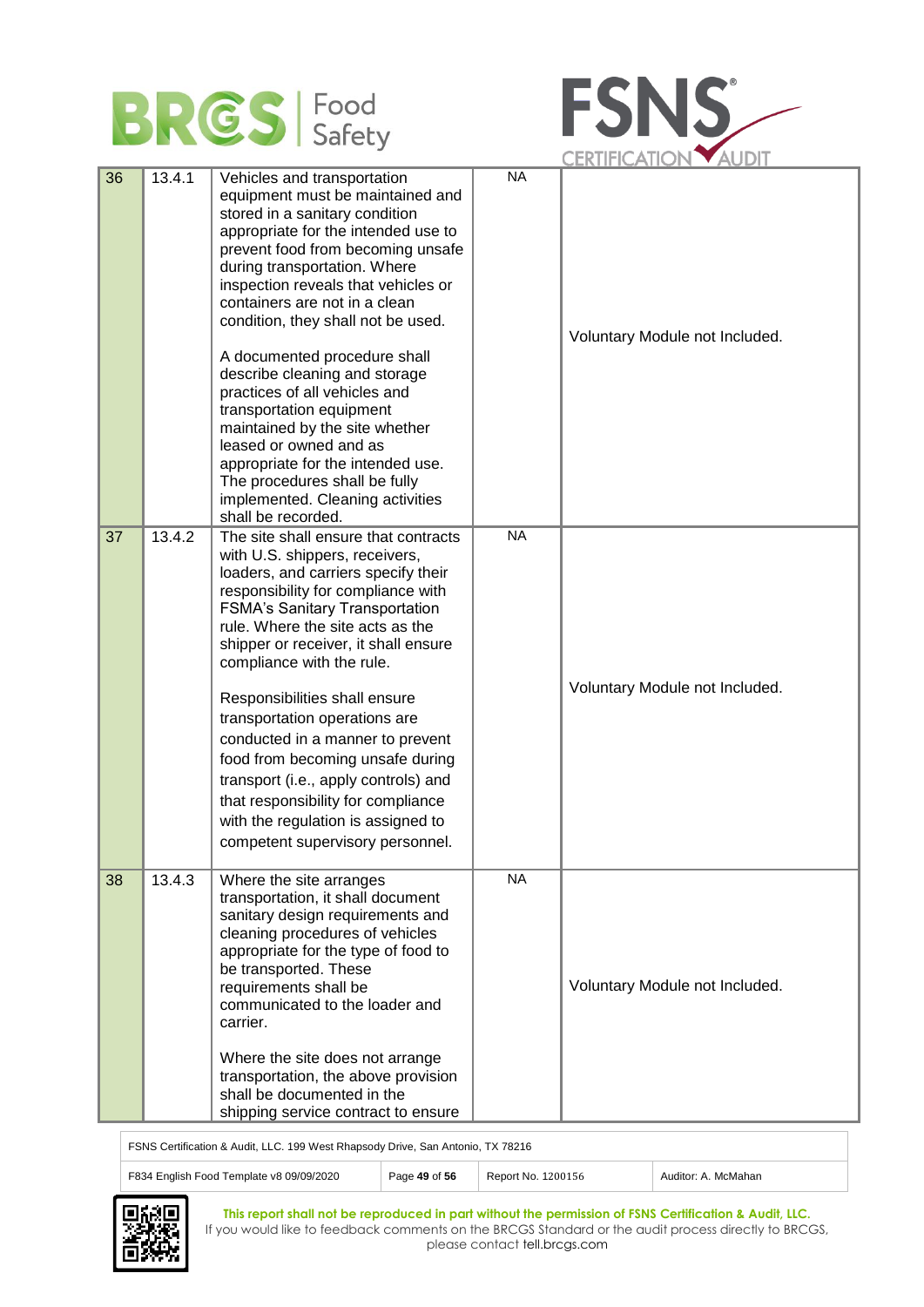| 36 | 13.4.1 | Vehicles and transportation equipment must be maintained and stored in a sanitary condition appropriate for the intended use to prevent food from becoming unsafe during transportation. Where inspection reveals that vehicles or containers are not in a clean condition, they shall not be used.<br><br>A documented procedure shall describe cleaning and storage practices of all vehicles and transportation equipment maintained by the site whether leased or owned and as appropriate for the intended use. The procedures shall be fully implemented. Cleaning activities shall be recorded. | NA | Voluntary Module not Included. |
|---|---|---|---|---|
| 37 | 13.4.2 | The site shall ensure that contracts with U.S. shippers, receivers, loaders, and carriers specify their responsibility for compliance with FSMA's Sanitary Transportation rule. Where the site acts as the shipper or receiver, it shall ensure compliance with the rule.<br><br>Responsibilities shall ensure transportation operations are conducted in a manner to prevent food from becoming unsafe during transport (i.e., apply controls) and that responsibility for compliance with the regulation is assigned to competent supervisory personnel. | NA | Voluntary Module not Included. |
| 38 | 13.4.3 | Where the site arranges transportation, it shall document sanitary design requirements and cleaning procedures of vehicles appropriate for the type of food to be transported. These requirements shall be communicated to the loader and carrier.<br><br>Where the site does not arrange transportation, the above provision shall be documented in the shipping service contract to ensure | NA | Voluntary Module not Included. |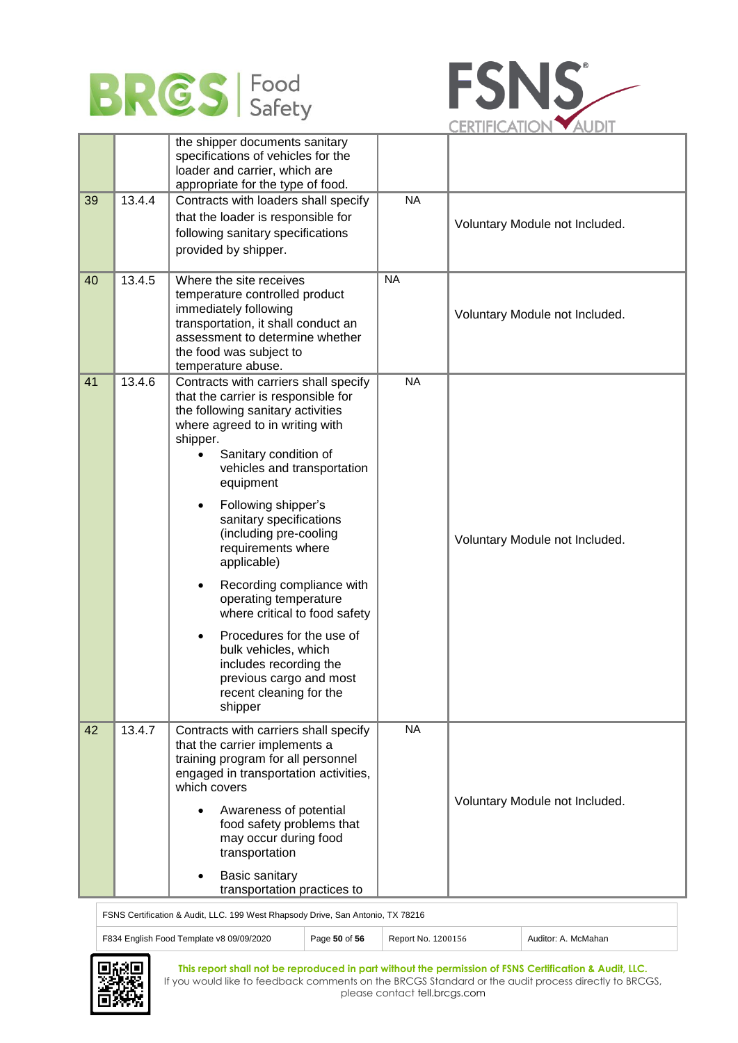| | | | | |
|---|---|---|---|---|
| | | the shipper documents sanitary specifications of vehicles for the loader and carrier, which are appropriate for the type of food. | | |
| 39 | 13.4.4 | Contracts with loaders shall specify that the loader is responsible for following sanitary specifications provided by shipper. | NA | Voluntary Module not Included. |
| 40 | 13.4.5 | Where the site receives temperature controlled product immediately following transportation, it shall conduct an assessment to determine whether the food was subject to temperature abuse. | NA | Voluntary Module not Included. |
| 41 | 13.4.6 | Contracts with carriers shall specify that the carrier is responsible for the following sanitary activities where agreed to in writing with shipper.<br>• Sanitary condition of vehicles and transportation equipment<br>• Following shipper's sanitary specifications (including pre-cooling requirements where applicable)<br>• Recording compliance with operating temperature where critical to food safety<br>• Procedures for the use of bulk vehicles, which includes recording the previous cargo and most recent cleaning for the shipper | NA | Voluntary Module not Included. |
| 42 | 13.4.7 | Contracts with carriers shall specify that the carrier implements a training program for all personnel engaged in transportation activities, which covers<br>• Awareness of potential food safety problems that may occur during food transportation<br>• Basic sanitary transportation practices to | NA | Voluntary Module not Included. |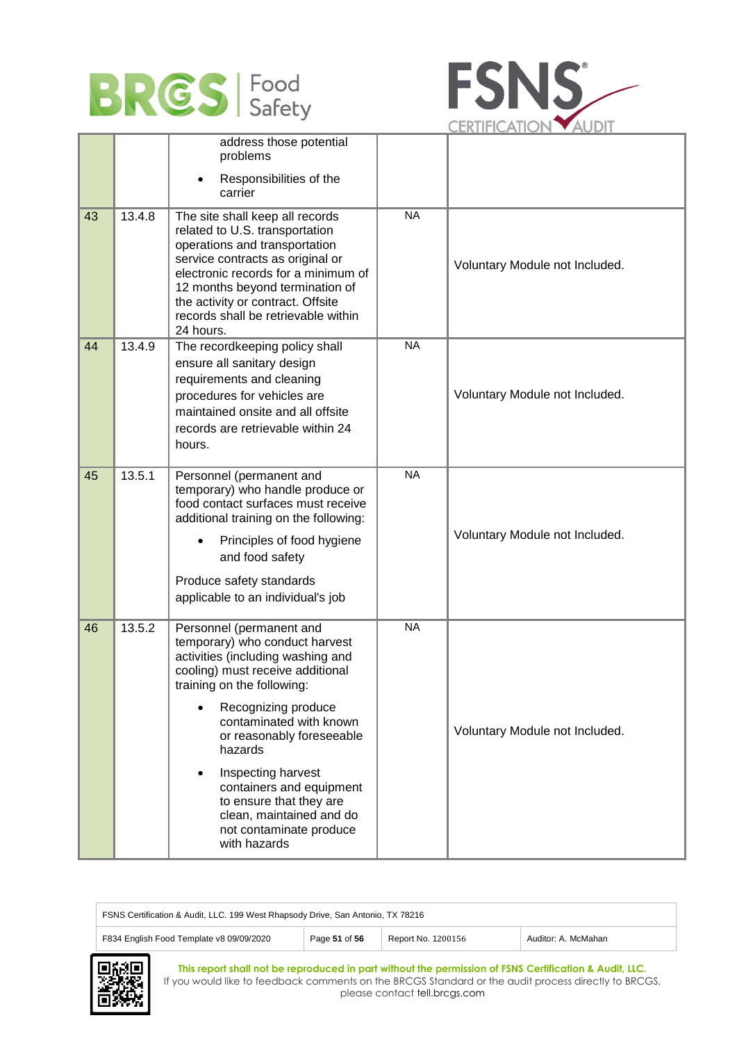| | | | | |
|---|---|---|---|---|
| | | address those potential problems<br>• Responsibilities of the carrier | | |
| 43 | 13.4.8 | The site shall keep all records related to U.S. transportation operations and transportation service contracts as original or electronic records for a minimum of 12 months beyond termination of the activity or contract. Offsite records shall be retrievable within 24 hours. | NA | Voluntary Module not Included. |
| 44 | 13.4.9 | The recordkeeping policy shall ensure all sanitary design requirements and cleaning procedures for vehicles are maintained onsite and all offsite records are retrievable within 24 hours. | NA | Voluntary Module not Included. |
| 45 | 13.5.1 | Personnel (permanent and temporary) who handle produce or food contact surfaces must receive additional training on the following:<br>• Principles of food hygiene and food safety<br>Produce safety standards applicable to an individual's job | NA | Voluntary Module not Included. |
| 46 | 13.5.2 | Personnel (permanent and temporary) who conduct harvest activities (including washing and cooling) must receive additional training on the following:<br>• Recognizing produce contaminated with known or reasonably foreseeable hazards<br>• Inspecting harvest containers and equipment to ensure that they are clean, maintained and do not contaminate produce with hazards | NA | Voluntary Module not Included. |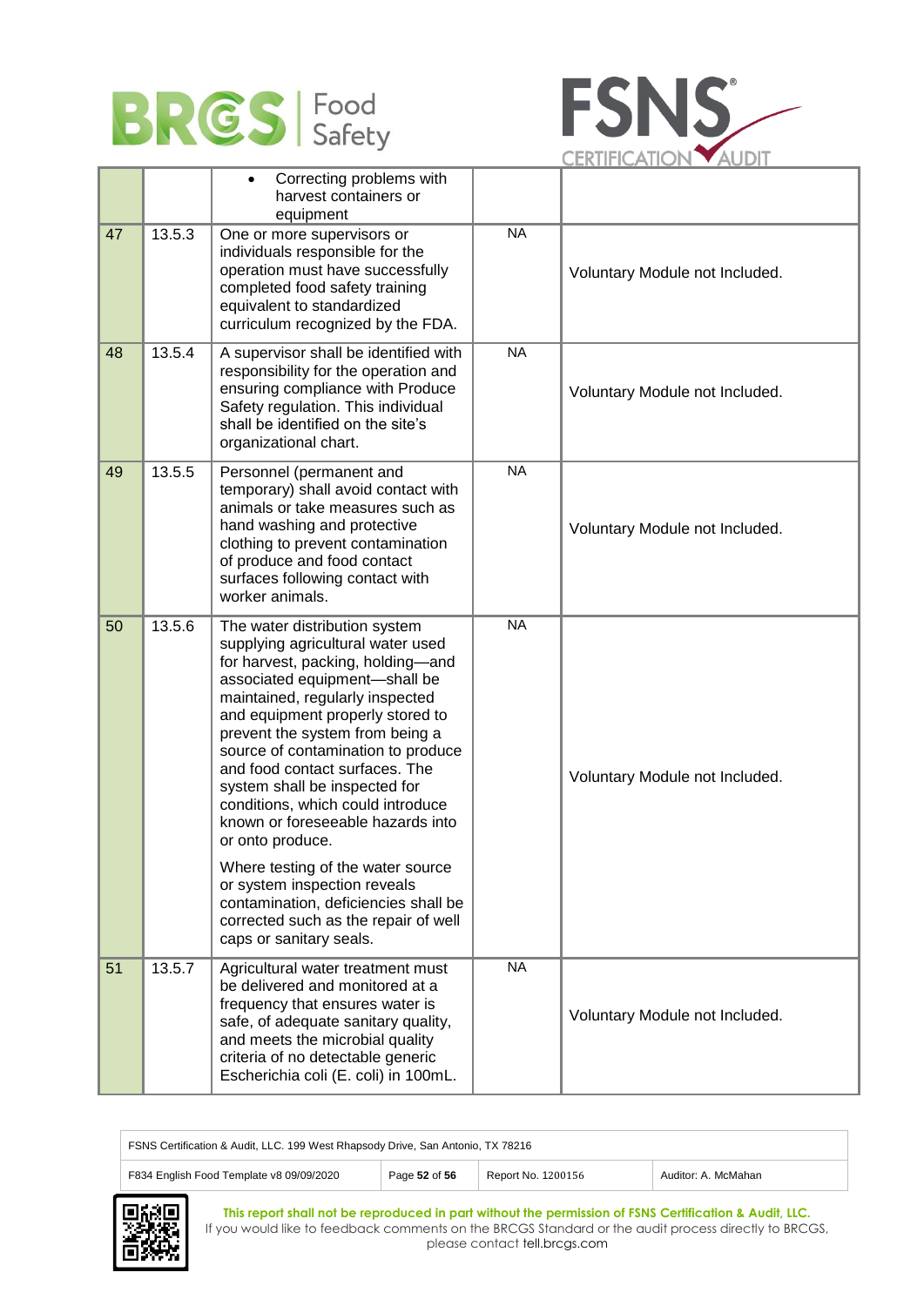| | | | | |
|---|---|---|---|---|
| | | • Correcting problems with harvest containers or equipment | | |
| 47 | 13.5.3 | One or more supervisors or individuals responsible for the operation must have successfully completed food safety training equivalent to standardized curriculum recognized by the FDA. | NA | Voluntary Module not Included. |
| 48 | 13.5.4 | A supervisor shall be identified with responsibility for the operation and ensuring compliance with Produce Safety regulation. This individual shall be identified on the site's organizational chart. | NA | Voluntary Module not Included. |
| 49 | 13.5.5 | Personnel (permanent and temporary) shall avoid contact with animals or take measures such as hand washing and protective clothing to prevent contamination of produce and food contact surfaces following contact with worker animals. | NA | Voluntary Module not Included. |
| 50 | 13.5.6 | The water distribution system supplying agricultural water used for harvest, packing, holding—and associated equipment—shall be maintained, regularly inspected and equipment properly stored to prevent the system from being a source of contamination to produce and food contact surfaces. The system shall be inspected for conditions, which could introduce known or foreseeable hazards into or onto produce.<br><br>Where testing of the water source or system inspection reveals contamination, deficiencies shall be corrected such as the repair of well caps or sanitary seals. | NA | Voluntary Module not Included. |
| 51 | 13.5.7 | Agricultural water treatment must be delivered and monitored at a frequency that ensures water is safe, of adequate sanitary quality, and meets the microbial quality criteria of no detectable generic Escherichia coli (E. coli) in 100mL. | NA | Voluntary Module not Included. |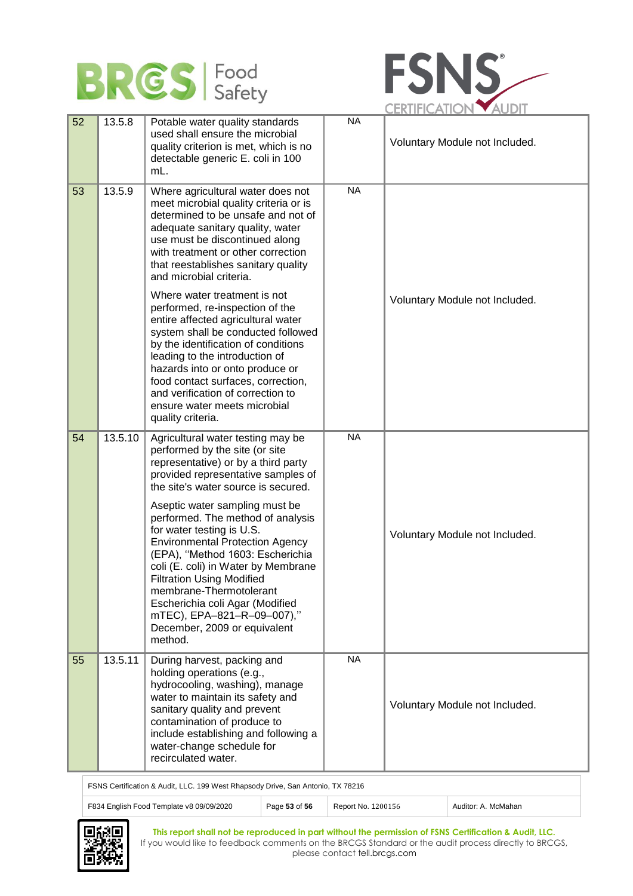| 52 | 13.5.8 | Potable water quality standards used shall ensure the microbial quality criterion is met, which is no detectable generic E. coli in 100 mL. | NA | Voluntary Module not Included. |
|---|---|---|---|---|
| 53 | 13.5.9 | Where agricultural water does not meet microbial quality criteria or is determined to be unsafe and not of adequate sanitary quality, water use must be discontinued along with treatment or other correction that reestablishes sanitary quality and microbial criteria.<br><br>Where water treatment is not performed, re-inspection of the entire affected agricultural water system shall be conducted followed by the identification of conditions leading to the introduction of hazards into or onto produce or food contact surfaces, correction, and verification of correction to ensure water meets microbial quality criteria. | NA | Voluntary Module not Included. |
| 54 | 13.5.10 | Agricultural water testing may be performed by the site (or site representative) or by a third party provided representative samples of the site's water source is secured.<br><br>Aseptic water sampling must be performed. The method of analysis for water testing is U.S. Environmental Protection Agency (EPA), "Method 1603: Escherichia coli (E. coli) in Water by Membrane Filtration Using Modified membrane-Thermotolerant Escherichia coli Agar (Modified mTEC), EPA–821–R–09–007)," December, 2009 or equivalent method. | NA | Voluntary Module not Included. |
| 55 | 13.5.11 | During harvest, packing and holding operations (e.g., hydrocooling, washing), manage water to maintain its safety and sanitary quality and prevent contamination of produce to include establishing and following a water-change schedule for recirculated water. | NA | Voluntary Module not Included. |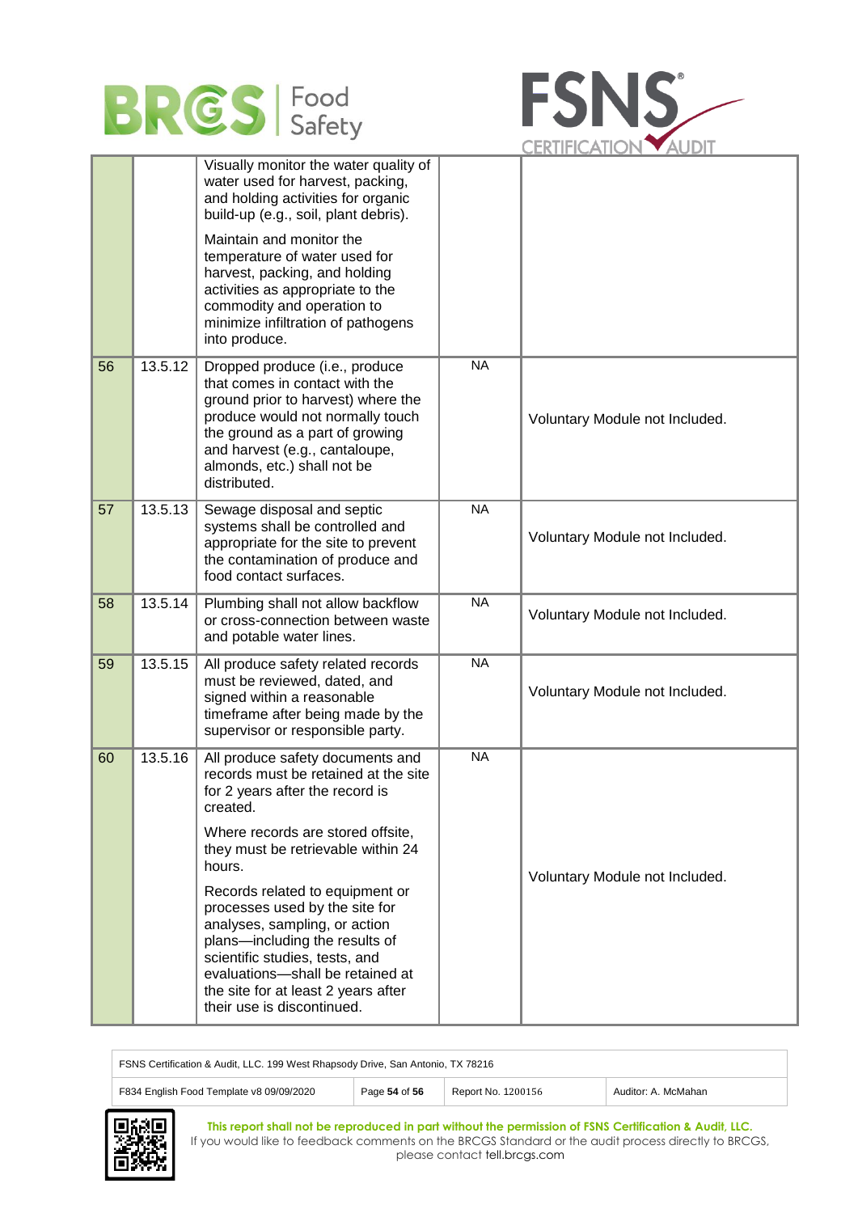| | | | | |
|---|---|---|---|---|
| | | Visually monitor the water quality of water used for harvest, packing, and holding activities for organic build-up (e.g., soil, plant debris).<br><br>Maintain and monitor the temperature of water used for harvest, packing, and holding activities as appropriate to the commodity and operation to minimize infiltration of pathogens into produce. | | |
| 56 | 13.5.12 | Dropped produce (i.e., produce that comes in contact with the ground prior to harvest) where the produce would not normally touch the ground as a part of growing and harvest (e.g., cantaloupe, almonds, etc.) shall not be distributed. | NA | Voluntary Module not Included. |
| 57 | 13.5.13 | Sewage disposal and septic systems shall be controlled and appropriate for the site to prevent the contamination of produce and food contact surfaces. | NA | Voluntary Module not Included. |
| 58 | 13.5.14 | Plumbing shall not allow backflow or cross-connection between waste and potable water lines. | NA | Voluntary Module not Included. |
| 59 | 13.5.15 | All produce safety related records must be reviewed, dated, and signed within a reasonable timeframe after being made by the supervisor or responsible party. | NA | Voluntary Module not Included. |
| 60 | 13.5.16 | All produce safety documents and records must be retained at the site for 2 years after the record is created.<br><br>Where records are stored offsite, they must be retrievable within 24 hours.<br><br>Records related to equipment or processes used by the site for analyses, sampling, or action plans—including the results of scientific studies, tests, and evaluations—shall be retained at the site for at least 2 years after their use is discontinued. | NA | Voluntary Module not Included. |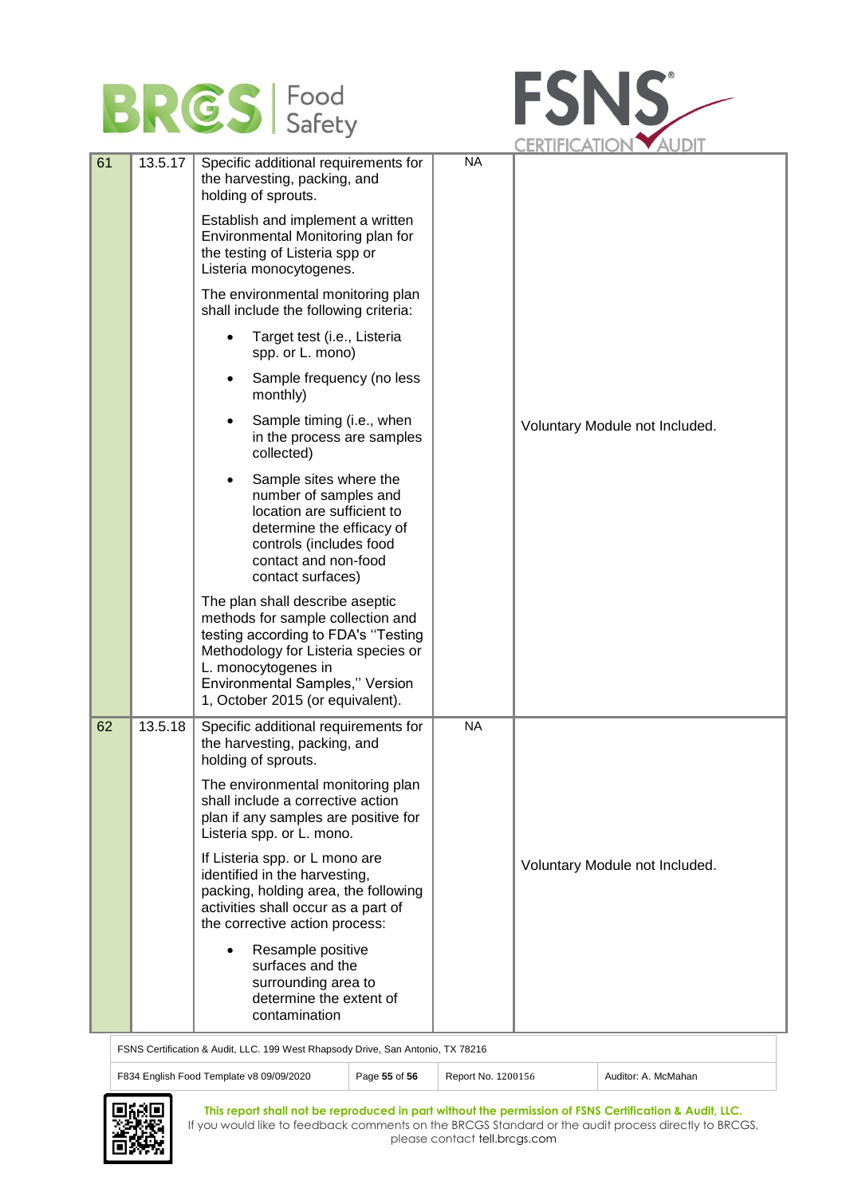| 61 | 13.5.17 | Specific additional requirements for the harvesting, packing, and holding of sprouts.<br><br>Establish and implement a written Environmental Monitoring plan for the testing of Listeria spp or Listeria monocytogenes.<br><br>The environmental monitoring plan shall include the following criteria:<br><br>• Target test (i.e., Listeria spp. or L. mono)<br>• Sample frequency (no less monthly)<br>• Sample timing (i.e., when in the process are samples collected)<br>• Sample sites where the number of samples and location are sufficient to determine the efficacy of controls (includes food contact and non-food contact surfaces)<br><br>The plan shall describe aseptic methods for sample collection and testing according to FDA's "Testing Methodology for Listeria species or L. monocytogenes in Environmental Samples," Version 1, October 2015 (or equivalent). | NA | Voluntary Module not Included. |
|---|---|---|---|---|
| 62 | 13.5.18 | Specific additional requirements for the harvesting, packing, and holding of sprouts.<br><br>The environmental monitoring plan shall include a corrective action plan if any samples are positive for Listeria spp. or L. mono.<br><br>If Listeria spp. or L mono are identified in the harvesting, packing, holding area, the following activities shall occur as a part of the corrective action process:<br><br>• Resample positive surfaces and the surrounding area to determine the extent of contamination | NA | Voluntary Module not Included. |

FSNS Certification & Audit, LLC. 199 West Rhapsody Drive, San Antonio, TX 78216

| F834 English Food Template v8 09/09/2020 | Page 55 of 56 | Report No. 1200156 | Auditor: A. McMahan |
|---|---|---|---|

**This report shall not be reproduced in part without the permission of FSNS Certification & Audit, LLC.**
If you would like to feedback comments on the BRCGS Standard or the audit process directly to BRCGS, please contact tell.brcgs.com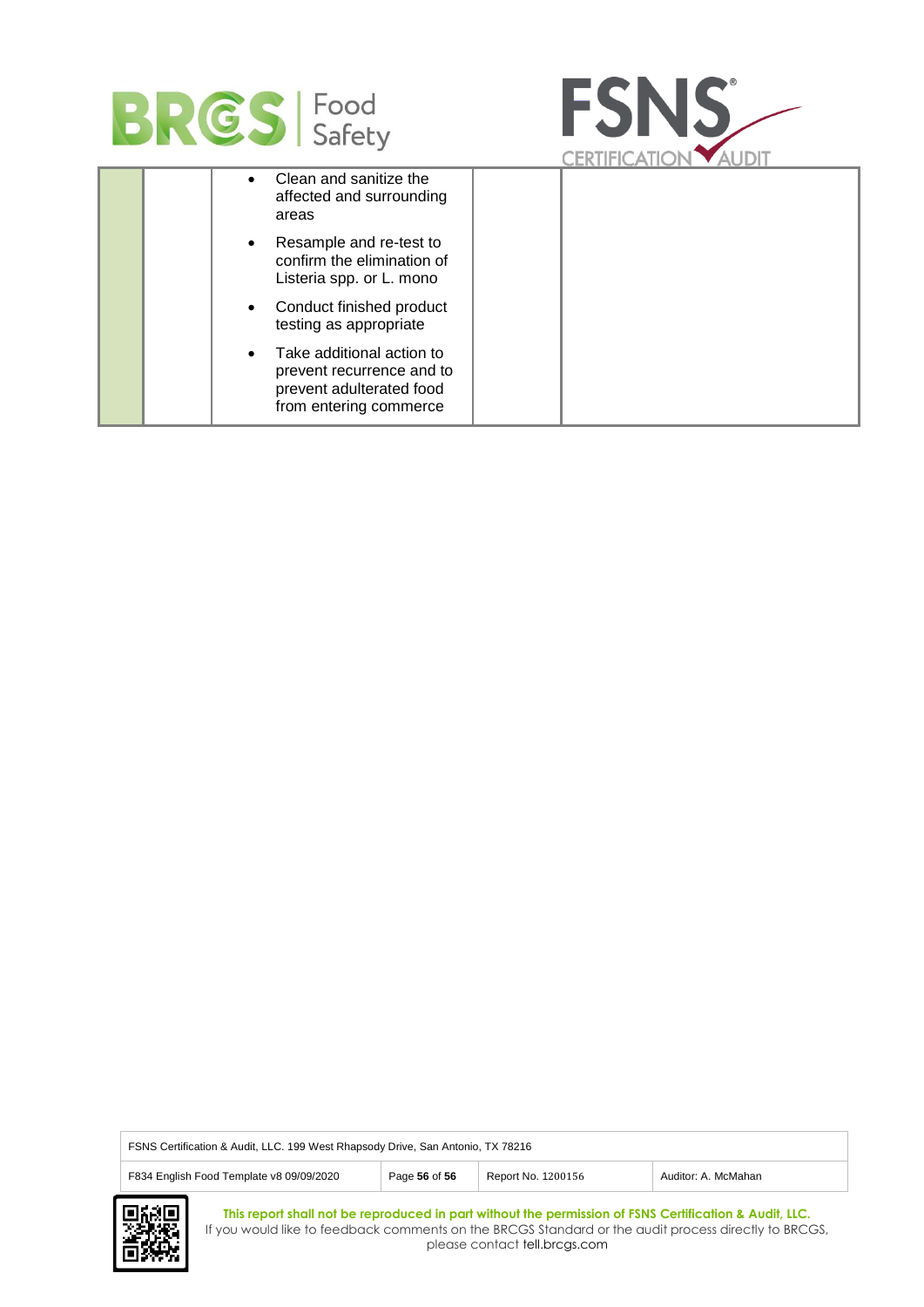| | | | | |
|---|---|---|---|---|
| | | • Clean and sanitize the affected and surrounding areas<br>• Resample and re-test to confirm the elimination of Listeria spp. or L. mono<br>• Conduct finished product testing as appropriate<br>• Take additional action to prevent recurrence and to prevent adulterated food from entering commerce | | |

**This report shall not be reproduced in part without the permission of FSNS Certification & Audit, LLC.**
If you would like to feedback comments on the BRCGS Standard or the audit process directly to BRCGS, please contact tell.brcgs.com